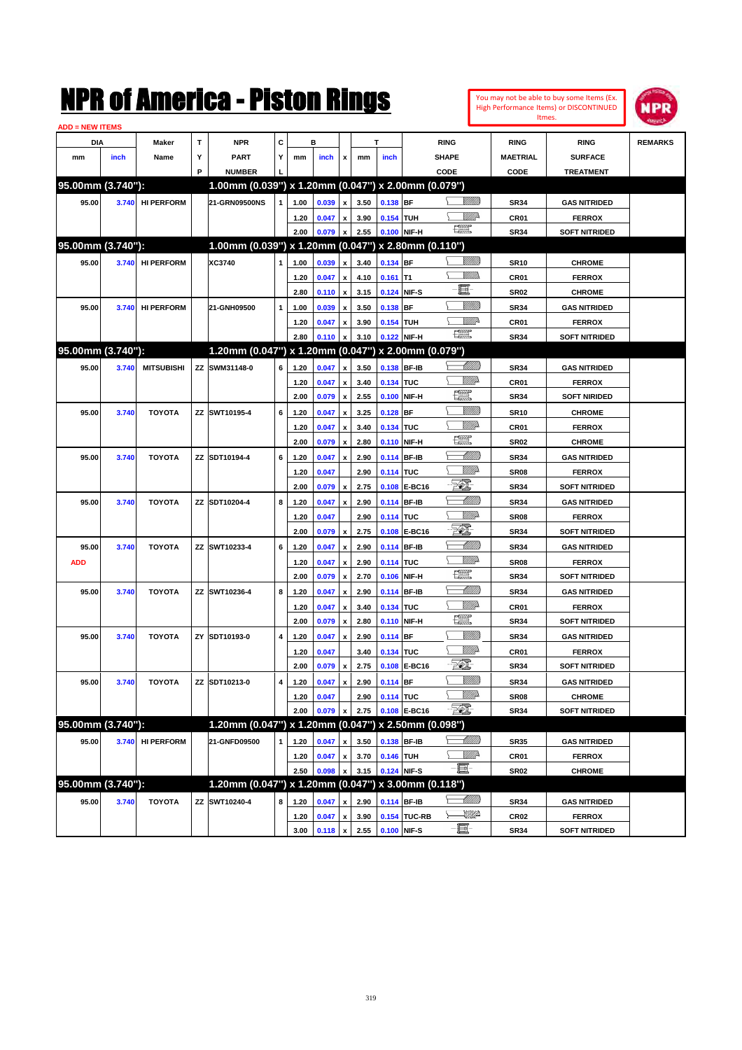# NPR of America - Piston Rings

You may not be able to buy some Items (Ex. High Performance Items) or DISCONTINUED Itmes.

ADD = NEW ITEMS

| DIA mm | DIA inch | Maker Name | TYP | NPR PART NUMBER | CYL | B mm | B inch | x | T mm | T inch | RING SHAPE CODE | RING MAETRIAL CODE | RING SURFACE TREATMENT | REMARKS |
|---|---|---|---|---|---|---|---|---|---|---|---|---|---|---|
| **95.00mm (3.740"):** | | | | **1.00mm (0.039") x 1.20mm (0.047") x 2.00mm (0.079")** | | | | | | | | | | |
| 95.00 | 3.740 | HI PERFORM | | 21-GRN09500NS | 1 | 1.00 | 0.039 | x | 3.50 | 0.138 | BF | SR34 | GAS NITRIDED | |
| | | | | | | 1.20 | 0.047 | x | 3.90 | 0.154 | TUH | CR01 | FERROX | |
| | | | | | | 2.00 | 0.079 | x | 2.55 | 0.100 | NIF-H | SR34 | SOFT NITRIDED | |
| **95.00mm (3.740"):** | | | | **1.00mm (0.039") x 1.20mm (0.047") x 2.80mm (0.110")** | | | | | | | | | | |
| 95.00 | 3.740 | HI PERFORM | | XC3740 | 1 | 1.00 | 0.039 | x | 3.40 | 0.134 | BF | SR10 | CHROME | |
| | | | | | | 1.20 | 0.047 | x | 4.10 | 0.161 | T1 | CR01 | FERROX | |
| | | | | | | 2.80 | 0.110 | x | 3.15 | 0.124 | NIF-S | SR02 | CHROME | |
| 95.00 | 3.740 | HI PERFORM | | 21-GNH09500 | 1 | 1.00 | 0.039 | x | 3.50 | 0.138 | BF | SR34 | GAS NITRIDED | |
| | | | | | | 1.20 | 0.047 | x | 3.90 | 0.154 | TUH | CR01 | FERROX | |
| | | | | | | 2.80 | 0.110 | x | 3.10 | 0.122 | NIF-H | SR34 | SOFT NITRIDED | |
| **95.00mm (3.740"):** | | | | **1.20mm (0.047") x 1.20mm (0.047") x 2.00mm (0.079")** | | | | | | | | | | |
| 95.00 | 3.740 | MITSUBISHI | ZZ | SWM31148-0 | 6 | 1.20 | 0.047 | x | 3.50 | 0.138 | BF-IB | SR34 | GAS NITRIDED | |
| | | | | | | 1.20 | 0.047 | x | 3.40 | 0.134 | TUC | CR01 | FERROX | |
| | | | | | | 2.00 | 0.079 | x | 2.55 | 0.100 | NIF-H | SR34 | SOFT NIRIDED | |
| 95.00 | 3.740 | TOYOTA | ZZ | SWT10195-4 | 6 | 1.20 | 0.047 | x | 3.25 | 0.128 | BF | SR10 | CHROME | |
| | | | | | | 1.20 | 0.047 | x | 3.40 | 0.134 | TUC | CR01 | FERROX | |
| | | | | | | 2.00 | 0.079 | x | 2.80 | 0.110 | NIF-H | SR02 | CHROME | |
| 95.00 | 3.740 | TOYOTA | ZZ | SDT10194-4 | 6 | 1.20 | 0.047 | x | 2.90 | 0.114 | BF-IB | SR34 | GAS NITRIDED | |
| | | | | | | 1.20 | 0.047 | | 2.90 | 0.114 | TUC | SR08 | FERROX | |
| | | | | | | 2.00 | 0.079 | x | 2.75 | 0.108 | E-BC16 | SR34 | SOFT NITRIDED | |
| 95.00 | 3.740 | TOYOTA | ZZ | SDT10204-4 | 8 | 1.20 | 0.047 | x | 2.90 | 0.114 | BF-IB | SR34 | GAS NITRIDED | |
| | | | | | | 1.20 | 0.047 | | 2.90 | 0.114 | TUC | SR08 | FERROX | |
| | | | | | | 2.00 | 0.079 | x | 2.75 | 0.108 | E-BC16 | SR34 | SOFT NITRIDED | |
| 95.00 | 3.740 | TOYOTA | ZZ | SWT10233-4 | 6 | 1.20 | 0.047 | x | 2.90 | 0.114 | BF-IB | SR34 | GAS NITRIDED | |
| ADD | | | | | | 1.20 | 0.047 | x | 2.90 | 0.114 | TUC | SR08 | FERROX | |
| | | | | | | 2.00 | 0.079 | x | 2.70 | 0.106 | NIF-H | SR34 | SOFT NITRIDED | |
| 95.00 | 3.740 | TOYOTA | ZZ | SWT10236-4 | 8 | 1.20 | 0.047 | x | 2.90 | 0.114 | BF-IB | SR34 | GAS NITRIDED | |
| | | | | | | 1.20 | 0.047 | x | 3.40 | 0.134 | TUC | CR01 | FERROX | |
| | | | | | | 2.00 | 0.079 | x | 2.80 | 0.110 | NIF-H | SR34 | SOFT NITRIDED | |
| 95.00 | 3.740 | TOYOTA | ZY | SDT10193-0 | 4 | 1.20 | 0.047 | x | 2.90 | 0.114 | BF | SR34 | GAS NITRIDED | |
| | | | | | | 1.20 | 0.047 | | 3.40 | 0.134 | TUC | CR01 | FERROX | |
| | | | | | | 2.00 | 0.079 | x | 2.75 | 0.108 | E-BC16 | SR34 | SOFT NITRIDED | |
| 95.00 | 3.740 | TOYOTA | ZZ | SDT10213-0 | 4 | 1.20 | 0.047 | x | 2.90 | 0.114 | BF | SR34 | GAS NITRIDED | |
| | | | | | | 1.20 | 0.047 | | 2.90 | 0.114 | TUC | SR08 | CHROME | |
| | | | | | | 2.00 | 0.079 | x | 2.75 | 0.108 | E-BC16 | SR34 | SOFT NITRIDED | |
| **95.00mm (3.740"):** | | | | **1.20mm (0.047") x 1.20mm (0.047") x 2.50mm (0.098")** | | | | | | | | | | |
| 95.00 | 3.740 | HI PERFORM | | 21-GNFD09500 | 1 | 1.20 | 0.047 | x | 3.50 | 0.138 | BF-IB | SR35 | GAS NITRIDED | |
| | | | | | | 1.20 | 0.047 | x | 3.70 | 0.146 | TUH | CR01 | FERROX | |
| | | | | | | 2.50 | 0.098 | x | 3.15 | 0.124 | NIF-S | SR02 | CHROME | |
| **95.00mm (3.740"):** | | | | **1.20mm (0.047") x 1.20mm (0.047") x 3.00mm (0.118")** | | | | | | | | | | |
| 95.00 | 3.740 | TOYOTA | ZZ | SWT10240-4 | 8 | 1.20 | 0.047 | x | 2.90 | 0.114 | BF-IB | SR34 | GAS NITRIDED | |
| | | | | | | 1.20 | 0.047 | x | 3.90 | 0.154 | TUC-RB | CR02 | FERROX | |
| | | | | | | 3.00 | 0.118 | x | 2.55 | 0.100 | NIF-S | SR34 | SOFT NITRIDED | |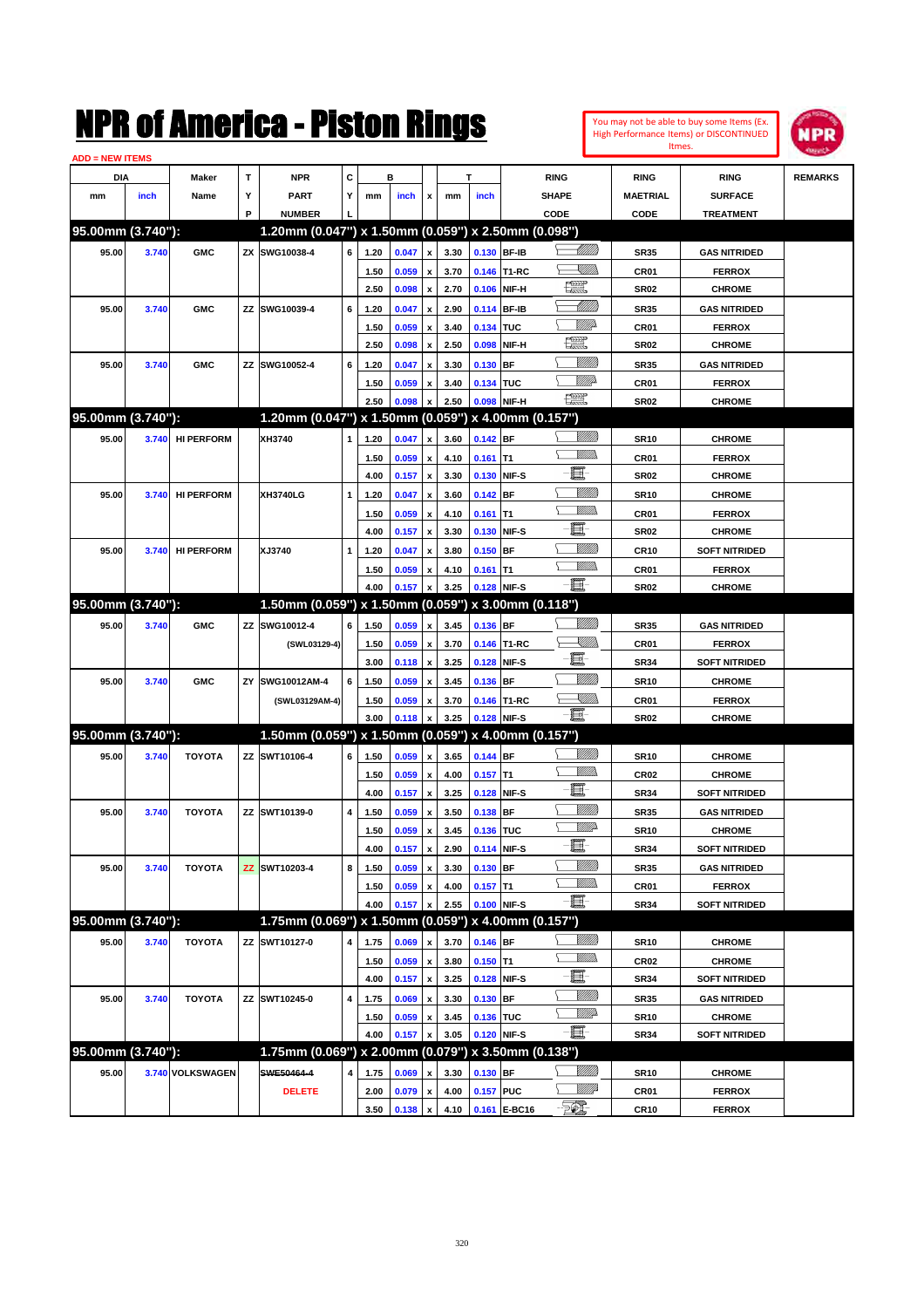# NPR of America - Piston Rings

You may not be able to buy some Items (Ex. High Performance Items) or DISCONTINUED Itmes.

ADD = NEW ITEMS

| DIA mm | DIA inch | Maker Name | TYP | NPR PART NUMBER | CYL | B mm | B inch | x | T mm | T inch | RING SHAPE CODE | RING MAETRIAL CODE | RING SURFACE TREATMENT | REMARKS |
|---|---|---|---|---|---|---|---|---|---|---|---|---|---|---|
| **95.00mm (3.740"):** | | | | **1.20mm (0.047") x 1.50mm (0.059") x 2.50mm (0.098")** | | | | | | | | | | |
| 95.00 | 3.740 | GMC | ZX | SWG10038-4 | 6 | 1.20 | 0.047 | x | 3.30 | 0.130 | BF-IB | SR35 | GAS NITRIDED | |
| | | | | | | 1.50 | 0.059 | x | 3.70 | 0.146 | T1-RC | CR01 | FERROX | |
| | | | | | | 2.50 | 0.098 | x | 2.70 | 0.106 | NIF-H | SR02 | CHROME | |
| 95.00 | 3.740 | GMC | ZZ | SWG10039-4 | 6 | 1.20 | 0.047 | x | 2.90 | 0.114 | BF-IB | SR35 | GAS NITRIDED | |
| | | | | | | 1.50 | 0.059 | x | 3.40 | 0.134 | TUC | CR01 | FERROX | |
| | | | | | | 2.50 | 0.098 | x | 2.50 | 0.098 | NIF-H | SR02 | CHROME | |
| 95.00 | 3.740 | GMC | ZZ | SWG10052-4 | 6 | 1.20 | 0.047 | x | 3.30 | 0.130 | BF | SR35 | GAS NITRIDED | |
| | | | | | | 1.50 | 0.059 | x | 3.40 | 0.134 | TUC | CR01 | FERROX | |
| | | | | | | 2.50 | 0.098 | x | 2.50 | 0.098 | NIF-H | SR02 | CHROME | |
| **95.00mm (3.740"):** | | | | **1.20mm (0.047") x 1.50mm (0.059") x 4.00mm (0.157")** | | | | | | | | | | |
| 95.00 | 3.740 | HI PERFORM | | XH3740 | 1 | 1.20 | 0.047 | x | 3.60 | 0.142 | BF | SR10 | CHROME | |
| | | | | | | 1.50 | 0.059 | x | 4.10 | 0.161 | T1 | CR01 | FERROX | |
| | | | | | | 4.00 | 0.157 | x | 3.30 | 0.130 | NIF-S | SR02 | CHROME | |
| 95.00 | 3.740 | HI PERFORM | | XH3740LG | 1 | 1.20 | 0.047 | x | 3.60 | 0.142 | BF | SR10 | CHROME | |
| | | | | | | 1.50 | 0.059 | x | 4.10 | 0.161 | T1 | CR01 | FERROX | |
| | | | | | | 4.00 | 0.157 | x | 3.30 | 0.130 | NIF-S | SR02 | CHROME | |
| 95.00 | 3.740 | HI PERFORM | | XJ3740 | 1 | 1.20 | 0.047 | x | 3.80 | 0.150 | BF | CR10 | SOFT NITRIDED | |
| | | | | | | 1.50 | 0.059 | x | 4.10 | 0.161 | T1 | CR01 | FERROX | |
| | | | | | | 4.00 | 0.157 | x | 3.25 | 0.128 | NIF-S | SR02 | CHROME | |
| **95.00mm (3.740"):** | | | | **1.50mm (0.059") x 1.50mm (0.059") x 3.00mm (0.118")** | | | | | | | | | | |
| 95.00 | 3.740 | GMC | ZZ | SWG10012-4 | 6 | 1.50 | 0.059 | x | 3.45 | 0.136 | BF | SR35 | GAS NITRIDED | |
| | | | | (SWL03129-4) | | 1.50 | 0.059 | x | 3.70 | 0.146 | T1-RC | CR01 | FERROX | |
| | | | | | | 3.00 | 0.118 | x | 3.25 | 0.128 | NIF-S | SR34 | SOFT NITRIDED | |
| 95.00 | 3.740 | GMC | ZY | SWG10012AM-4 | 6 | 1.50 | 0.059 | x | 3.45 | 0.136 | BF | SR10 | CHROME | |
| | | | | (SWL03129AM-4) | | 1.50 | 0.059 | x | 3.70 | 0.146 | T1-RC | CR01 | FERROX | |
| | | | | | | 3.00 | 0.118 | x | 3.25 | 0.128 | NIF-S | SR02 | CHROME | |
| **95.00mm (3.740"):** | | | | **1.50mm (0.059") x 1.50mm (0.059") x 4.00mm (0.157")** | | | | | | | | | | |
| 95.00 | 3.740 | TOYOTA | ZZ | SWT10106-4 | 6 | 1.50 | 0.059 | x | 3.65 | 0.144 | BF | SR10 | CHROME | |
| | | | | | | 1.50 | 0.059 | x | 4.00 | 0.157 | T1 | CR02 | CHROME | |
| | | | | | | 4.00 | 0.157 | x | 3.25 | 0.128 | NIF-S | SR34 | SOFT NITRIDED | |
| 95.00 | 3.740 | TOYOTA | ZZ | SWT10139-0 | 4 | 1.50 | 0.059 | x | 3.50 | 0.138 | BF | SR35 | GAS NITRIDED | |
| | | | | | | 1.50 | 0.059 | x | 3.45 | 0.136 | TUC | SR10 | CHROME | |
| | | | | | | 4.00 | 0.157 | x | 2.90 | 0.114 | NIF-S | SR34 | SOFT NITRIDED | |
| 95.00 | 3.740 | TOYOTA | ZZ | SWT10203-4 | 8 | 1.50 | 0.059 | x | 3.30 | 0.130 | BF | SR35 | GAS NITRIDED | |
| | | | | | | 1.50 | 0.059 | x | 4.00 | 0.157 | T1 | CR01 | FERROX | |
| | | | | | | 4.00 | 0.157 | x | 2.55 | 0.100 | NIF-S | SR34 | SOFT NITRIDED | |
| **95.00mm (3.740"):** | | | | **1.75mm (0.069") x 1.50mm (0.059") x 4.00mm (0.157")** | | | | | | | | | | |
| 95.00 | 3.740 | TOYOTA | ZZ | SWT10127-0 | 4 | 1.75 | 0.069 | x | 3.70 | 0.146 | BF | SR10 | CHROME | |
| | | | | | | 1.50 | 0.059 | x | 3.80 | 0.150 | T1 | CR02 | CHROME | |
| | | | | | | 4.00 | 0.157 | x | 3.25 | 0.128 | NIF-S | SR34 | SOFT NITRIDED | |
| 95.00 | 3.740 | TOYOTA | ZZ | SWT10245-0 | 4 | 1.75 | 0.069 | x | 3.30 | 0.130 | BF | SR35 | GAS NITRIDED | |
| | | | | | | 1.50 | 0.059 | x | 3.45 | 0.136 | TUC | SR10 | CHROME | |
| | | | | | | 4.00 | 0.157 | x | 3.05 | 0.120 | NIF-S | SR34 | SOFT NITRIDED | |
| **95.00mm (3.740"):** | | | | **1.75mm (0.069") x 2.00mm (0.079") x 3.50mm (0.138")** | | | | | | | | | | |
| 95.00 | 3.740 | VOLKSWAGEN | | ~~SWE50464-4~~ | 4 | 1.75 | 0.069 | x | 3.30 | 0.130 | BF | SR10 | CHROME | |
| | | | | DELETE | | 2.00 | 0.079 | x | 4.00 | 0.157 | PUC | CR01 | FERROX | |
| | | | | | | 3.50 | 0.138 | x | 4.10 | 0.161 | E-BC16 | CR10 | FERROX | |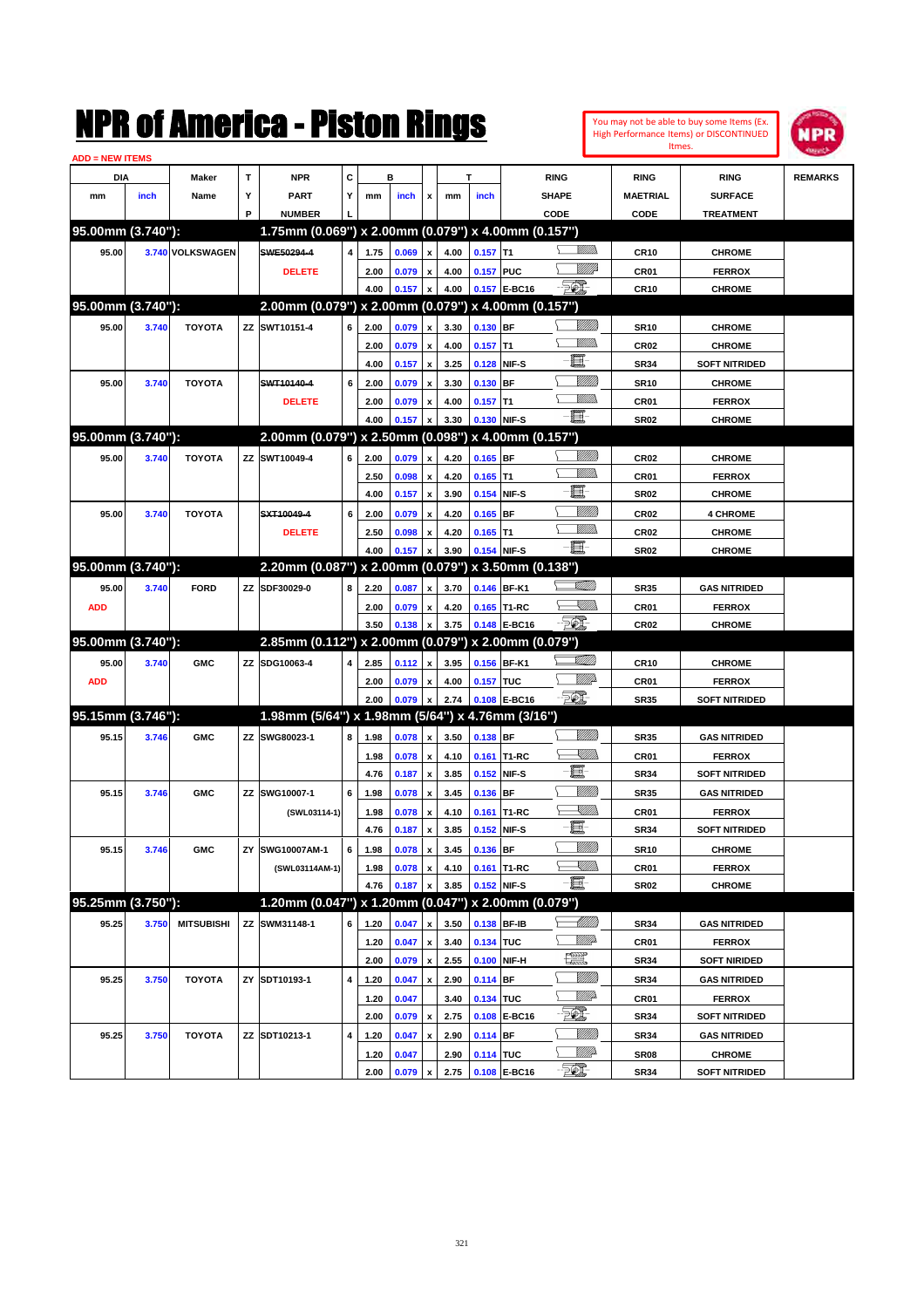# NPR of America - Piston Rings

You may not be able to buy some Items (Ex. High Performance Items) or DISCONTINUED Itmes.

ADD = NEW ITEMS

| DIA mm | DIA inch | Maker Name | TYP | NPR PART NUMBER | CYL | B mm | B inch | x | T mm | T inch | RING SHAPE CODE | RING MAETRIAL CODE | RING SURFACE TREATMENT | REMARKS |
|---|---|---|---|---|---|---|---|---|---|---|---|---|---|---|
| **95.00mm (3.740"):** | | | | **1.75mm (0.069") x 2.00mm (0.079") x 4.00mm (0.157")** | | | | | | | | | | |
| 95.00 | 3.740 | VOLKSWAGEN | | ~~SWE50294-4~~ | 4 | 1.75 | 0.069 | x | 4.00 | 0.157 | T1 | CR10 | CHROME | |
| | | | | DELETE | | 2.00 | 0.079 | x | 4.00 | 0.157 | PUC | CR01 | FERROX | |
| | | | | | | 4.00 | 0.157 | x | 4.00 | 0.157 | E-BC16 | CR10 | CHROME | |
| **95.00mm (3.740"):** | | | | **2.00mm (0.079") x 2.00mm (0.079") x 4.00mm (0.157")** | | | | | | | | | | |
| 95.00 | 3.740 | TOYOTA | ZZ | SWT10151-4 | 6 | 2.00 | 0.079 | x | 3.30 | 0.130 | BF | SR10 | CHROME | |
| | | | | | | 2.00 | 0.079 | x | 4.00 | 0.157 | T1 | CR02 | CHROME | |
| | | | | | | 4.00 | 0.157 | x | 3.25 | 0.128 | NIF-S | SR34 | SOFT NITRIDED | |
| 95.00 | 3.740 | TOYOTA | | ~~SWT10140-4~~ | 6 | 2.00 | 0.079 | x | 3.30 | 0.130 | BF | SR10 | CHROME | |
| | | | | DELETE | | 2.00 | 0.079 | x | 4.00 | 0.157 | T1 | CR01 | FERROX | |
| | | | | | | 4.00 | 0.157 | x | 3.30 | 0.130 | NIF-S | SR02 | CHROME | |
| **95.00mm (3.740"):** | | | | **2.00mm (0.079") x 2.50mm (0.098") x 4.00mm (0.157")** | | | | | | | | | | |
| 95.00 | 3.740 | TOYOTA | ZZ | SWT10049-4 | 6 | 2.00 | 0.079 | x | 4.20 | 0.165 | BF | CR02 | CHROME | |
| | | | | | | 2.50 | 0.098 | x | 4.20 | 0.165 | T1 | CR01 | FERROX | |
| | | | | | | 4.00 | 0.157 | x | 3.90 | 0.154 | NIF-S | SR02 | CHROME | |
| 95.00 | 3.740 | TOYOTA | | ~~SXT10049-4~~ | 6 | 2.00 | 0.079 | x | 4.20 | 0.165 | BF | CR02 | 4 CHROME | |
| | | | | DELETE | | 2.50 | 0.098 | x | 4.20 | 0.165 | T1 | CR02 | CHROME | |
| | | | | | | 4.00 | 0.157 | x | 3.90 | 0.154 | NIF-S | SR02 | CHROME | |
| **95.00mm (3.740"):** | | | | **2.20mm (0.087") x 2.00mm (0.079") x 3.50mm (0.138")** | | | | | | | | | | |
| 95.00 | 3.740 | FORD | ZZ | SDF30029-0 | 8 | 2.20 | 0.087 | x | 3.70 | 0.146 | BF-K1 | SR35 | GAS NITRIDED | |
| ADD | | | | | | 2.00 | 0.079 | x | 4.20 | 0.165 | T1-RC | CR01 | FERROX | |
| | | | | | | 3.50 | 0.138 | x | 3.75 | 0.148 | E-BC16 | CR02 | CHROME | |
| **95.00mm (3.740"):** | | | | **2.85mm (0.112") x 2.00mm (0.079") x 2.00mm (0.079")** | | | | | | | | | | |
| 95.00 | 3.740 | GMC | ZZ | SDG10063-4 | 4 | 2.85 | 0.112 | x | 3.95 | 0.156 | BF-K1 | CR10 | CHROME | |
| ADD | | | | | | 2.00 | 0.079 | x | 4.00 | 0.157 | TUC | CR01 | FERROX | |
| | | | | | | 2.00 | 0.079 | x | 2.74 | 0.108 | E-BC16 | SR35 | SOFT NITRIDED | |
| **95.15mm (3.746"):** | | | | **1.98mm (5/64") x 1.98mm (5/64") x 4.76mm (3/16")** | | | | | | | | | | |
| 95.15 | 3.746 | GMC | ZZ | SWG80023-1 | 8 | 1.98 | 0.078 | x | 3.50 | 0.138 | BF | SR35 | GAS NITRIDED | |
| | | | | | | 1.98 | 0.078 | x | 4.10 | 0.161 | T1-RC | CR01 | FERROX | |
| | | | | | | 4.76 | 0.187 | x | 3.85 | 0.152 | NIF-S | SR34 | SOFT NITRIDED | |
| 95.15 | 3.746 | GMC | ZZ | SWG10007-1 | 6 | 1.98 | 0.078 | x | 3.45 | 0.136 | BF | SR35 | GAS NITRIDED | |
| | | | | (SWL03114-1) | | 1.98 | 0.078 | x | 4.10 | 0.161 | T1-RC | CR01 | FERROX | |
| | | | | | | 4.76 | 0.187 | x | 3.85 | 0.152 | NIF-S | SR34 | SOFT NITRIDED | |
| 95.15 | 3.746 | GMC | ZY | SWG10007AM-1 | 6 | 1.98 | 0.078 | x | 3.45 | 0.136 | BF | SR10 | CHROME | |
| | | | | (SWL03114AM-1) | | 1.98 | 0.078 | x | 4.10 | 0.161 | T1-RC | CR01 | FERROX | |
| | | | | | | 4.76 | 0.187 | x | 3.85 | 0.152 | NIF-S | SR02 | CHROME | |
| **95.25mm (3.750"):** | | | | **1.20mm (0.047") x 1.20mm (0.047") x 2.00mm (0.079")** | | | | | | | | | | |
| 95.25 | 3.750 | MITSUBISHI | ZZ | SWM31148-1 | 6 | 1.20 | 0.047 | x | 3.50 | 0.138 | BF-IB | SR34 | GAS NITRIDED | |
| | | | | | | 1.20 | 0.047 | x | 3.40 | 0.134 | TUC | CR01 | FERROX | |
| | | | | | | 2.00 | 0.079 | x | 2.55 | 0.100 | NIF-H | SR34 | SOFT NIRIDED | |
| 95.25 | 3.750 | TOYOTA | ZY | SDT10193-1 | 4 | 1.20 | 0.047 | x | 2.90 | 0.114 | BF | SR34 | GAS NITRIDED | |
| | | | | | | 1.20 | 0.047 | | 3.40 | 0.134 | TUC | CR01 | FERROX | |
| | | | | | | 2.00 | 0.079 | x | 2.75 | 0.108 | E-BC16 | SR34 | SOFT NITRIDED | |
| 95.25 | 3.750 | TOYOTA | ZZ | SDT10213-1 | 4 | 1.20 | 0.047 | x | 2.90 | 0.114 | BF | SR34 | GAS NITRIDED | |
| | | | | | | 1.20 | 0.047 | | 2.90 | 0.114 | TUC | SR08 | CHROME | |
| | | | | | | 2.00 | 0.079 | x | 2.75 | 0.108 | E-BC16 | SR34 | SOFT NITRIDED | |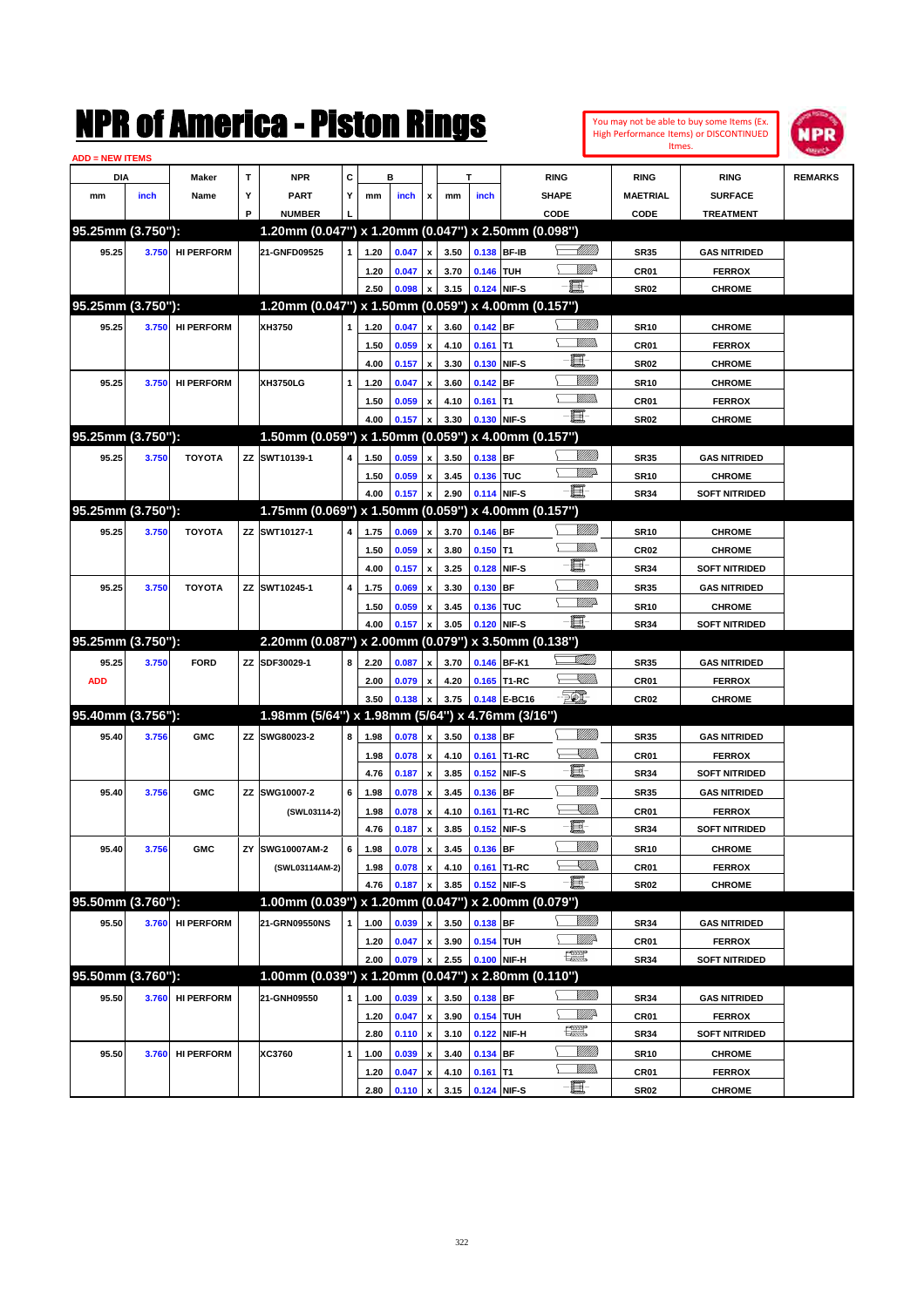# NPR of America - Piston Rings

You may not be able to buy some Items (Ex. High Performance Items) or DISCONTINUED Itmes.

ADD = NEW ITEMS

| DIA mm | DIA inch | Maker Name | TYP | NPR PART NUMBER | CYL | B mm | B inch | x | T mm | T inch | RING SHAPE CODE | RING MAETRIAL CODE | RING SURFACE TREATMENT | REMARKS |
|---|---|---|---|---|---|---|---|---|---|---|---|---|---|---|
| **95.25mm (3.750"):** | | | | **1.20mm (0.047") x 1.20mm (0.047") x 2.50mm (0.098")** | | | | | | | | | | |
| 95.25 | 3.750 | HI PERFORM | | 21-GNFD09525 | 1 | 1.20 | 0.047 | x | 3.50 | 0.138 | BF-IB | SR35 | GAS NITRIDED | |
| | | | | | | 1.20 | 0.047 | x | 3.70 | 0.146 | TUH | CR01 | FERROX | |
| | | | | | | 2.50 | 0.098 | x | 3.15 | 0.124 | NIF-S | SR02 | CHROME | |
| **95.25mm (3.750"):** | | | | **1.20mm (0.047") x 1.50mm (0.059") x 4.00mm (0.157")** | | | | | | | | | | |
| 95.25 | 3.750 | HI PERFORM | | XH3750 | 1 | 1.20 | 0.047 | x | 3.60 | 0.142 | BF | SR10 | CHROME | |
| | | | | | | 1.50 | 0.059 | x | 4.10 | 0.161 | T1 | CR01 | FERROX | |
| | | | | | | 4.00 | 0.157 | x | 3.30 | 0.130 | NIF-S | SR02 | CHROME | |
| 95.25 | 3.750 | HI PERFORM | | XH3750LG | 1 | 1.20 | 0.047 | x | 3.60 | 0.142 | BF | SR10 | CHROME | |
| | | | | | | 1.50 | 0.059 | x | 4.10 | 0.161 | T1 | CR01 | FERROX | |
| | | | | | | 4.00 | 0.157 | x | 3.30 | 0.130 | NIF-S | SR02 | CHROME | |
| **95.25mm (3.750"):** | | | | **1.50mm (0.059") x 1.50mm (0.059") x 4.00mm (0.157")** | | | | | | | | | | |
| 95.25 | 3.750 | TOYOTA | ZZ | SWT10139-1 | 4 | 1.50 | 0.059 | x | 3.50 | 0.138 | BF | SR35 | GAS NITRIDED | |
| | | | | | | 1.50 | 0.059 | x | 3.45 | 0.136 | TUC | SR10 | CHROME | |
| | | | | | | 4.00 | 0.157 | x | 2.90 | 0.114 | NIF-S | SR34 | SOFT NITRIDED | |
| **95.25mm (3.750"):** | | | | **1.75mm (0.069") x 1.50mm (0.059") x 4.00mm (0.157")** | | | | | | | | | | |
| 95.25 | 3.750 | TOYOTA | ZZ | SWT10127-1 | 4 | 1.75 | 0.069 | x | 3.70 | 0.146 | BF | SR10 | CHROME | |
| | | | | | | 1.50 | 0.059 | x | 3.80 | 0.150 | T1 | CR02 | CHROME | |
| | | | | | | 4.00 | 0.157 | x | 3.25 | 0.128 | NIF-S | SR34 | SOFT NITRIDED | |
| 95.25 | 3.750 | TOYOTA | ZZ | SWT10245-1 | 4 | 1.75 | 0.069 | x | 3.30 | 0.130 | BF | SR35 | GAS NITRIDED | |
| | | | | | | 1.50 | 0.059 | x | 3.45 | 0.136 | TUC | SR10 | CHROME | |
| | | | | | | 4.00 | 0.157 | x | 3.05 | 0.120 | NIF-S | SR34 | SOFT NITRIDED | |
| **95.25mm (3.750"):** | | | | **2.20mm (0.087") x 2.00mm (0.079") x 3.50mm (0.138")** | | | | | | | | | | |
| 95.25 | 3.750 | FORD | ZZ | SDF30029-1 | 8 | 2.20 | 0.087 | x | 3.70 | 0.146 | BF-K1 | SR35 | GAS NITRIDED | |
| ADD | | | | | | 2.00 | 0.079 | x | 4.20 | 0.165 | T1-RC | CR01 | FERROX | |
| | | | | | | 3.50 | 0.138 | x | 3.75 | 0.148 | E-BC16 | CR02 | CHROME | |
| **95.40mm (3.756"):** | | | | **1.98mm (5/64") x 1.98mm (5/64") x 4.76mm (3/16")** | | | | | | | | | | |
| 95.40 | 3.756 | GMC | ZZ | SWG80023-2 | 8 | 1.98 | 0.078 | x | 3.50 | 0.138 | BF | SR35 | GAS NITRIDED | |
| | | | | | | 1.98 | 0.078 | x | 4.10 | 0.161 | T1-RC | CR01 | FERROX | |
| | | | | | | 4.76 | 0.187 | x | 3.85 | 0.152 | NIF-S | SR34 | SOFT NITRIDED | |
| 95.40 | 3.756 | GMC | ZZ | SWG10007-2 | 6 | 1.98 | 0.078 | x | 3.45 | 0.136 | BF | SR35 | GAS NITRIDED | |
| | | | | (SWL03114-2) | | 1.98 | 0.078 | x | 4.10 | 0.161 | T1-RC | CR01 | FERROX | |
| | | | | | | 4.76 | 0.187 | x | 3.85 | 0.152 | NIF-S | SR34 | SOFT NITRIDED | |
| 95.40 | 3.756 | GMC | ZY | SWG10007AM-2 | 6 | 1.98 | 0.078 | x | 3.45 | 0.136 | BF | SR10 | CHROME | |
| | | | | (SWL03114AM-2) | | 1.98 | 0.078 | x | 4.10 | 0.161 | T1-RC | CR01 | FERROX | |
| | | | | | | 4.76 | 0.187 | x | 3.85 | 0.152 | NIF-S | SR02 | CHROME | |
| **95.50mm (3.760"):** | | | | **1.00mm (0.039") x 1.20mm (0.047") x 2.00mm (0.079")** | | | | | | | | | | |
| 95.50 | 3.760 | HI PERFORM | | 21-GRN09550NS | 1 | 1.00 | 0.039 | x | 3.50 | 0.138 | BF | SR34 | GAS NITRIDED | |
| | | | | | | 1.20 | 0.047 | x | 3.90 | 0.154 | TUH | CR01 | FERROX | |
| | | | | | | 2.00 | 0.079 | x | 2.55 | 0.100 | NIF-H | SR34 | SOFT NITRIDED | |
| **95.50mm (3.760"):** | | | | **1.00mm (0.039") x 1.20mm (0.047") x 2.80mm (0.110")** | | | | | | | | | | |
| 95.50 | 3.760 | HI PERFORM | | 21-GNH09550 | 1 | 1.00 | 0.039 | x | 3.50 | 0.138 | BF | SR34 | GAS NITRIDED | |
| | | | | | | 1.20 | 0.047 | x | 3.90 | 0.154 | TUH | CR01 | FERROX | |
| | | | | | | 2.80 | 0.110 | x | 3.10 | 0.122 | NIF-H | SR34 | SOFT NITRIDED | |
| 95.50 | 3.760 | HI PERFORM | | XC3760 | 1 | 1.00 | 0.039 | x | 3.40 | 0.134 | BF | SR10 | CHROME | |
| | | | | | | 1.20 | 0.047 | x | 4.10 | 0.161 | T1 | CR01 | FERROX | |
| | | | | | | 2.80 | 0.110 | x | 3.15 | 0.124 | NIF-S | SR02 | CHROME | |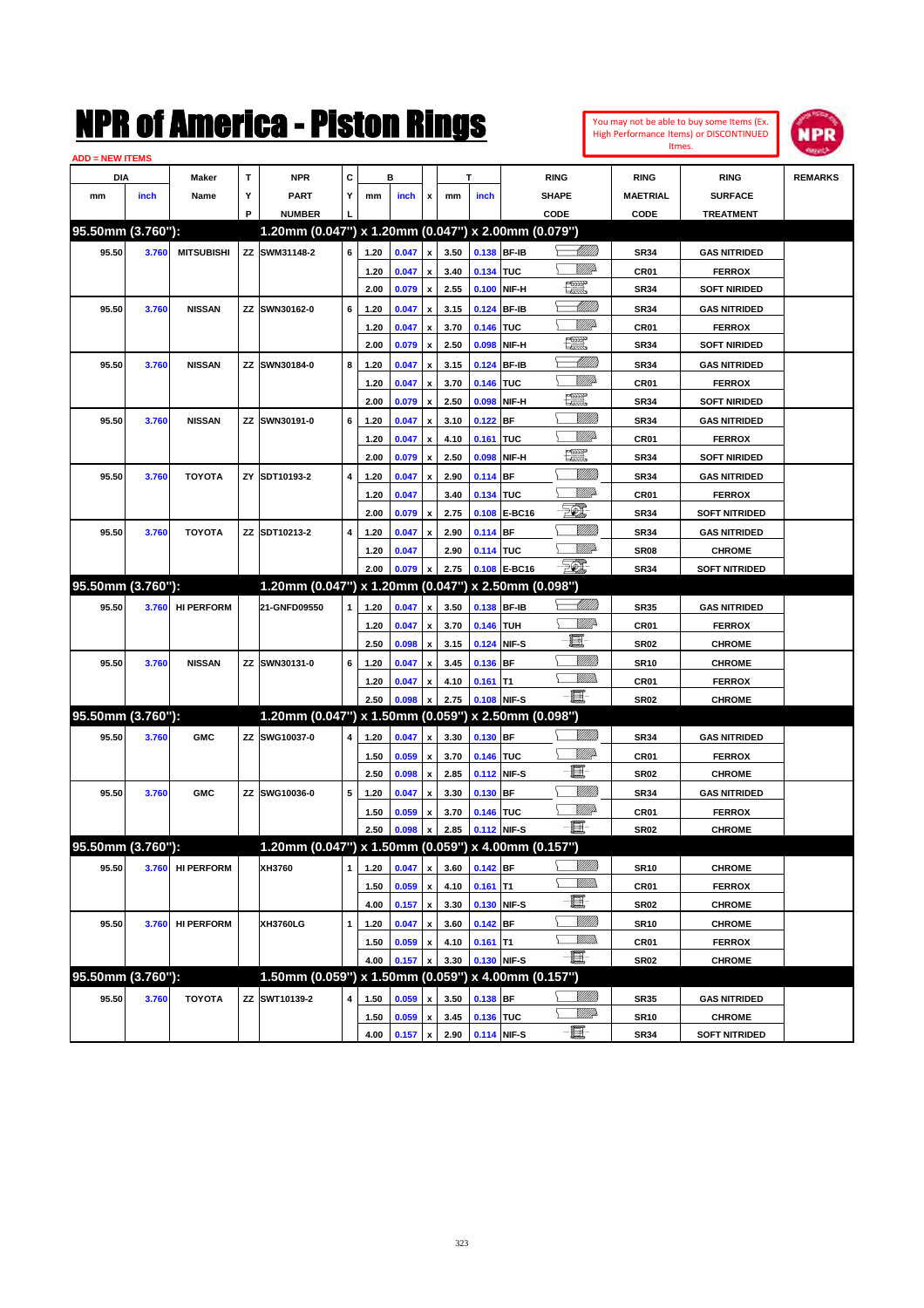# NPR of America - Piston Rings

You may not be able to buy some Items (Ex. High Performance Items) or DISCONTINUED Itmes.

ADD = NEW ITEMS

| DIA mm | DIA inch | Maker Name | TYP | NPR PART NUMBER | CYL | B mm | B inch | x | T mm | T inch | RING SHAPE CODE | RING MAETRIAL CODE | RING SURFACE TREATMENT | REMARKS |
|---|---|---|---|---|---|---|---|---|---|---|---|---|---|---|
| **95.50mm (3.760"):** | | | | **1.20mm (0.047") x 1.20mm (0.047") x 2.00mm (0.079")** | | | | | | | | | | |
| 95.50 | 3.760 | MITSUBISHI | ZZ | SWM31148-2 | 6 | 1.20 | 0.047 | x | 3.50 | 0.138 | BF-IB | SR34 | GAS NITRIDED | |
| | | | | | | 1.20 | 0.047 | x | 3.40 | 0.134 | TUC | CR01 | FERROX | |
| | | | | | | 2.00 | 0.079 | x | 2.55 | 0.100 | NIF-H | SR34 | SOFT NIRIDED | |
| 95.50 | 3.760 | NISSAN | ZZ | SWN30162-0 | 6 | 1.20 | 0.047 | x | 3.15 | 0.124 | BF-IB | SR34 | GAS NITRIDED | |
| | | | | | | 1.20 | 0.047 | x | 3.70 | 0.146 | TUC | CR01 | FERROX | |
| | | | | | | 2.00 | 0.079 | x | 2.50 | 0.098 | NIF-H | SR34 | SOFT NIRIDED | |
| 95.50 | 3.760 | NISSAN | ZZ | SWN30184-0 | 8 | 1.20 | 0.047 | x | 3.15 | 0.124 | BF-IB | SR34 | GAS NITRIDED | |
| | | | | | | 1.20 | 0.047 | x | 3.70 | 0.146 | TUC | CR01 | FERROX | |
| | | | | | | 2.00 | 0.079 | x | 2.50 | 0.098 | NIF-H | SR34 | SOFT NIRIDED | |
| 95.50 | 3.760 | NISSAN | ZZ | SWN30191-0 | 6 | 1.20 | 0.047 | x | 3.10 | 0.122 | BF | SR34 | GAS NITRIDED | |
| | | | | | | 1.20 | 0.047 | x | 4.10 | 0.161 | TUC | CR01 | FERROX | |
| | | | | | | 2.00 | 0.079 | x | 2.50 | 0.098 | NIF-H | SR34 | SOFT NIRIDED | |
| 95.50 | 3.760 | TOYOTA | ZY | SDT10193-2 | 4 | 1.20 | 0.047 | x | 2.90 | 0.114 | BF | SR34 | GAS NITRIDED | |
| | | | | | | 1.20 | 0.047 | | 3.40 | 0.134 | TUC | CR01 | FERROX | |
| | | | | | | 2.00 | 0.079 | x | 2.75 | 0.108 | E-BC16 | SR34 | SOFT NITRIDED | |
| 95.50 | 3.760 | TOYOTA | ZZ | SDT10213-2 | 4 | 1.20 | 0.047 | x | 2.90 | 0.114 | BF | SR34 | GAS NITRIDED | |
| | | | | | | 1.20 | 0.047 | | 2.90 | 0.114 | TUC | SR08 | CHROME | |
| | | | | | | 2.00 | 0.079 | x | 2.75 | 0.108 | E-BC16 | SR34 | SOFT NITRIDED | |
| **95.50mm (3.760"):** | | | | **1.20mm (0.047") x 1.20mm (0.047") x 2.50mm (0.098")** | | | | | | | | | | |
| 95.50 | 3.760 | HI PERFORM | | 21-GNFD09550 | 1 | 1.20 | 0.047 | x | 3.50 | 0.138 | BF-IB | SR35 | GAS NITRIDED | |
| | | | | | | 1.20 | 0.047 | x | 3.70 | 0.146 | TUH | CR01 | FERROX | |
| | | | | | | 2.50 | 0.098 | x | 3.15 | 0.124 | NIF-S | SR02 | CHROME | |
| 95.50 | 3.760 | NISSAN | ZZ | SWN30131-0 | 6 | 1.20 | 0.047 | x | 3.45 | 0.136 | BF | SR10 | CHROME | |
| | | | | | | 1.20 | 0.047 | x | 4.10 | 0.161 | T1 | CR01 | FERROX | |
| | | | | | | 2.50 | 0.098 | x | 2.75 | 0.108 | NIF-S | SR02 | CHROME | |
| **95.50mm (3.760"):** | | | | **1.20mm (0.047") x 1.50mm (0.059") x 2.50mm (0.098")** | | | | | | | | | | |
| 95.50 | 3.760 | GMC | ZZ | SWG10037-0 | 4 | 1.20 | 0.047 | x | 3.30 | 0.130 | BF | SR34 | GAS NITRIDED | |
| | | | | | | 1.50 | 0.059 | x | 3.70 | 0.146 | TUC | CR01 | FERROX | |
| | | | | | | 2.50 | 0.098 | x | 2.85 | 0.112 | NIF-S | SR02 | CHROME | |
| 95.50 | 3.760 | GMC | ZZ | SWG10036-0 | 5 | 1.20 | 0.047 | x | 3.30 | 0.130 | BF | SR34 | GAS NITRIDED | |
| | | | | | | 1.50 | 0.059 | x | 3.70 | 0.146 | TUC | CR01 | FERROX | |
| | | | | | | 2.50 | 0.098 | x | 2.85 | 0.112 | NIF-S | SR02 | CHROME | |
| **95.50mm (3.760"):** | | | | **1.20mm (0.047") x 1.50mm (0.059") x 4.00mm (0.157")** | | | | | | | | | | |
| 95.50 | 3.760 | HI PERFORM | | XH3760 | 1 | 1.20 | 0.047 | x | 3.60 | 0.142 | BF | SR10 | CHROME | |
| | | | | | | 1.50 | 0.059 | x | 4.10 | 0.161 | T1 | CR01 | FERROX | |
| | | | | | | 4.00 | 0.157 | x | 3.30 | 0.130 | NIF-S | SR02 | CHROME | |
| 95.50 | 3.760 | HI PERFORM | | XH3760LG | 1 | 1.20 | 0.047 | x | 3.60 | 0.142 | BF | SR10 | CHROME | |
| | | | | | | 1.50 | 0.059 | x | 4.10 | 0.161 | T1 | CR01 | FERROX | |
| | | | | | | 4.00 | 0.157 | x | 3.30 | 0.130 | NIF-S | SR02 | CHROME | |
| **95.50mm (3.760"):** | | | | **1.50mm (0.059") x 1.50mm (0.059") x 4.00mm (0.157")** | | | | | | | | | | |
| 95.50 | 3.760 | TOYOTA | ZZ | SWT10139-2 | 4 | 1.50 | 0.059 | x | 3.50 | 0.138 | BF | SR35 | GAS NITRIDED | |
| | | | | | | 1.50 | 0.059 | x | 3.45 | 0.136 | TUC | SR10 | CHROME | |
| | | | | | | 4.00 | 0.157 | x | 2.90 | 0.114 | NIF-S | SR34 | SOFT NITRIDED | |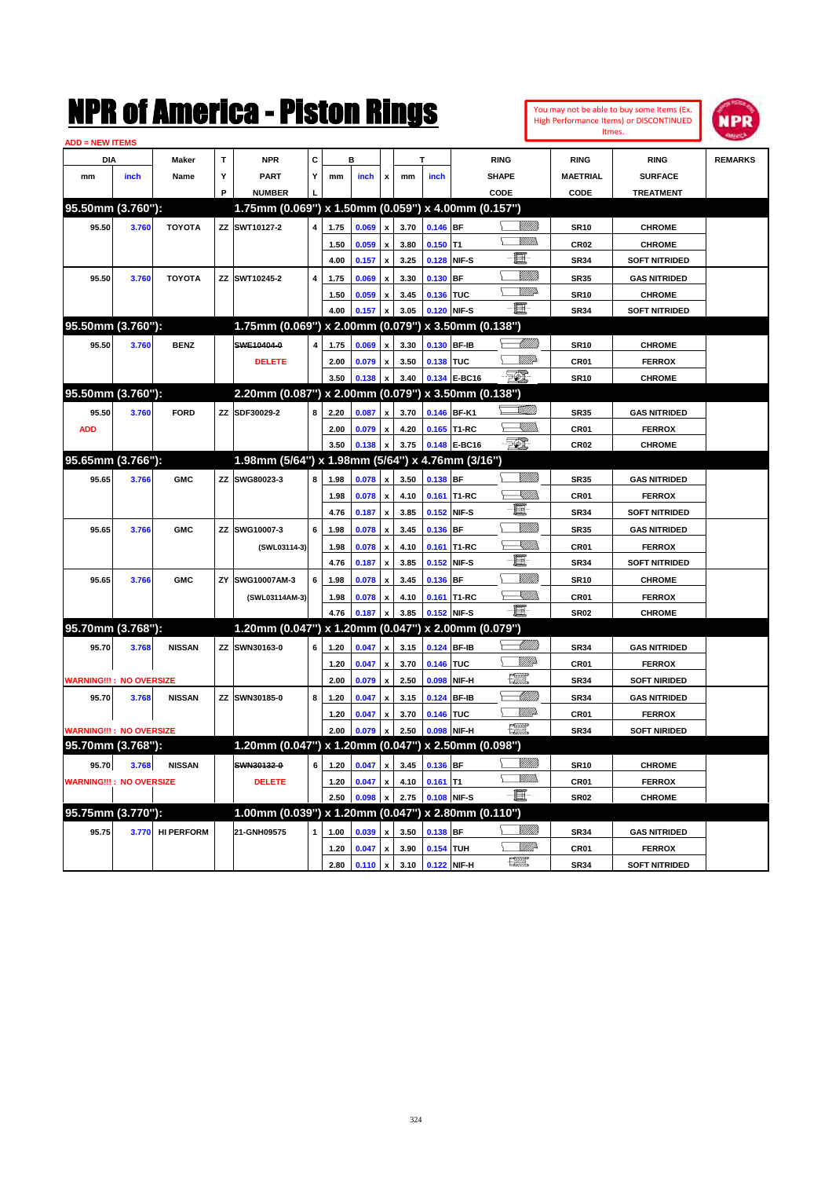# NPR of America - Piston Rings

You may not be able to buy some Items (Ex. High Performance Items) or DISCONTINUED Itmes.

ADD = NEW ITEMS

| DIA mm | DIA inch | Maker Name | TYP | NPR PART NUMBER | CYL | B mm | B inch | x | T mm | T inch | RING SHAPE CODE | RING MAETRIAL CODE | RING SURFACE TREATMENT | REMARKS |
|---|---|---|---|---|---|---|---|---|---|---|---|---|---|---|
| **95.50mm (3.760''):** | | | | **1.75mm (0.069'') x 1.50mm (0.059'') x 4.00mm (0.157'')** | | | | | | | | | | |
| 95.50 | 3.760 | TOYOTA | ZZ | SWT10127-2 | 4 | 1.75 | 0.069 | x | 3.70 | 0.146 | BF | SR10 | CHROME | |
| | | | | | | 1.50 | 0.059 | x | 3.80 | 0.150 | T1 | CR02 | CHROME | |
| | | | | | | 4.00 | 0.157 | x | 3.25 | 0.128 | NIF-S | SR34 | SOFT NITRIDED | |
| 95.50 | 3.760 | TOYOTA | ZZ | SWT10245-2 | 4 | 1.75 | 0.069 | x | 3.30 | 0.130 | BF | SR35 | GAS NITRIDED | |
| | | | | | | 1.50 | 0.059 | x | 3.45 | 0.136 | TUC | SR10 | CHROME | |
| | | | | | | 4.00 | 0.157 | x | 3.05 | 0.120 | NIF-S | SR34 | SOFT NITRIDED | |
| **95.50mm (3.760''):** | | | | **1.75mm (0.069'') x 2.00mm (0.079'') x 3.50mm (0.138'')** | | | | | | | | | | |
| 95.50 | 3.760 | BENZ | | ~~SWE10404-0~~ | 4 | 1.75 | 0.069 | x | 3.30 | 0.130 | BF-IB | SR10 | CHROME | |
| | | | | DELETE | | 2.00 | 0.079 | x | 3.50 | 0.138 | TUC | CR01 | FERROX | |
| | | | | | | 3.50 | 0.138 | x | 3.40 | 0.134 | E-BC16 | SR10 | CHROME | |
| **95.50mm (3.760''):** | | | | **2.20mm (0.087'') x 2.00mm (0.079'') x 3.50mm (0.138'')** | | | | | | | | | | |
| 95.50 | 3.760 | FORD | ZZ | SDF30029-2 | 8 | 2.20 | 0.087 | x | 3.70 | 0.146 | BF-K1 | SR35 | GAS NITRIDED | |
| ADD | | | | | | 2.00 | 0.079 | x | 4.20 | 0.165 | T1-RC | CR01 | FERROX | |
| | | | | | | 3.50 | 0.138 | x | 3.75 | 0.148 | E-BC16 | CR02 | CHROME | |
| **95.65mm (3.766''):** | | | | **1.98mm (5/64'') x 1.98mm (5/64'') x 4.76mm (3/16'')** | | | | | | | | | | |
| 95.65 | 3.766 | GMC | ZZ | SWG80023-3 | 8 | 1.98 | 0.078 | x | 3.50 | 0.138 | BF | SR35 | GAS NITRIDED | |
| | | | | | | 1.98 | 0.078 | x | 4.10 | 0.161 | T1-RC | CR01 | FERROX | |
| | | | | | | 4.76 | 0.187 | x | 3.85 | 0.152 | NIF-S | SR34 | SOFT NITRIDED | |
| 95.65 | 3.766 | GMC | ZZ | SWG10007-3 | 6 | 1.98 | 0.078 | x | 3.45 | 0.136 | BF | SR35 | GAS NITRIDED | |
| | | | | (SWL03114-3) | | 1.98 | 0.078 | x | 4.10 | 0.161 | T1-RC | CR01 | FERROX | |
| | | | | | | 4.76 | 0.187 | x | 3.85 | 0.152 | NIF-S | SR34 | SOFT NITRIDED | |
| 95.65 | 3.766 | GMC | ZY | SWG10007AM-3 | 6 | 1.98 | 0.078 | x | 3.45 | 0.136 | BF | SR10 | CHROME | |
| | | | | (SWL03114AM-3) | | 1.98 | 0.078 | x | 4.10 | 0.161 | T1-RC | CR01 | FERROX | |
| | | | | | | 4.76 | 0.187 | x | 3.85 | 0.152 | NIF-S | SR02 | CHROME | |
| **95.70mm (3.768''):** | | | | **1.20mm (0.047'') x 1.20mm (0.047'') x 2.00mm (0.079'')** | | | | | | | | | | |
| 95.70 | 3.768 | NISSAN | ZZ | SWN30163-0 | 6 | 1.20 | 0.047 | x | 3.15 | 0.124 | BF-IB | SR34 | GAS NITRIDED | |
| | | | | | | 1.20 | 0.047 | x | 3.70 | 0.146 | TUC | CR01 | FERROX | |
| WARNING!!! : NO OVERSIZE | | | | | | 2.00 | 0.079 | x | 2.50 | 0.098 | NIF-H | SR34 | SOFT NIRIDED | |
| 95.70 | 3.768 | NISSAN | ZZ | SWN30185-0 | 8 | 1.20 | 0.047 | x | 3.15 | 0.124 | BF-IB | SR34 | GAS NITRIDED | |
| | | | | | | 1.20 | 0.047 | x | 3.70 | 0.146 | TUC | CR01 | FERROX | |
| WARNING!!! : NO OVERSIZE | | | | | | 2.00 | 0.079 | x | 2.50 | 0.098 | NIF-H | SR34 | SOFT NIRIDED | |
| **95.70mm (3.768''):** | | | | **1.20mm (0.047'') x 1.20mm (0.047'') x 2.50mm (0.098'')** | | | | | | | | | | |
| 95.70 | 3.768 | NISSAN | | ~~SWN30132-0~~ | 6 | 1.20 | 0.047 | x | 3.45 | 0.136 | BF | SR10 | CHROME | |
| WARNING!!! : NO OVERSIZE | | | | DELETE | | 1.20 | 0.047 | x | 4.10 | 0.161 | T1 | CR01 | FERROX | |
| | | | | | | 2.50 | 0.098 | x | 2.75 | 0.108 | NIF-S | SR02 | CHROME | |
| **95.75mm (3.770''):** | | | | **1.00mm (0.039'') x 1.20mm (0.047'') x 2.80mm (0.110'')** | | | | | | | | | | |
| 95.75 | 3.770 | HI PERFORM | | 21-GNH09575 | 1 | 1.00 | 0.039 | x | 3.50 | 0.138 | BF | SR34 | GAS NITRIDED | |
| | | | | | | 1.20 | 0.047 | x | 3.90 | 0.154 | TUH | CR01 | FERROX | |
| | | | | | | 2.80 | 0.110 | x | 3.10 | 0.122 | NIF-H | SR34 | SOFT NITRIDED | |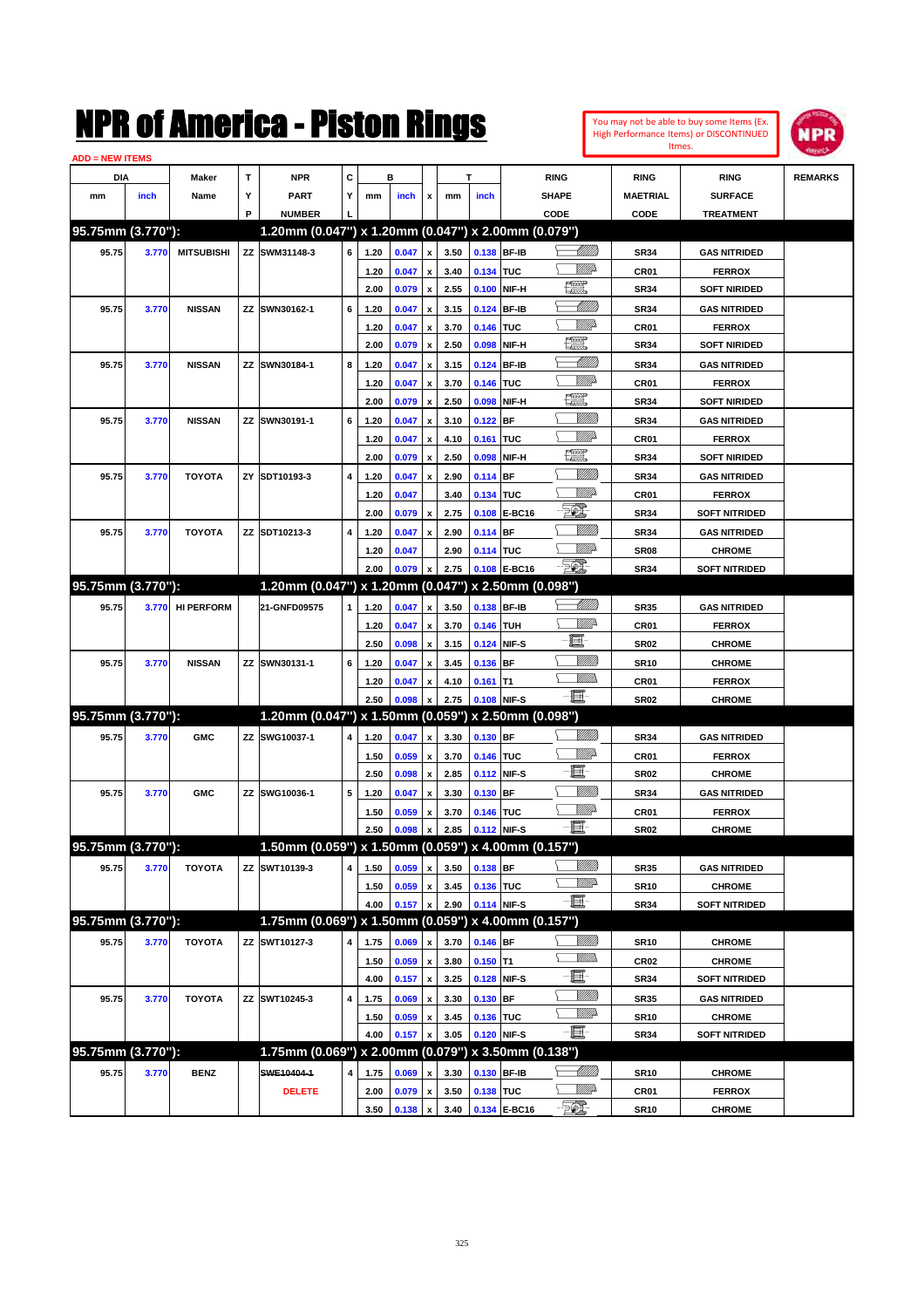# NPR of America - Piston Rings

You may not be able to buy some Items (Ex. High Performance Items) or DISCONTINUED Itmes.

ADD = NEW ITEMS

| DIA mm | DIA inch | Maker Name | TYP | NPR PART NUMBER | CYL | B mm | B inch | x | T mm | T inch | RING SHAPE CODE | RING MAETRIAL CODE | RING SURFACE TREATMENT | REMARKS |
|---|---|---|---|---|---|---|---|---|---|---|---|---|---|---|
| **95.75mm (3.770"):** | | | | **1.20mm (0.047") x 1.20mm (0.047") x 2.00mm (0.079")** | | | | | | | | | | |
| 95.75 | 3.770 | MITSUBISHI | ZZ | SWM31148-3 | 6 | 1.20 | 0.047 | x | 3.50 | 0.138 | BF-IB | SR34 | GAS NITRIDED | |
| | | | | | | 1.20 | 0.047 | x | 3.40 | 0.134 | TUC | CR01 | FERROX | |
| | | | | | | 2.00 | 0.079 | x | 2.55 | 0.100 | NIF-H | SR34 | SOFT NIRIDED | |
| 95.75 | 3.770 | NISSAN | ZZ | SWN30162-1 | 6 | 1.20 | 0.047 | x | 3.15 | 0.124 | BF-IB | SR34 | GAS NITRIDED | |
| | | | | | | 1.20 | 0.047 | x | 3.70 | 0.146 | TUC | CR01 | FERROX | |
| | | | | | | 2.00 | 0.079 | x | 2.50 | 0.098 | NIF-H | SR34 | SOFT NIRIDED | |
| 95.75 | 3.770 | NISSAN | ZZ | SWN30184-1 | 8 | 1.20 | 0.047 | x | 3.15 | 0.124 | BF-IB | SR34 | GAS NITRIDED | |
| | | | | | | 1.20 | 0.047 | x | 3.70 | 0.146 | TUC | CR01 | FERROX | |
| | | | | | | 2.00 | 0.079 | x | 2.50 | 0.098 | NIF-H | SR34 | SOFT NIRIDED | |
| 95.75 | 3.770 | NISSAN | ZZ | SWN30191-1 | 6 | 1.20 | 0.047 | x | 3.10 | 0.122 | BF | SR34 | GAS NITRIDED | |
| | | | | | | 1.20 | 0.047 | x | 4.10 | 0.161 | TUC | CR01 | FERROX | |
| | | | | | | 2.00 | 0.079 | x | 2.50 | 0.098 | NIF-H | SR34 | SOFT NIRIDED | |
| 95.75 | 3.770 | TOYOTA | ZY | SDT10193-3 | 4 | 1.20 | 0.047 | x | 2.90 | 0.114 | BF | SR34 | GAS NITRIDED | |
| | | | | | | 1.20 | 0.047 | | 3.40 | 0.134 | TUC | CR01 | FERROX | |
| | | | | | | 2.00 | 0.079 | x | 2.75 | 0.108 | E-BC16 | SR34 | SOFT NITRIDED | |
| 95.75 | 3.770 | TOYOTA | ZZ | SDT10213-3 | 4 | 1.20 | 0.047 | x | 2.90 | 0.114 | BF | SR34 | GAS NITRIDED | |
| | | | | | | 1.20 | 0.047 | | 2.90 | 0.114 | TUC | SR08 | CHROME | |
| | | | | | | 2.00 | 0.079 | x | 2.75 | 0.108 | E-BC16 | SR34 | SOFT NITRIDED | |
| **95.75mm (3.770"):** | | | | **1.20mm (0.047") x 1.20mm (0.047") x 2.50mm (0.098")** | | | | | | | | | | |
| 95.75 | 3.770 | HI PERFORM | | 21-GNFD09575 | 1 | 1.20 | 0.047 | x | 3.50 | 0.138 | BF-IB | SR35 | GAS NITRIDED | |
| | | | | | | 1.20 | 0.047 | x | 3.70 | 0.146 | TUH | CR01 | FERROX | |
| | | | | | | 2.50 | 0.098 | x | 3.15 | 0.124 | NIF-S | SR02 | CHROME | |
| 95.75 | 3.770 | NISSAN | ZZ | SWN30131-1 | 6 | 1.20 | 0.047 | x | 3.45 | 0.136 | BF | SR10 | CHROME | |
| | | | | | | 1.20 | 0.047 | x | 4.10 | 0.161 | T1 | CR01 | FERROX | |
| | | | | | | 2.50 | 0.098 | x | 2.75 | 0.108 | NIF-S | SR02 | CHROME | |
| **95.75mm (3.770"):** | | | | **1.20mm (0.047") x 1.50mm (0.059") x 2.50mm (0.098")** | | | | | | | | | | |
| 95.75 | 3.770 | GMC | ZZ | SWG10037-1 | 4 | 1.20 | 0.047 | x | 3.30 | 0.130 | BF | SR34 | GAS NITRIDED | |
| | | | | | | 1.50 | 0.059 | x | 3.70 | 0.146 | TUC | CR01 | FERROX | |
| | | | | | | 2.50 | 0.098 | x | 2.85 | 0.112 | NIF-S | SR02 | CHROME | |
| 95.75 | 3.770 | GMC | ZZ | SWG10036-1 | 5 | 1.20 | 0.047 | x | 3.30 | 0.130 | BF | SR34 | GAS NITRIDED | |
| | | | | | | 1.50 | 0.059 | x | 3.70 | 0.146 | TUC | CR01 | FERROX | |
| | | | | | | 2.50 | 0.098 | x | 2.85 | 0.112 | NIF-S | SR02 | CHROME | |
| **95.75mm (3.770"):** | | | | **1.50mm (0.059") x 1.50mm (0.059") x 4.00mm (0.157")** | | | | | | | | | | |
| 95.75 | 3.770 | TOYOTA | ZZ | SWT10139-3 | 4 | 1.50 | 0.059 | x | 3.50 | 0.138 | BF | SR35 | GAS NITRIDED | |
| | | | | | | 1.50 | 0.059 | x | 3.45 | 0.136 | TUC | SR10 | CHROME | |
| | | | | | | 4.00 | 0.157 | x | 2.90 | 0.114 | NIF-S | SR34 | SOFT NITRIDED | |
| **95.75mm (3.770"):** | | | | **1.75mm (0.069") x 1.50mm (0.059") x 4.00mm (0.157")** | | | | | | | | | | |
| 95.75 | 3.770 | TOYOTA | ZZ | SWT10127-3 | 4 | 1.75 | 0.069 | x | 3.70 | 0.146 | BF | SR10 | CHROME | |
| | | | | | | 1.50 | 0.059 | x | 3.80 | 0.150 | T1 | CR02 | CHROME | |
| | | | | | | 4.00 | 0.157 | x | 3.25 | 0.128 | NIF-S | SR34 | SOFT NITRIDED | |
| 95.75 | 3.770 | TOYOTA | ZZ | SWT10245-3 | 4 | 1.75 | 0.069 | x | 3.30 | 0.130 | BF | SR35 | GAS NITRIDED | |
| | | | | | | 1.50 | 0.059 | x | 3.45 | 0.136 | TUC | SR10 | CHROME | |
| | | | | | | 4.00 | 0.157 | x | 3.05 | 0.120 | NIF-S | SR34 | SOFT NITRIDED | |
| **95.75mm (3.770"):** | | | | **1.75mm (0.069") x 2.00mm (0.079") x 3.50mm (0.138")** | | | | | | | | | | |
| 95.75 | 3.770 | BENZ | | ~~SWE10404-1~~ | 4 | 1.75 | 0.069 | x | 3.30 | 0.130 | BF-IB | SR10 | CHROME | |
| | | | | DELETE | | 2.00 | 0.079 | x | 3.50 | 0.138 | TUC | CR01 | FERROX | |
| | | | | | | 3.50 | 0.138 | x | 3.40 | 0.134 | E-BC16 | SR10 | CHROME | |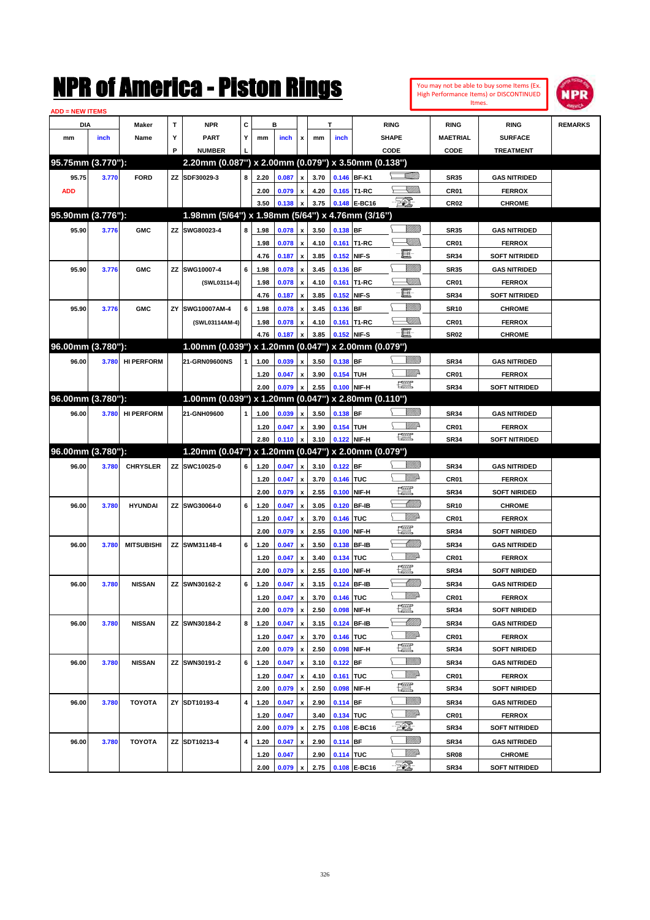# NPR of America - Piston Rings

You may not be able to buy some Items (Ex. High Performance Items) or DISCONTINUED Itmes.

ADD = NEW ITEMS

| DIA mm | DIA inch | Maker Name | TYP | NPR PART NUMBER | CYL | B mm | B inch | x | T mm | T inch | RING SHAPE CODE | RING MAETRIAL CODE | RING SURFACE TREATMENT | REMARKS |
|---|---|---|---|---|---|---|---|---|---|---|---|---|---|---|
| **95.75mm (3.770"):** | | | | **2.20mm (0.087") x 2.00mm (0.079") x 3.50mm (0.138")** | | | | | | | | | | |
| 95.75 | 3.770 | FORD | ZZ | SDF30029-3 | 8 | 2.20 | 0.087 | x | 3.70 | 0.146 | BF-K1 | SR35 | GAS NITRIDED | |
| ADD | | | | | | 2.00 | 0.079 | x | 4.20 | 0.165 | T1-RC | CR01 | FERROX | |
| | | | | | | 3.50 | 0.138 | x | 3.75 | 0.148 | E-BC16 | CR02 | CHROME | |
| **95.90mm (3.776"):** | | | | **1.98mm (5/64") x 1.98mm (5/64") x 4.76mm (3/16")** | | | | | | | | | | |
| 95.90 | 3.776 | GMC | ZZ | SWG80023-4 | 8 | 1.98 | 0.078 | x | 3.50 | 0.138 | BF | SR35 | GAS NITRIDED | |
| | | | | | | 1.98 | 0.078 | x | 4.10 | 0.161 | T1-RC | CR01 | FERROX | |
| | | | | | | 4.76 | 0.187 | x | 3.85 | 0.152 | NIF-S | SR34 | SOFT NITRIDED | |
| 95.90 | 3.776 | GMC | ZZ | SWG10007-4 | 6 | 1.98 | 0.078 | x | 3.45 | 0.136 | BF | SR35 | GAS NITRIDED | |
| | | | | (SWL03114-4) | | 1.98 | 0.078 | x | 4.10 | 0.161 | T1-RC | CR01 | FERROX | |
| | | | | | | 4.76 | 0.187 | x | 3.85 | 0.152 | NIF-S | SR34 | SOFT NITRIDED | |
| 95.90 | 3.776 | GMC | ZY | SWG10007AM-4 | 6 | 1.98 | 0.078 | x | 3.45 | 0.136 | BF | SR10 | CHROME | |
| | | | | (SWL03114AM-4) | | 1.98 | 0.078 | x | 4.10 | 0.161 | T1-RC | CR01 | FERROX | |
| | | | | | | 4.76 | 0.187 | x | 3.85 | 0.152 | NIF-S | SR02 | CHROME | |
| **96.00mm (3.780"):** | | | | **1.00mm (0.039") x 1.20mm (0.047") x 2.00mm (0.079")** | | | | | | | | | | |
| 96.00 | 3.780 | HI PERFORM | | 21-GRN09600NS | 1 | 1.00 | 0.039 | x | 3.50 | 0.138 | BF | SR34 | GAS NITRIDED | |
| | | | | | | 1.20 | 0.047 | x | 3.90 | 0.154 | TUH | CR01 | FERROX | |
| | | | | | | 2.00 | 0.079 | x | 2.55 | 0.100 | NIF-H | SR34 | SOFT NITRIDED | |
| **96.00mm (3.780"):** | | | | **1.00mm (0.039") x 1.20mm (0.047") x 2.80mm (0.110")** | | | | | | | | | | |
| 96.00 | 3.780 | HI PERFORM | | 21-GNH09600 | 1 | 1.00 | 0.039 | x | 3.50 | 0.138 | BF | SR34 | GAS NITRIDED | |
| | | | | | | 1.20 | 0.047 | x | 3.90 | 0.154 | TUH | CR01 | FERROX | |
| | | | | | | 2.80 | 0.110 | x | 3.10 | 0.122 | NIF-H | SR34 | SOFT NITRIDED | |
| **96.00mm (3.780"):** | | | | **1.20mm (0.047") x 1.20mm (0.047") x 2.00mm (0.079")** | | | | | | | | | | |
| 96.00 | 3.780 | CHRYSLER | ZZ | SWC10025-0 | 6 | 1.20 | 0.047 | x | 3.10 | 0.122 | BF | SR34 | GAS NITRIDED | |
| | | | | | | 1.20 | 0.047 | x | 3.70 | 0.146 | TUC | CR01 | FERROX | |
| | | | | | | 2.00 | 0.079 | x | 2.55 | 0.100 | NIF-H | SR34 | SOFT NIRIDED | |
| 96.00 | 3.780 | HYUNDAI | ZZ | SWG30064-0 | 6 | 1.20 | 0.047 | x | 3.05 | 0.120 | BF-IB | SR10 | CHROME | |
| | | | | | | 1.20 | 0.047 | x | 3.70 | 0.146 | TUC | CR01 | FERROX | |
| | | | | | | 2.00 | 0.079 | x | 2.55 | 0.100 | NIF-H | SR34 | SOFT NIRIDED | |
| 96.00 | 3.780 | MITSUBISHI | ZZ | SWM31148-4 | 6 | 1.20 | 0.047 | x | 3.50 | 0.138 | BF-IB | SR34 | GAS NITRIDED | |
| | | | | | | 1.20 | 0.047 | x | 3.40 | 0.134 | TUC | CR01 | FERROX | |
| | | | | | | 2.00 | 0.079 | x | 2.55 | 0.100 | NIF-H | SR34 | SOFT NIRIDED | |
| 96.00 | 3.780 | NISSAN | ZZ | SWN30162-2 | 6 | 1.20 | 0.047 | x | 3.15 | 0.124 | BF-IB | SR34 | GAS NITRIDED | |
| | | | | | | 1.20 | 0.047 | x | 3.70 | 0.146 | TUC | CR01 | FERROX | |
| | | | | | | 2.00 | 0.079 | x | 2.50 | 0.098 | NIF-H | SR34 | SOFT NIRIDED | |
| 96.00 | 3.780 | NISSAN | ZZ | SWN30184-2 | 8 | 1.20 | 0.047 | x | 3.15 | 0.124 | BF-IB | SR34 | GAS NITRIDED | |
| | | | | | | 1.20 | 0.047 | x | 3.70 | 0.146 | TUC | CR01 | FERROX | |
| | | | | | | 2.00 | 0.079 | x | 2.50 | 0.098 | NIF-H | SR34 | SOFT NIRIDED | |
| 96.00 | 3.780 | NISSAN | ZZ | SWN30191-2 | 6 | 1.20 | 0.047 | x | 3.10 | 0.122 | BF | SR34 | GAS NITRIDED | |
| | | | | | | 1.20 | 0.047 | x | 4.10 | 0.161 | TUC | CR01 | FERROX | |
| | | | | | | 2.00 | 0.079 | x | 2.50 | 0.098 | NIF-H | SR34 | SOFT NIRIDED | |
| 96.00 | 3.780 | TOYOTA | ZY | SDT10193-4 | 4 | 1.20 | 0.047 | x | 2.90 | 0.114 | BF | SR34 | GAS NITRIDED | |
| | | | | | | 1.20 | 0.047 | | 3.40 | 0.134 | TUC | CR01 | FERROX | |
| | | | | | | 2.00 | 0.079 | x | 2.75 | 0.108 | E-BC16 | SR34 | SOFT NITRIDED | |
| 96.00 | 3.780 | TOYOTA | ZZ | SDT10213-4 | 4 | 1.20 | 0.047 | x | 2.90 | 0.114 | BF | SR34 | GAS NITRIDED | |
| | | | | | | 1.20 | 0.047 | | 2.90 | 0.114 | TUC | SR08 | CHROME | |
| | | | | | | 2.00 | 0.079 | x | 2.75 | 0.108 | E-BC16 | SR34 | SOFT NITRIDED | |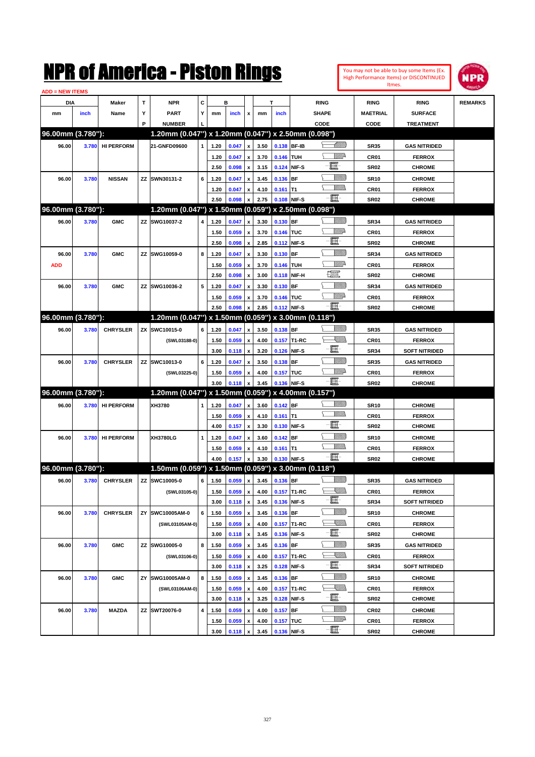# NPR of America - Piston Rings

You may not be able to buy some Items (Ex. High Performance Items) or DISCONTINUED Itmes.

ADD = NEW ITEMS

| DIA mm | DIA inch | Maker Name | TYP | NPR PART NUMBER | CYL | B mm | B inch | x | T mm | T inch | RING SHAPE CODE | RING MAETRIAL CODE | RING SURFACE TREATMENT | REMARKS |
|---|---|---|---|---|---|---|---|---|---|---|---|---|---|---|
| **96.00mm (3.780"):** | | | | **1.20mm (0.047") x 1.20mm (0.047") x 2.50mm (0.098")** | | | | | | | | | | |
| 96.00 | 3.780 | HI PERFORM | | 21-GNFD09600 | 1 | 1.20 | 0.047 | x | 3.50 | 0.138 | BF-IB | SR35 | GAS NITRIDED | |
| | | | | | | 1.20 | 0.047 | x | 3.70 | 0.146 | TUH | CR01 | FERROX | |
| | | | | | | 2.50 | 0.098 | x | 3.15 | 0.124 | NIF-S | SR02 | CHROME | |
| 96.00 | 3.780 | NISSAN | ZZ | SWN30131-2 | 6 | 1.20 | 0.047 | x | 3.45 | 0.136 | BF | SR10 | CHROME | |
| | | | | | | 1.20 | 0.047 | x | 4.10 | 0.161 | T1 | CR01 | FERROX | |
| | | | | | | 2.50 | 0.098 | x | 2.75 | 0.108 | NIF-S | SR02 | CHROME | |
| **96.00mm (3.780"):** | | | | **1.20mm (0.047") x 1.50mm (0.059") x 2.50mm (0.098")** | | | | | | | | | | |
| 96.00 | 3.780 | GMC | ZZ | SWG10037-2 | 4 | 1.20 | 0.047 | x | 3.30 | 0.130 | BF | SR34 | GAS NITRIDED | |
| | | | | | | 1.50 | 0.059 | x | 3.70 | 0.146 | TUC | CR01 | FERROX | |
| | | | | | | 2.50 | 0.098 | x | 2.85 | 0.112 | NIF-S | SR02 | CHROME | |
| 96.00 | 3.780 | GMC | ZZ | SWG10059-0 | 8 | 1.20 | 0.047 | x | 3.30 | 0.130 | BF | SR34 | GAS NITRIDED | |
| ADD | | | | | | 1.50 | 0.059 | x | 3.70 | 0.146 | TUH | CR01 | FERROX | |
| | | | | | | 2.50 | 0.098 | x | 3.00 | 0.118 | NIF-H | SR02 | CHROME | |
| 96.00 | 3.780 | GMC | ZZ | SWG10036-2 | 5 | 1.20 | 0.047 | x | 3.30 | 0.130 | BF | SR34 | GAS NITRIDED | |
| | | | | | | 1.50 | 0.059 | x | 3.70 | 0.146 | TUC | CR01 | FERROX | |
| | | | | | | 2.50 | 0.098 | x | 2.85 | 0.112 | NIF-S | SR02 | CHROME | |
| **96.00mm (3.780"):** | | | | **1.20mm (0.047") x 1.50mm (0.059") x 3.00mm (0.118")** | | | | | | | | | | |
| 96.00 | 3.780 | CHRYSLER | ZX | SWC10015-0 | 6 | 1.20 | 0.047 | x | 3.50 | 0.138 | BF | SR35 | GAS NITRIDED | |
| | | | | (SWL03188-0) | | 1.50 | 0.059 | x | 4.00 | 0.157 | T1-RC | CR01 | FERROX | |
| | | | | | | 3.00 | 0.118 | x | 3.20 | 0.126 | NIF-S | SR34 | SOFT NITRIDED | |
| 96.00 | 3.780 | CHRYSLER | ZZ | SWC10013-0 | 6 | 1.20 | 0.047 | x | 3.50 | 0.138 | BF | SR35 | GAS NITRIDED | |
| | | | | (SWL03225-0) | | 1.50 | 0.059 | x | 4.00 | 0.157 | TUC | CR01 | FERROX | |
| | | | | | | 3.00 | 0.118 | x | 3.45 | 0.136 | NIF-S | SR02 | CHROME | |
| **96.00mm (3.780"):** | | | | **1.20mm (0.047") x 1.50mm (0.059") x 4.00mm (0.157")** | | | | | | | | | | |
| 96.00 | 3.780 | HI PERFORM | | XH3780 | 1 | 1.20 | 0.047 | x | 3.60 | 0.142 | BF | SR10 | CHROME | |
| | | | | | | 1.50 | 0.059 | x | 4.10 | 0.161 | T1 | CR01 | FERROX | |
| | | | | | | 4.00 | 0.157 | x | 3.30 | 0.130 | NIF-S | SR02 | CHROME | |
| 96.00 | 3.780 | HI PERFORM | | XH3780LG | 1 | 1.20 | 0.047 | x | 3.60 | 0.142 | BF | SR10 | CHROME | |
| | | | | | | 1.50 | 0.059 | x | 4.10 | 0.161 | T1 | CR01 | FERROX | |
| | | | | | | 4.00 | 0.157 | x | 3.30 | 0.130 | NIF-S | SR02 | CHROME | |
| **96.00mm (3.780"):** | | | | **1.50mm (0.059") x 1.50mm (0.059") x 3.00mm (0.118")** | | | | | | | | | | |
| 96.00 | 3.780 | CHRYSLER | ZZ | SWC10005-0 | 6 | 1.50 | 0.059 | x | 3.45 | 0.136 | BF | SR35 | GAS NITRIDED | |
| | | | | (SWL03105-0) | | 1.50 | 0.059 | x | 4.00 | 0.157 | T1-RC | CR01 | FERROX | |
| | | | | | | 3.00 | 0.118 | x | 3.45 | 0.136 | NIF-S | SR34 | SOFT NITRIDED | |
| 96.00 | 3.780 | CHRYSLER | ZY | SWC10005AM-0 | 6 | 1.50 | 0.059 | x | 3.45 | 0.136 | BF | SR10 | CHROME | |
| | | | | (SWL03105AM-0) | | 1.50 | 0.059 | x | 4.00 | 0.157 | T1-RC | CR01 | FERROX | |
| | | | | | | 3.00 | 0.118 | x | 3.45 | 0.136 | NIF-S | SR02 | CHROME | |
| 96.00 | 3.780 | GMC | ZZ | SWG10005-0 | 8 | 1.50 | 0.059 | x | 3.45 | 0.136 | BF | SR35 | GAS NITRIDED | |
| | | | | (SWL03106-0) | | 1.50 | 0.059 | x | 4.00 | 0.157 | T1-RC | CR01 | FERROX | |
| | | | | | | 3.00 | 0.118 | x | 3.25 | 0.128 | NIF-S | SR34 | SOFT NITRIDED | |
| 96.00 | 3.780 | GMC | ZY | SWG10005AM-0 | 8 | 1.50 | 0.059 | x | 3.45 | 0.136 | BF | SR10 | CHROME | |
| | | | | (SWL03106AM-0) | | 1.50 | 0.059 | x | 4.00 | 0.157 | T1-RC | CR01 | FERROX | |
| | | | | | | 3.00 | 0.118 | x | 3.25 | 0.128 | NIF-S | SR02 | CHROME | |
| 96.00 | 3.780 | MAZDA | ZZ | SWT20076-0 | 4 | 1.50 | 0.059 | x | 4.00 | 0.157 | BF | CR02 | CHROME | |
| | | | | | | 1.50 | 0.059 | x | 4.00 | 0.157 | TUC | CR01 | FERROX | |
| | | | | | | 3.00 | 0.118 | x | 3.45 | 0.136 | NIF-S | SR02 | CHROME | |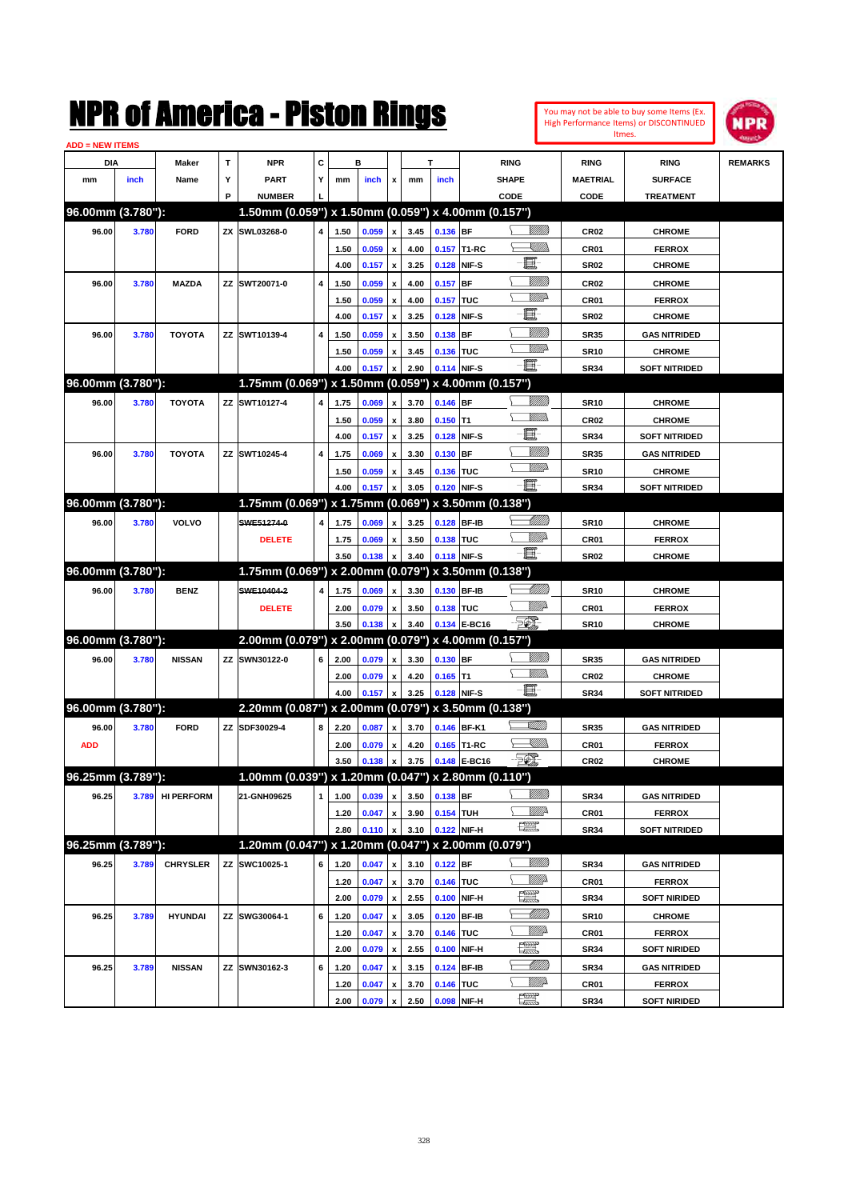# NPR of America - Piston Rings

You may not be able to buy some Items (Ex. High Performance Items) or DISCONTINUED Itmes.

ADD = NEW ITEMS

| DIA mm | DIA inch | Maker Name | TYP | NPR PART NUMBER | CYL | B mm | B inch | x | T mm | T inch | RING SHAPE CODE | RING MAETRIAL CODE | RING SURFACE TREATMENT | REMARKS |
|---|---|---|---|---|---|---|---|---|---|---|---|---|---|---|
| **96.00mm (3.780"):** | | | | **1.50mm (0.059") x 1.50mm (0.059") x 4.00mm (0.157")** | | | | | | | | | | |
| 96.00 | 3.780 | FORD | ZX | SWL03268-0 | 4 | 1.50 | 0.059 | x | 3.45 | 0.136 | BF | CR02 | CHROME | |
| | | | | | | 1.50 | 0.059 | x | 4.00 | 0.157 | T1-RC | CR01 | FERROX | |
| | | | | | | 4.00 | 0.157 | x | 3.25 | 0.128 | NIF-S | SR02 | CHROME | |
| 96.00 | 3.780 | MAZDA | ZZ | SWT20071-0 | 4 | 1.50 | 0.059 | x | 4.00 | 0.157 | BF | CR02 | CHROME | |
| | | | | | | 1.50 | 0.059 | x | 4.00 | 0.157 | TUC | CR01 | FERROX | |
| | | | | | | 4.00 | 0.157 | x | 3.25 | 0.128 | NIF-S | SR02 | CHROME | |
| 96.00 | 3.780 | TOYOTA | ZZ | SWT10139-4 | 4 | 1.50 | 0.059 | x | 3.50 | 0.138 | BF | SR35 | GAS NITRIDED | |
| | | | | | | 1.50 | 0.059 | x | 3.45 | 0.136 | TUC | SR10 | CHROME | |
| | | | | | | 4.00 | 0.157 | x | 2.90 | 0.114 | NIF-S | SR34 | SOFT NITRIDED | |
| **96.00mm (3.780"):** | | | | **1.75mm (0.069") x 1.50mm (0.059") x 4.00mm (0.157")** | | | | | | | | | | |
| 96.00 | 3.780 | TOYOTA | ZZ | SWT10127-4 | 4 | 1.75 | 0.069 | x | 3.70 | 0.146 | BF | SR10 | CHROME | |
| | | | | | | 1.50 | 0.059 | x | 3.80 | 0.150 | T1 | CR02 | CHROME | |
| | | | | | | 4.00 | 0.157 | x | 3.25 | 0.128 | NIF-S | SR34 | SOFT NITRIDED | |
| 96.00 | 3.780 | TOYOTA | ZZ | SWT10245-4 | 4 | 1.75 | 0.069 | x | 3.30 | 0.130 | BF | SR35 | GAS NITRIDED | |
| | | | | | | 1.50 | 0.059 | x | 3.45 | 0.136 | TUC | SR10 | CHROME | |
| | | | | | | 4.00 | 0.157 | x | 3.05 | 0.120 | NIF-S | SR34 | SOFT NITRIDED | |
| **96.00mm (3.780"):** | | | | **1.75mm (0.069") x 1.75mm (0.069") x 3.50mm (0.138")** | | | | | | | | | | |
| 96.00 | 3.780 | VOLVO | | ~~SWE51274-0~~ | 4 | 1.75 | 0.069 | x | 3.25 | 0.128 | BF-IB | SR10 | CHROME | |
| | | | | DELETE | | 1.75 | 0.069 | x | 3.50 | 0.138 | TUC | CR01 | FERROX | |
| | | | | | | 3.50 | 0.138 | x | 3.40 | 0.118 | NIF-S | SR02 | CHROME | |
| **96.00mm (3.780"):** | | | | **1.75mm (0.069") x 2.00mm (0.079") x 3.50mm (0.138")** | | | | | | | | | | |
| 96.00 | 3.780 | BENZ | | ~~SWE10404-2~~ | 4 | 1.75 | 0.069 | x | 3.30 | 0.130 | BF-IB | SR10 | CHROME | |
| | | | | DELETE | | 2.00 | 0.079 | x | 3.50 | 0.138 | TUC | CR01 | FERROX | |
| | | | | | | 3.50 | 0.138 | x | 3.40 | 0.134 | E-BC16 | SR10 | CHROME | |
| **96.00mm (3.780"):** | | | | **2.00mm (0.079") x 2.00mm (0.079") x 4.00mm (0.157")** | | | | | | | | | | |
| 96.00 | 3.780 | NISSAN | ZZ | SWN30122-0 | 6 | 2.00 | 0.079 | x | 3.30 | 0.130 | BF | SR35 | GAS NITRIDED | |
| | | | | | | 2.00 | 0.079 | x | 4.20 | 0.165 | T1 | CR02 | CHROME | |
| | | | | | | 4.00 | 0.157 | x | 3.25 | 0.128 | NIF-S | SR34 | SOFT NITRIDED | |
| **96.00mm (3.780"):** | | | | **2.20mm (0.087") x 2.00mm (0.079") x 3.50mm (0.138")** | | | | | | | | | | |
| 96.00 | 3.780 | FORD | ZZ | SDF30029-4 | 8 | 2.20 | 0.087 | x | 3.70 | 0.146 | BF-K1 | SR35 | GAS NITRIDED | |
| ADD | | | | | | 2.00 | 0.079 | x | 4.20 | 0.165 | T1-RC | CR01 | FERROX | |
| | | | | | | 3.50 | 0.138 | x | 3.75 | 0.148 | E-BC16 | CR02 | CHROME | |
| **96.25mm (3.789"):** | | | | **1.00mm (0.039") x 1.20mm (0.047") x 2.80mm (0.110")** | | | | | | | | | | |
| 96.25 | 3.789 | HI PERFORM | | 21-GNH09625 | 1 | 1.00 | 0.039 | x | 3.50 | 0.138 | BF | SR34 | GAS NITRIDED | |
| | | | | | | 1.20 | 0.047 | x | 3.90 | 0.154 | TUH | CR01 | FERROX | |
| | | | | | | 2.80 | 0.110 | x | 3.10 | 0.122 | NIF-H | SR34 | SOFT NITRIDED | |
| **96.25mm (3.789"):** | | | | **1.20mm (0.047") x 1.20mm (0.047") x 2.00mm (0.079")** | | | | | | | | | | |
| 96.25 | 3.789 | CHRYSLER | ZZ | SWC10025-1 | 6 | 1.20 | 0.047 | x | 3.10 | 0.122 | BF | SR34 | GAS NITRIDED | |
| | | | | | | 1.20 | 0.047 | x | 3.70 | 0.146 | TUC | CR01 | FERROX | |
| | | | | | | 2.00 | 0.079 | x | 2.55 | 0.100 | NIF-H | SR34 | SOFT NIRIDED | |
| 96.25 | 3.789 | HYUNDAI | ZZ | SWG30064-1 | 6 | 1.20 | 0.047 | x | 3.05 | 0.120 | BF-IB | SR10 | CHROME | |
| | | | | | | 1.20 | 0.047 | x | 3.70 | 0.146 | TUC | CR01 | FERROX | |
| | | | | | | 2.00 | 0.079 | x | 2.55 | 0.100 | NIF-H | SR34 | SOFT NIRIDED | |
| 96.25 | 3.789 | NISSAN | ZZ | SWN30162-3 | 6 | 1.20 | 0.047 | x | 3.15 | 0.124 | BF-IB | SR34 | GAS NITRIDED | |
| | | | | | | 1.20 | 0.047 | x | 3.70 | 0.146 | TUC | CR01 | FERROX | |
| | | | | | | 2.00 | 0.079 | x | 2.50 | 0.098 | NIF-H | SR34 | SOFT NIRIDED | |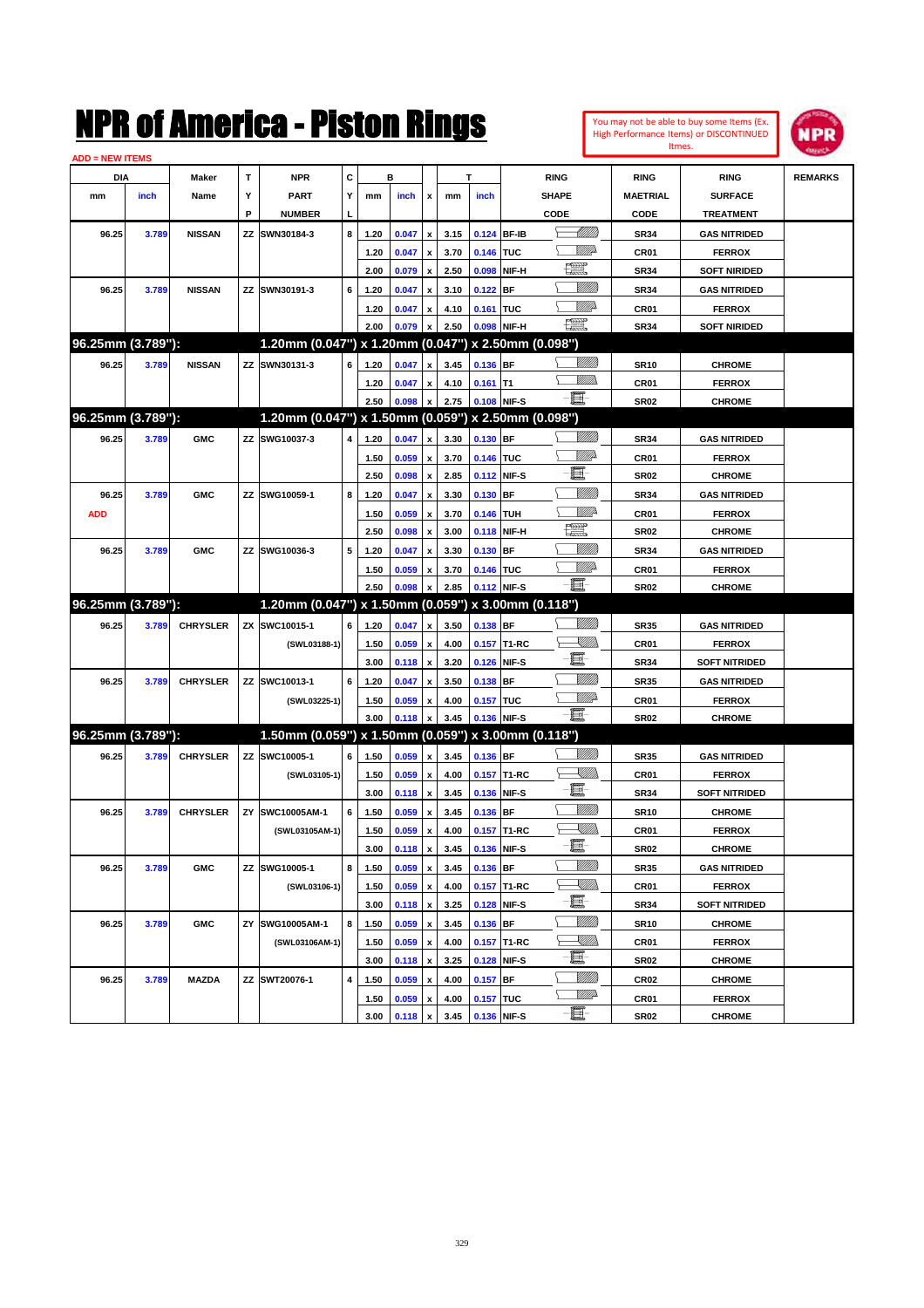# NPR of America - Piston Rings

You may not be able to buy some Items (Ex. High Performance Items) or DISCONTINUED Itmes.

ADD = NEW ITEMS

| DIA mm | DIA inch | Maker Name | TYP | NPR PART NUMBER | CYL | B mm | B inch | x | T mm | T inch | RING SHAPE CODE | RING MAETRIAL CODE | RING SURFACE TREATMENT | REMARKS |
|---|---|---|---|---|---|---|---|---|---|---|---|---|---|---|
| 96.25 | 3.789 | NISSAN | ZZ | SWN30184-3 | 8 | 1.20 | 0.047 | x | 3.15 | 0.124 | BF-IB | SR34 | GAS NITRIDED | |
| | | | | | | 1.20 | 0.047 | x | 3.70 | 0.146 | TUC | CR01 | FERROX | |
| | | | | | | 2.00 | 0.079 | x | 2.50 | 0.098 | NIF-H | SR34 | SOFT NIRIDED | |
| 96.25 | 3.789 | NISSAN | ZZ | SWN30191-3 | 6 | 1.20 | 0.047 | x | 3.10 | 0.122 | BF | SR34 | GAS NITRIDED | |
| | | | | | | 1.20 | 0.047 | x | 4.10 | 0.161 | TUC | CR01 | FERROX | |
| | | | | | | 2.00 | 0.079 | x | 2.50 | 0.098 | NIF-H | SR34 | SOFT NIRIDED | |
| **96.25mm (3.789"):** | | | | **1.20mm (0.047") x 1.20mm (0.047") x 2.50mm (0.098")** | | | | | | | | | | |
| 96.25 | 3.789 | NISSAN | ZZ | SWN30131-3 | 6 | 1.20 | 0.047 | x | 3.45 | 0.136 | BF | SR10 | CHROME | |
| | | | | | | 1.20 | 0.047 | x | 4.10 | 0.161 | T1 | CR01 | FERROX | |
| | | | | | | 2.50 | 0.098 | x | 2.75 | 0.108 | NIF-S | SR02 | CHROME | |
| **96.25mm (3.789"):** | | | | **1.20mm (0.047") x 1.50mm (0.059") x 2.50mm (0.098")** | | | | | | | | | | |
| 96.25 | 3.789 | GMC | ZZ | SWG10037-3 | 4 | 1.20 | 0.047 | x | 3.30 | 0.130 | BF | SR34 | GAS NITRIDED | |
| | | | | | | 1.50 | 0.059 | x | 3.70 | 0.146 | TUC | CR01 | FERROX | |
| | | | | | | 2.50 | 0.098 | x | 2.85 | 0.112 | NIF-S | SR02 | CHROME | |
| 96.25 | 3.789 | GMC | ZZ | SWG10059-1 | 8 | 1.20 | 0.047 | x | 3.30 | 0.130 | BF | SR34 | GAS NITRIDED | |
| ADD | | | | | | 1.50 | 0.059 | x | 3.70 | 0.146 | TUH | CR01 | FERROX | |
| | | | | | | 2.50 | 0.098 | x | 3.00 | 0.118 | NIF-H | SR02 | CHROME | |
| 96.25 | 3.789 | GMC | ZZ | SWG10036-3 | 5 | 1.20 | 0.047 | x | 3.30 | 0.130 | BF | SR34 | GAS NITRIDED | |
| | | | | | | 1.50 | 0.059 | x | 3.70 | 0.146 | TUC | CR01 | FERROX | |
| | | | | | | 2.50 | 0.098 | x | 2.85 | 0.112 | NIF-S | SR02 | CHROME | |
| **96.25mm (3.789"):** | | | | **1.20mm (0.047") x 1.50mm (0.059") x 3.00mm (0.118")** | | | | | | | | | | |
| 96.25 | 3.789 | CHRYSLER | ZX | SWC10015-1 | 6 | 1.20 | 0.047 | x | 3.50 | 0.138 | BF | SR35 | GAS NITRIDED | |
| | | | | (SWL03188-1) | | 1.50 | 0.059 | x | 4.00 | 0.157 | T1-RC | CR01 | FERROX | |
| | | | | | | 3.00 | 0.118 | x | 3.20 | 0.126 | NIF-S | SR34 | SOFT NITRIDED | |
| 96.25 | 3.789 | CHRYSLER | ZZ | SWC10013-1 | 6 | 1.20 | 0.047 | x | 3.50 | 0.138 | BF | SR35 | GAS NITRIDED | |
| | | | | (SWL03225-1) | | 1.50 | 0.059 | x | 4.00 | 0.157 | TUC | CR01 | FERROX | |
| | | | | | | 3.00 | 0.118 | x | 3.45 | 0.136 | NIF-S | SR02 | CHROME | |
| **96.25mm (3.789"):** | | | | **1.50mm (0.059") x 1.50mm (0.059") x 3.00mm (0.118")** | | | | | | | | | | |
| 96.25 | 3.789 | CHRYSLER | ZZ | SWC10005-1 | 6 | 1.50 | 0.059 | x | 3.45 | 0.136 | BF | SR35 | GAS NITRIDED | |
| | | | | (SWL03105-1) | | 1.50 | 0.059 | x | 4.00 | 0.157 | T1-RC | CR01 | FERROX | |
| | | | | | | 3.00 | 0.118 | x | 3.45 | 0.136 | NIF-S | SR34 | SOFT NITRIDED | |
| 96.25 | 3.789 | CHRYSLER | ZY | SWC10005AM-1 | 6 | 1.50 | 0.059 | x | 3.45 | 0.136 | BF | SR10 | CHROME | |
| | | | | (SWL03105AM-1) | | 1.50 | 0.059 | x | 4.00 | 0.157 | T1-RC | CR01 | FERROX | |
| | | | | | | 3.00 | 0.118 | x | 3.45 | 0.136 | NIF-S | SR02 | CHROME | |
| 96.25 | 3.789 | GMC | ZZ | SWG10005-1 | 8 | 1.50 | 0.059 | x | 3.45 | 0.136 | BF | SR35 | GAS NITRIDED | |
| | | | | (SWL03106-1) | | 1.50 | 0.059 | x | 4.00 | 0.157 | T1-RC | CR01 | FERROX | |
| | | | | | | 3.00 | 0.118 | x | 3.25 | 0.128 | NIF-S | SR34 | SOFT NITRIDED | |
| 96.25 | 3.789 | GMC | ZY | SWG10005AM-1 | 8 | 1.50 | 0.059 | x | 3.45 | 0.136 | BF | SR10 | CHROME | |
| | | | | (SWL03106AM-1) | | 1.50 | 0.059 | x | 4.00 | 0.157 | T1-RC | CR01 | FERROX | |
| | | | | | | 3.00 | 0.118 | x | 3.25 | 0.128 | NIF-S | SR02 | CHROME | |
| 96.25 | 3.789 | MAZDA | ZZ | SWT20076-1 | 4 | 1.50 | 0.059 | x | 4.00 | 0.157 | BF | CR02 | CHROME | |
| | | | | | | 1.50 | 0.059 | x | 4.00 | 0.157 | TUC | CR01 | FERROX | |
| | | | | | | 3.00 | 0.118 | x | 3.45 | 0.136 | NIF-S | SR02 | CHROME | |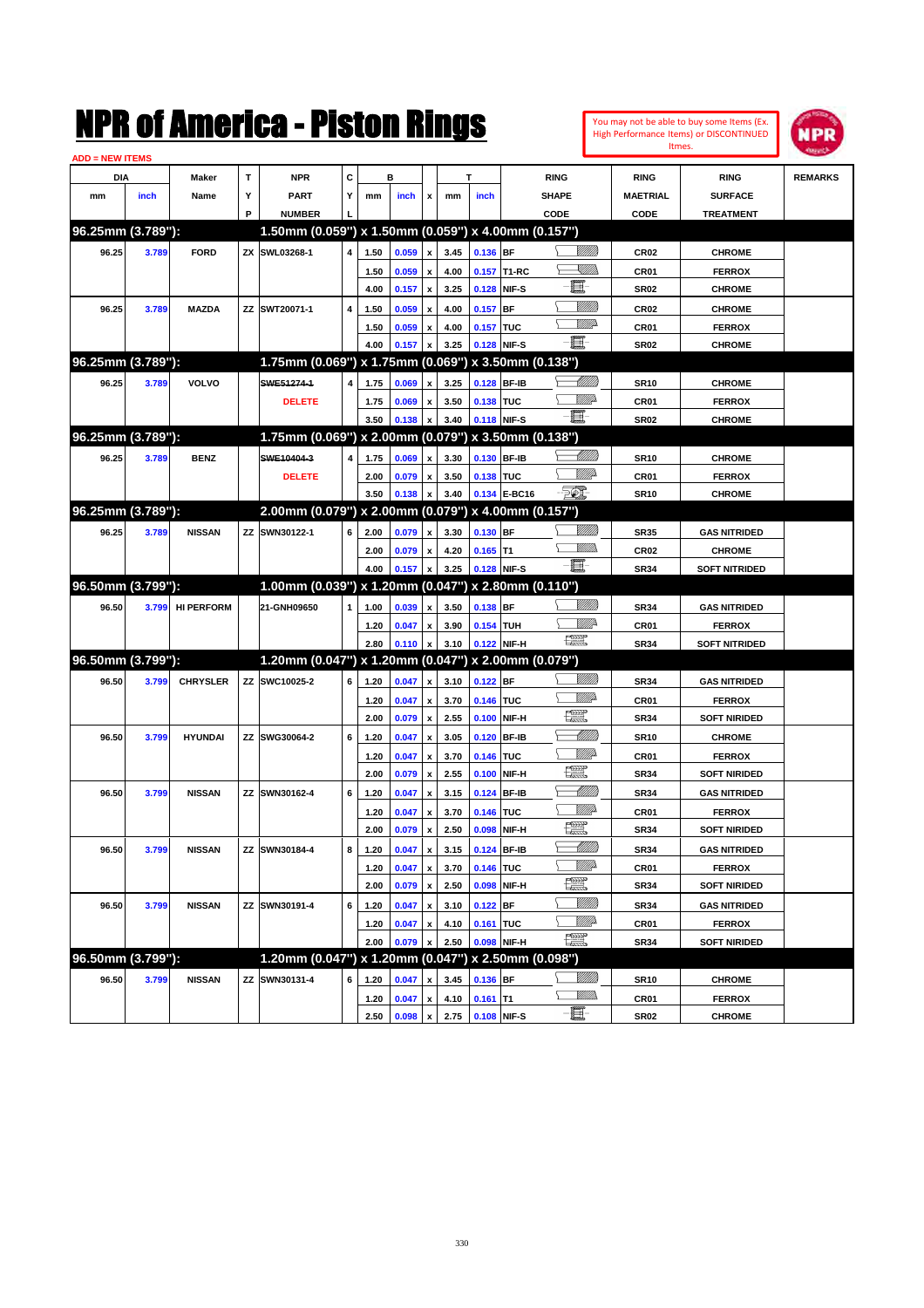# NPR of America - Piston Rings

You may not be able to buy some Items (Ex. High Performance Items) or DISCONTINUED Itmes.

ADD = NEW ITEMS

| DIA mm | DIA inch | Maker Name | TYP | NPR PART NUMBER | CYL | B mm | B inch | x | T mm | T inch | RING SHAPE CODE | RING MAETRIAL CODE | RING SURFACE TREATMENT | REMARKS |
|---|---|---|---|---|---|---|---|---|---|---|---|---|---|---|
| **96.25mm (3.789"):** | | | | **1.50mm (0.059") x 1.50mm (0.059") x 4.00mm (0.157")** | | | | | | | | | | |
| 96.25 | 3.789 | FORD | ZX | SWL03268-1 | 4 | 1.50 | 0.059 | x | 3.45 | 0.136 | BF | CR02 | CHROME | |
| | | | | | | 1.50 | 0.059 | x | 4.00 | 0.157 | T1-RC | CR01 | FERROX | |
| | | | | | | 4.00 | 0.157 | x | 3.25 | 0.128 | NIF-S | SR02 | CHROME | |
| 96.25 | 3.789 | MAZDA | ZZ | SWT20071-1 | 4 | 1.50 | 0.059 | x | 4.00 | 0.157 | BF | CR02 | CHROME | |
| | | | | | | 1.50 | 0.059 | x | 4.00 | 0.157 | TUC | CR01 | FERROX | |
| | | | | | | 4.00 | 0.157 | x | 3.25 | 0.128 | NIF-S | SR02 | CHROME | |
| **96.25mm (3.789"):** | | | | **1.75mm (0.069") x 1.75mm (0.069") x 3.50mm (0.138")** | | | | | | | | | | |
| 96.25 | 3.789 | VOLVO | | ~~SWE51274-1~~ | 4 | 1.75 | 0.069 | x | 3.25 | 0.128 | BF-IB | SR10 | CHROME | |
| | | | | DELETE | | 1.75 | 0.069 | x | 3.50 | 0.138 | TUC | CR01 | FERROX | |
| | | | | | | 3.50 | 0.138 | x | 3.40 | 0.118 | NIF-S | SR02 | CHROME | |
| **96.25mm (3.789"):** | | | | **1.75mm (0.069") x 2.00mm (0.079") x 3.50mm (0.138")** | | | | | | | | | | |
| 96.25 | 3.789 | BENZ | | ~~SWE10404-3~~ | 4 | 1.75 | 0.069 | x | 3.30 | 0.130 | BF-IB | SR10 | CHROME | |
| | | | | DELETE | | 2.00 | 0.079 | x | 3.50 | 0.138 | TUC | CR01 | FERROX | |
| | | | | | | 3.50 | 0.138 | x | 3.40 | 0.134 | E-BC16 | SR10 | CHROME | |
| **96.25mm (3.789"):** | | | | **2.00mm (0.079") x 2.00mm (0.079") x 4.00mm (0.157")** | | | | | | | | | | |
| 96.25 | 3.789 | NISSAN | ZZ | SWN30122-1 | 6 | 2.00 | 0.079 | x | 3.30 | 0.130 | BF | SR35 | GAS NITRIDED | |
| | | | | | | 2.00 | 0.079 | x | 4.20 | 0.165 | T1 | CR02 | CHROME | |
| | | | | | | 4.00 | 0.157 | x | 3.25 | 0.128 | NIF-S | SR34 | SOFT NITRIDED | |
| **96.50mm (3.799"):** | | | | **1.00mm (0.039") x 1.20mm (0.047") x 2.80mm (0.110")** | | | | | | | | | | |
| 96.50 | 3.799 | HI PERFORM | | 21-GNH09650 | 1 | 1.00 | 0.039 | x | 3.50 | 0.138 | BF | SR34 | GAS NITRIDED | |
| | | | | | | 1.20 | 0.047 | x | 3.90 | 0.154 | TUH | CR01 | FERROX | |
| | | | | | | 2.80 | 0.110 | x | 3.10 | 0.122 | NIF-H | SR34 | SOFT NITRIDED | |
| **96.50mm (3.799"):** | | | | **1.20mm (0.047") x 1.20mm (0.047") x 2.00mm (0.079")** | | | | | | | | | | |
| 96.50 | 3.799 | CHRYSLER | ZZ | SWC10025-2 | 6 | 1.20 | 0.047 | x | 3.10 | 0.122 | BF | SR34 | GAS NITRIDED | |
| | | | | | | 1.20 | 0.047 | x | 3.70 | 0.146 | TUC | CR01 | FERROX | |
| | | | | | | 2.00 | 0.079 | x | 2.55 | 0.100 | NIF-H | SR34 | SOFT NIRIDED | |
| 96.50 | 3.799 | HYUNDAI | ZZ | SWG30064-2 | 6 | 1.20 | 0.047 | x | 3.05 | 0.120 | BF-IB | SR10 | CHROME | |
| | | | | | | 1.20 | 0.047 | x | 3.70 | 0.146 | TUC | CR01 | FERROX | |
| | | | | | | 2.00 | 0.079 | x | 2.55 | 0.100 | NIF-H | SR34 | SOFT NIRIDED | |
| 96.50 | 3.799 | NISSAN | ZZ | SWN30162-4 | 6 | 1.20 | 0.047 | x | 3.15 | 0.124 | BF-IB | SR34 | GAS NITRIDED | |
| | | | | | | 1.20 | 0.047 | x | 3.70 | 0.146 | TUC | CR01 | FERROX | |
| | | | | | | 2.00 | 0.079 | x | 2.50 | 0.098 | NIF-H | SR34 | SOFT NIRIDED | |
| 96.50 | 3.799 | NISSAN | ZZ | SWN30184-4 | 8 | 1.20 | 0.047 | x | 3.15 | 0.124 | BF-IB | SR34 | GAS NITRIDED | |
| | | | | | | 1.20 | 0.047 | x | 3.70 | 0.146 | TUC | CR01 | FERROX | |
| | | | | | | 2.00 | 0.079 | x | 2.50 | 0.098 | NIF-H | SR34 | SOFT NIRIDED | |
| 96.50 | 3.799 | NISSAN | ZZ | SWN30191-4 | 6 | 1.20 | 0.047 | x | 3.10 | 0.122 | BF | SR34 | GAS NITRIDED | |
| | | | | | | 1.20 | 0.047 | x | 4.10 | 0.161 | TUC | CR01 | FERROX | |
| | | | | | | 2.00 | 0.079 | x | 2.50 | 0.098 | NIF-H | SR34 | SOFT NIRIDED | |
| **96.50mm (3.799"):** | | | | **1.20mm (0.047") x 1.20mm (0.047") x 2.50mm (0.098")** | | | | | | | | | | |
| 96.50 | 3.799 | NISSAN | ZZ | SWN30131-4 | 6 | 1.20 | 0.047 | x | 3.45 | 0.136 | BF | SR10 | CHROME | |
| | | | | | | 1.20 | 0.047 | x | 4.10 | 0.161 | T1 | CR01 | FERROX | |
| | | | | | | 2.50 | 0.098 | x | 2.75 | 0.108 | NIF-S | SR02 | CHROME | |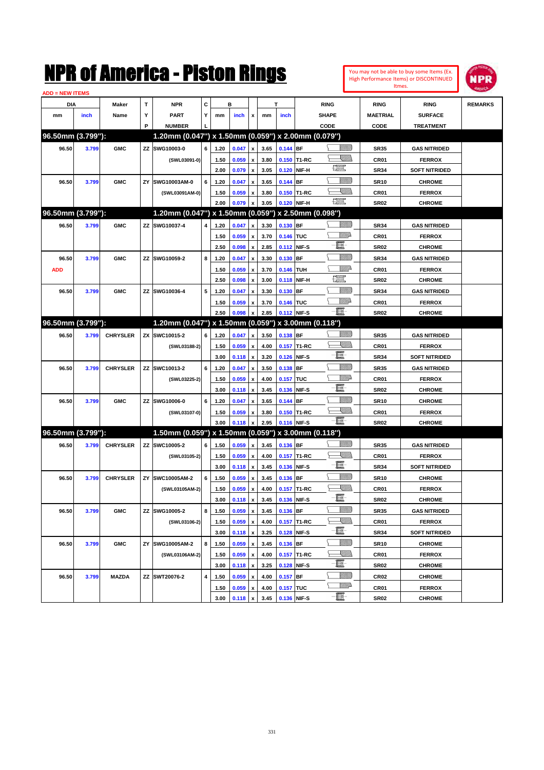# NPR of America - Piston Rings

You may not be able to buy some Items (Ex. High Performance Items) or DISCONTINUED Itmes.

ADD = NEW ITEMS

| DIA mm | DIA inch | Maker Name | TYP | NPR PART NUMBER | CYL | B mm | B inch | x | T mm | T inch | RING SHAPE CODE | RING MAETRIAL CODE | RING SURFACE TREATMENT | REMARKS |
|---|---|---|---|---|---|---|---|---|---|---|---|---|---|---|
| **96.50mm (3.799"):** | | | | **1.20mm (0.047") x 1.50mm (0.059") x 2.00mm (0.079")** | | | | | | | | | | |
| 96.50 | 3.799 | GMC | ZZ | SWG10003-0 | 6 | 1.20 | 0.047 | x | 3.65 | 0.144 | BF | SR35 | GAS NITRIDED | |
| | | | | (SWL03091-0) | | 1.50 | 0.059 | x | 3.80 | 0.150 | T1-RC | CR01 | FERROX | |
| | | | | | | 2.00 | 0.079 | x | 3.05 | 0.120 | NIF-H | SR34 | SOFT NITRIDED | |
| 96.50 | 3.799 | GMC | ZY | SWG10003AM-0 | 6 | 1.20 | 0.047 | x | 3.65 | 0.144 | BF | SR10 | CHROME | |
| | | | | (SWL03091AM-0) | | 1.50 | 0.059 | x | 3.80 | 0.150 | T1-RC | CR01 | FERROX | |
| | | | | | | 2.00 | 0.079 | x | 3.05 | 0.120 | NIF-H | SR02 | CHROME | |
| **96.50mm (3.799"):** | | | | **1.20mm (0.047") x 1.50mm (0.059") x 2.50mm (0.098")** | | | | | | | | | | |
| 96.50 | 3.799 | GMC | ZZ | SWG10037-4 | 4 | 1.20 | 0.047 | x | 3.30 | 0.130 | BF | SR34 | GAS NITRIDED | |
| | | | | | | 1.50 | 0.059 | x | 3.70 | 0.146 | TUC | CR01 | FERROX | |
| | | | | | | 2.50 | 0.098 | x | 2.85 | 0.112 | NIF-S | SR02 | CHROME | |
| 96.50 | 3.799 | GMC | ZZ | SWG10059-2 | 8 | 1.20 | 0.047 | x | 3.30 | 0.130 | BF | SR34 | GAS NITRIDED | |
| ADD | | | | | | 1.50 | 0.059 | x | 3.70 | 0.146 | TUH | CR01 | FERROX | |
| | | | | | | 2.50 | 0.098 | x | 3.00 | 0.118 | NIF-H | SR02 | CHROME | |
| 96.50 | 3.799 | GMC | ZZ | SWG10036-4 | 5 | 1.20 | 0.047 | x | 3.30 | 0.130 | BF | SR34 | GAS NITRIDED | |
| | | | | | | 1.50 | 0.059 | x | 3.70 | 0.146 | TUC | CR01 | FERROX | |
| | | | | | | 2.50 | 0.098 | x | 2.85 | 0.112 | NIF-S | SR02 | CHROME | |
| **96.50mm (3.799"):** | | | | **1.20mm (0.047") x 1.50mm (0.059") x 3.00mm (0.118")** | | | | | | | | | | |
| 96.50 | 3.799 | CHRYSLER | ZX | SWC10015-2 | 6 | 1.20 | 0.047 | x | 3.50 | 0.138 | BF | SR35 | GAS NITRIDED | |
| | | | | (SWL03188-2) | | 1.50 | 0.059 | x | 4.00 | 0.157 | T1-RC | CR01 | FERROX | |
| | | | | | | 3.00 | 0.118 | x | 3.20 | 0.126 | NIF-S | SR34 | SOFT NITRIDED | |
| 96.50 | 3.799 | CHRYSLER | ZZ | SWC10013-2 | 6 | 1.20 | 0.047 | x | 3.50 | 0.138 | BF | SR35 | GAS NITRIDED | |
| | | | | (SWL03225-2) | | 1.50 | 0.059 | x | 4.00 | 0.157 | TUC | CR01 | FERROX | |
| | | | | | | 3.00 | 0.118 | x | 3.45 | 0.136 | NIF-S | SR02 | CHROME | |
| 96.50 | 3.799 | GMC | ZZ | SWG10006-0 | 6 | 1.20 | 0.047 | x | 3.65 | 0.144 | BF | SR10 | CHROME | |
| | | | | (SWL03107-0) | | 1.50 | 0.059 | x | 3.80 | 0.150 | T1-RC | CR01 | FERROX | |
| | | | | | | 3.00 | 0.118 | x | 2.95 | 0.116 | NIF-S | SR02 | CHROME | |
| **96.50mm (3.799"):** | | | | **1.50mm (0.059") x 1.50mm (0.059") x 3.00mm (0.118")** | | | | | | | | | | |
| 96.50 | 3.799 | CHRYSLER | ZZ | SWC10005-2 | 6 | 1.50 | 0.059 | x | 3.45 | 0.136 | BF | SR35 | GAS NITRIDED | |
| | | | | (SWL03105-2) | | 1.50 | 0.059 | x | 4.00 | 0.157 | T1-RC | CR01 | FERROX | |
| | | | | | | 3.00 | 0.118 | x | 3.45 | 0.136 | NIF-S | SR34 | SOFT NITRIDED | |
| 96.50 | 3.799 | CHRYSLER | ZY | SWC10005AM-2 | 6 | 1.50 | 0.059 | x | 3.45 | 0.136 | BF | SR10 | CHROME | |
| | | | | (SWL03105AM-2) | | 1.50 | 0.059 | x | 4.00 | 0.157 | T1-RC | CR01 | FERROX | |
| | | | | | | 3.00 | 0.118 | x | 3.45 | 0.136 | NIF-S | SR02 | CHROME | |
| 96.50 | 3.799 | GMC | ZZ | SWG10005-2 | 8 | 1.50 | 0.059 | x | 3.45 | 0.136 | BF | SR35 | GAS NITRIDED | |
| | | | | (SWL03106-2) | | 1.50 | 0.059 | x | 4.00 | 0.157 | T1-RC | CR01 | FERROX | |
| | | | | | | 3.00 | 0.118 | x | 3.25 | 0.128 | NIF-S | SR34 | SOFT NITRIDED | |
| 96.50 | 3.799 | GMC | ZY | SWG10005AM-2 | 8 | 1.50 | 0.059 | x | 3.45 | 0.136 | BF | SR10 | CHROME | |
| | | | | (SWL03106AM-2) | | 1.50 | 0.059 | x | 4.00 | 0.157 | T1-RC | CR01 | FERROX | |
| | | | | | | 3.00 | 0.118 | x | 3.25 | 0.128 | NIF-S | SR02 | CHROME | |
| 96.50 | 3.799 | MAZDA | ZZ | SWT20076-2 | 4 | 1.50 | 0.059 | x | 4.00 | 0.157 | BF | CR02 | CHROME | |
| | | | | | | 1.50 | 0.059 | x | 4.00 | 0.157 | TUC | CR01 | FERROX | |
| | | | | | | 3.00 | 0.118 | x | 3.45 | 0.136 | NIF-S | SR02 | CHROME | |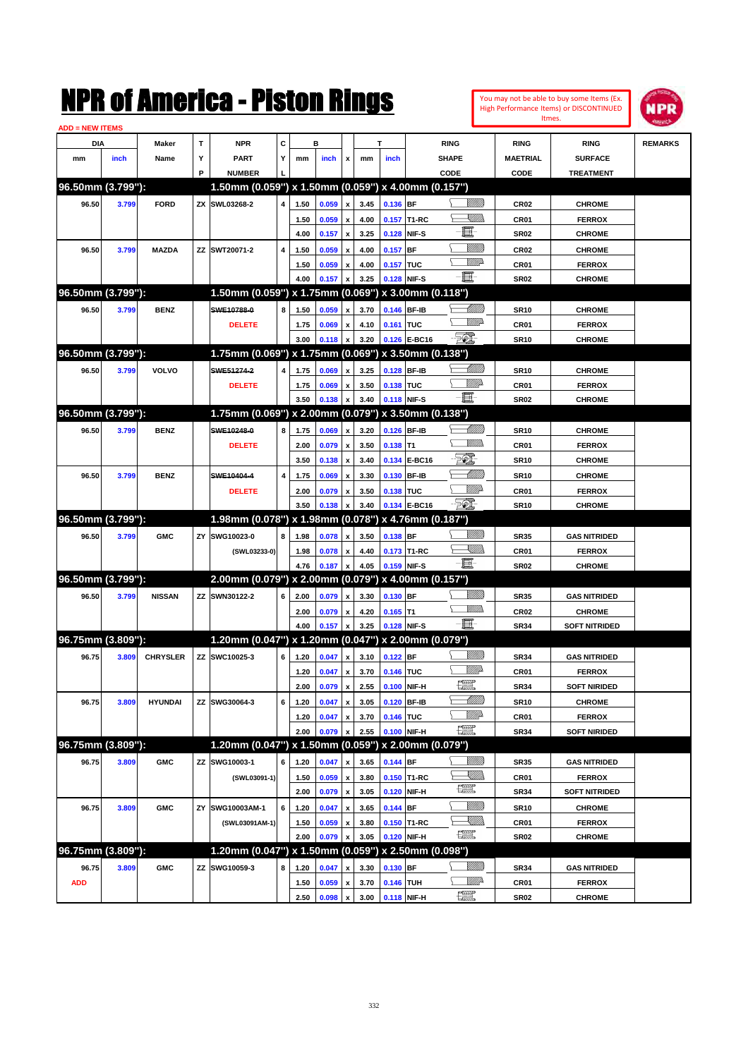# NPR of America - Piston Rings

You may not be able to buy some Items (Ex. High Performance Items) or DISCONTINUED Itmes.

ADD = NEW ITEMS

| DIA mm | DIA inch | Maker Name | TYP | NPR PART NUMBER | CYL | B mm | B inch | x | T mm | T inch | RING SHAPE CODE | RING MAETRIAL CODE | RING SURFACE TREATMENT | REMARKS |
|---|---|---|---|---|---|---|---|---|---|---|---|---|---|---|
| **96.50mm (3.799"):** | | | | **1.50mm (0.059") x 1.50mm (0.059") x 4.00mm (0.157")** | | | | | | | | | | |
| 96.50 | 3.799 | FORD | ZX | SWL03268-2 | 4 | 1.50 | 0.059 | x | 3.45 | 0.136 | BF | CR02 | CHROME | |
| | | | | | | 1.50 | 0.059 | x | 4.00 | 0.157 | T1-RC | CR01 | FERROX | |
| | | | | | | 4.00 | 0.157 | x | 3.25 | 0.128 | NIF-S | SR02 | CHROME | |
| 96.50 | 3.799 | MAZDA | ZZ | SWT20071-2 | 4 | 1.50 | 0.059 | x | 4.00 | 0.157 | BF | CR02 | CHROME | |
| | | | | | | 1.50 | 0.059 | x | 4.00 | 0.157 | TUC | CR01 | FERROX | |
| | | | | | | 4.00 | 0.157 | x | 3.25 | 0.128 | NIF-S | SR02 | CHROME | |
| **96.50mm (3.799"):** | | | | **1.50mm (0.059") x 1.75mm (0.069") x 3.00mm (0.118")** | | | | | | | | | | |
| 96.50 | 3.799 | BENZ | | ~~SWE10788-0~~ DELETE | 8 | 1.50 | 0.059 | x | 3.70 | 0.146 | BF-IB | SR10 | CHROME | |
| | | | | | | 1.75 | 0.069 | x | 4.10 | 0.161 | TUC | CR01 | FERROX | |
| | | | | | | 3.00 | 0.118 | x | 3.20 | 0.126 | E-BC16 | SR10 | CHROME | |
| **96.50mm (3.799"):** | | | | **1.75mm (0.069") x 1.75mm (0.069") x 3.50mm (0.138")** | | | | | | | | | | |
| 96.50 | 3.799 | VOLVO | | ~~SWE51274-2~~ DELETE | 4 | 1.75 | 0.069 | x | 3.25 | 0.128 | BF-IB | SR10 | CHROME | |
| | | | | | | 1.75 | 0.069 | x | 3.50 | 0.138 | TUC | CR01 | FERROX | |
| | | | | | | 3.50 | 0.138 | x | 3.40 | 0.118 | NIF-S | SR02 | CHROME | |
| **96.50mm (3.799"):** | | | | **1.75mm (0.069") x 2.00mm (0.079") x 3.50mm (0.138")** | | | | | | | | | | |
| 96.50 | 3.799 | BENZ | | ~~SWE10248-0~~ DELETE | 8 | 1.75 | 0.069 | x | 3.20 | 0.126 | BF-IB | SR10 | CHROME | |
| | | | | | | 2.00 | 0.079 | x | 3.50 | 0.138 | T1 | CR01 | FERROX | |
| | | | | | | 3.50 | 0.138 | x | 3.40 | 0.134 | E-BC16 | SR10 | CHROME | |
| 96.50 | 3.799 | BENZ | | ~~SWE10404-4~~ DELETE | 4 | 1.75 | 0.069 | x | 3.30 | 0.130 | BF-IB | SR10 | CHROME | |
| | | | | | | 2.00 | 0.079 | x | 3.50 | 0.138 | TUC | CR01 | FERROX | |
| | | | | | | 3.50 | 0.138 | x | 3.40 | 0.134 | E-BC16 | SR10 | CHROME | |
| **96.50mm (3.799"):** | | | | **1.98mm (0.078") x 1.98mm (0.078") x 4.76mm (0.187")** | | | | | | | | | | |
| 96.50 | 3.799 | GMC | ZY | SWG10023-0 (SWL03233-0) | 8 | 1.98 | 0.078 | x | 3.50 | 0.138 | BF | SR35 | GAS NITRIDED | |
| | | | | | | 1.98 | 0.078 | x | 4.40 | 0.173 | T1-RC | CR01 | FERROX | |
| | | | | | | 4.76 | 0.187 | x | 4.05 | 0.159 | NIF-S | SR02 | CHROME | |
| **96.50mm (3.799"):** | | | | **2.00mm (0.079") x 2.00mm (0.079") x 4.00mm (0.157")** | | | | | | | | | | |
| 96.50 | 3.799 | NISSAN | ZZ | SWN30122-2 | 6 | 2.00 | 0.079 | x | 3.30 | 0.130 | BF | SR35 | GAS NITRIDED | |
| | | | | | | 2.00 | 0.079 | x | 4.20 | 0.165 | T1 | CR02 | CHROME | |
| | | | | | | 4.00 | 0.157 | x | 3.25 | 0.128 | NIF-S | SR34 | SOFT NITRIDED | |
| **96.75mm (3.809"):** | | | | **1.20mm (0.047") x 1.20mm (0.047") x 2.00mm (0.079")** | | | | | | | | | | |
| 96.75 | 3.809 | CHRYSLER | ZZ | SWC10025-3 | 6 | 1.20 | 0.047 | x | 3.10 | 0.122 | BF | SR34 | GAS NITRIDED | |
| | | | | | | 1.20 | 0.047 | x | 3.70 | 0.146 | TUC | CR01 | FERROX | |
| | | | | | | 2.00 | 0.079 | x | 2.55 | 0.100 | NIF-H | SR34 | SOFT NIRIDED | |
| 96.75 | 3.809 | HYUNDAI | ZZ | SWG30064-3 | 6 | 1.20 | 0.047 | x | 3.05 | 0.120 | BF-IB | SR10 | CHROME | |
| | | | | | | 1.20 | 0.047 | x | 3.70 | 0.146 | TUC | CR01 | FERROX | |
| | | | | | | 2.00 | 0.079 | x | 2.55 | 0.100 | NIF-H | SR34 | SOFT NIRIDED | |
| **96.75mm (3.809"):** | | | | **1.20mm (0.047") x 1.50mm (0.059") x 2.00mm (0.079")** | | | | | | | | | | |
| 96.75 | 3.809 | GMC | ZZ | SWG10003-1 (SWL03091-1) | 6 | 1.20 | 0.047 | x | 3.65 | 0.144 | BF | SR35 | GAS NITRIDED | |
| | | | | | | 1.50 | 0.059 | x | 3.80 | 0.150 | T1-RC | CR01 | FERROX | |
| | | | | | | 2.00 | 0.079 | x | 3.05 | 0.120 | NIF-H | SR34 | SOFT NITRIDED | |
| 96.75 | 3.809 | GMC | ZY | SWG10003AM-1 (SWL03091AM-1) | 6 | 1.20 | 0.047 | x | 3.65 | 0.144 | BF | SR10 | CHROME | |
| | | | | | | 1.50 | 0.059 | x | 3.80 | 0.150 | T1-RC | CR01 | FERROX | |
| | | | | | | 2.00 | 0.079 | x | 3.05 | 0.120 | NIF-H | SR02 | CHROME | |
| **96.75mm (3.809"):** | | | | **1.20mm (0.047") x 1.50mm (0.059") x 2.50mm (0.098")** | | | | | | | | | | |
| 96.75 ADD | 3.809 | GMC | ZZ | SWG10059-3 | 8 | 1.20 | 0.047 | x | 3.30 | 0.130 | BF | SR34 | GAS NITRIDED | |
| | | | | | | 1.50 | 0.059 | x | 3.70 | 0.146 | TUH | CR01 | FERROX | |
| | | | | | | 2.50 | 0.098 | x | 3.00 | 0.118 | NIF-H | SR02 | CHROME | |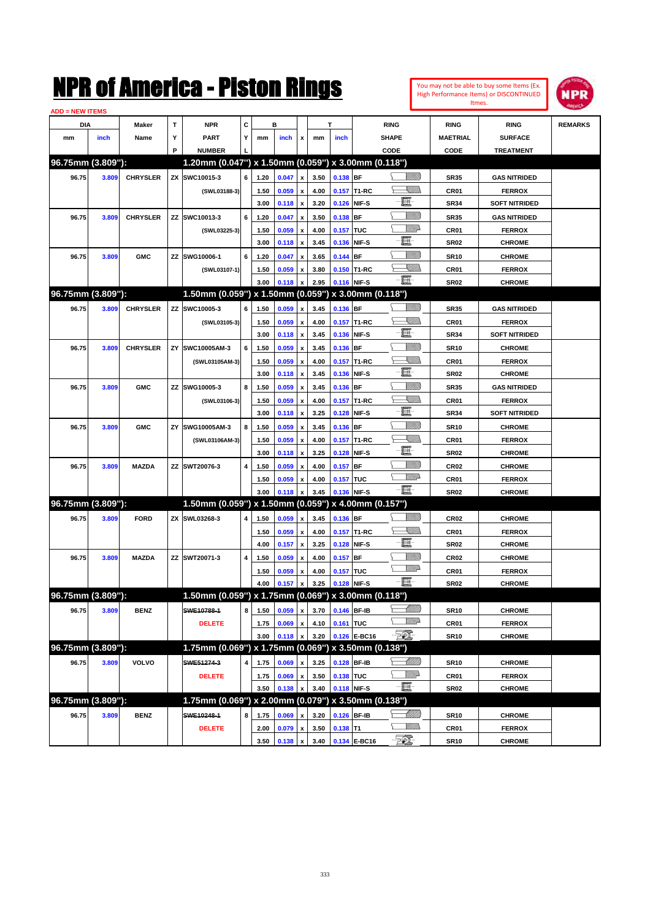# NPR of America - Piston Rings

You may not be able to buy some Items (Ex. High Performance Items) or DISCONTINUED Itmes.

ADD = NEW ITEMS

| DIA mm | DIA inch | Maker Name | TYP | NPR PART NUMBER | CYL | B mm | B inch | x | T mm | T inch | RING SHAPE CODE | RING MAETRIAL CODE | RING SURFACE TREATMENT | REMARKS |
|---|---|---|---|---|---|---|---|---|---|---|---|---|---|---|
| **96.75mm (3.809"):** | | | | **1.20mm (0.047") x 1.50mm (0.059") x 3.00mm (0.118")** | | | | | | | | | | |
| 96.75 | 3.809 | CHRYSLER | ZX | SWC10015-3 | 6 | 1.20 | 0.047 | x | 3.50 | 0.138 | BF | SR35 | GAS NITRIDED | |
| | | | | (SWL03188-3) | | 1.50 | 0.059 | x | 4.00 | 0.157 | T1-RC | CR01 | FERROX | |
| | | | | | | 3.00 | 0.118 | x | 3.20 | 0.126 | NIF-S | SR34 | SOFT NITRIDED | |
| 96.75 | 3.809 | CHRYSLER | ZZ | SWC10013-3 | 6 | 1.20 | 0.047 | x | 3.50 | 0.138 | BF | SR35 | GAS NITRIDED | |
| | | | | (SWL03225-3) | | 1.50 | 0.059 | x | 4.00 | 0.157 | TUC | CR01 | FERROX | |
| | | | | | | 3.00 | 0.118 | x | 3.45 | 0.136 | NIF-S | SR02 | CHROME | |
| 96.75 | 3.809 | GMC | ZZ | SWG10006-1 | 6 | 1.20 | 0.047 | x | 3.65 | 0.144 | BF | SR10 | CHROME | |
| | | | | (SWL03107-1) | | 1.50 | 0.059 | x | 3.80 | 0.150 | T1-RC | CR01 | FERROX | |
| | | | | | | 3.00 | 0.118 | x | 2.95 | 0.116 | NIF-S | SR02 | CHROME | |
| **96.75mm (3.809"):** | | | | **1.50mm (0.059") x 1.50mm (0.059") x 3.00mm (0.118")** | | | | | | | | | | |
| 96.75 | 3.809 | CHRYSLER | ZZ | SWC10005-3 | 6 | 1.50 | 0.059 | x | 3.45 | 0.136 | BF | SR35 | GAS NITRIDED | |
| | | | | (SWL03105-3) | | 1.50 | 0.059 | x | 4.00 | 0.157 | T1-RC | CR01 | FERROX | |
| | | | | | | 3.00 | 0.118 | x | 3.45 | 0.136 | NIF-S | SR34 | SOFT NITRIDED | |
| 96.75 | 3.809 | CHRYSLER | ZY | SWC10005AM-3 | 6 | 1.50 | 0.059 | x | 3.45 | 0.136 | BF | SR10 | CHROME | |
| | | | | (SWL03105AM-3) | | 1.50 | 0.059 | x | 4.00 | 0.157 | T1-RC | CR01 | FERROX | |
| | | | | | | 3.00 | 0.118 | x | 3.45 | 0.136 | NIF-S | SR02 | CHROME | |
| 96.75 | 3.809 | GMC | ZZ | SWG10005-3 | 8 | 1.50 | 0.059 | x | 3.45 | 0.136 | BF | SR35 | GAS NITRIDED | |
| | | | | (SWL03106-3) | | 1.50 | 0.059 | x | 4.00 | 0.157 | T1-RC | CR01 | FERROX | |
| | | | | | | 3.00 | 0.118 | x | 3.25 | 0.128 | NIF-S | SR34 | SOFT NITRIDED | |
| 96.75 | 3.809 | GMC | ZY | SWG10005AM-3 | 8 | 1.50 | 0.059 | x | 3.45 | 0.136 | BF | SR10 | CHROME | |
| | | | | (SWL03106AM-3) | | 1.50 | 0.059 | x | 4.00 | 0.157 | T1-RC | CR01 | FERROX | |
| | | | | | | 3.00 | 0.118 | x | 3.25 | 0.128 | NIF-S | SR02 | CHROME | |
| 96.75 | 3.809 | MAZDA | ZZ | SWT20076-3 | 4 | 1.50 | 0.059 | x | 4.00 | 0.157 | BF | CR02 | CHROME | |
| | | | | | | 1.50 | 0.059 | x | 4.00 | 0.157 | TUC | CR01 | FERROX | |
| | | | | | | 3.00 | 0.118 | x | 3.45 | 0.136 | NIF-S | SR02 | CHROME | |
| **96.75mm (3.809"):** | | | | **1.50mm (0.059") x 1.50mm (0.059") x 4.00mm (0.157")** | | | | | | | | | | |
| 96.75 | 3.809 | FORD | ZX | SWL03268-3 | 4 | 1.50 | 0.059 | x | 3.45 | 0.136 | BF | CR02 | CHROME | |
| | | | | | | 1.50 | 0.059 | x | 4.00 | 0.157 | T1-RC | CR01 | FERROX | |
| | | | | | | 4.00 | 0.157 | x | 3.25 | 0.128 | NIF-S | SR02 | CHROME | |
| 96.75 | 3.809 | MAZDA | ZZ | SWT20071-3 | 4 | 1.50 | 0.059 | x | 4.00 | 0.157 | BF | CR02 | CHROME | |
| | | | | | | 1.50 | 0.059 | x | 4.00 | 0.157 | TUC | CR01 | FERROX | |
| | | | | | | 4.00 | 0.157 | x | 3.25 | 0.128 | NIF-S | SR02 | CHROME | |
| **96.75mm (3.809"):** | | | | **1.50mm (0.059") x 1.75mm (0.069") x 3.00mm (0.118")** | | | | | | | | | | |
| 96.75 | 3.809 | BENZ | | ~~SWE10788-1~~ | 8 | 1.50 | 0.059 | x | 3.70 | 0.146 | BF-IB | SR10 | CHROME | |
| | | | | DELETE | | 1.75 | 0.069 | x | 4.10 | 0.161 | TUC | CR01 | FERROX | |
| | | | | | | 3.00 | 0.118 | x | 3.20 | 0.126 | E-BC16 | SR10 | CHROME | |
| **96.75mm (3.809"):** | | | | **1.75mm (0.069") x 1.75mm (0.069") x 3.50mm (0.138")** | | | | | | | | | | |
| 96.75 | 3.809 | VOLVO | | ~~SWE51274-3~~ | 4 | 1.75 | 0.069 | x | 3.25 | 0.128 | BF-IB | SR10 | CHROME | |
| | | | | DELETE | | 1.75 | 0.069 | x | 3.50 | 0.138 | TUC | CR01 | FERROX | |
| | | | | | | 3.50 | 0.138 | x | 3.40 | 0.118 | NIF-S | SR02 | CHROME | |
| **96.75mm (3.809"):** | | | | **1.75mm (0.069") x 2.00mm (0.079") x 3.50mm (0.138")** | | | | | | | | | | |
| 96.75 | 3.809 | BENZ | | ~~SWE10248-1~~ | 8 | 1.75 | 0.069 | x | 3.20 | 0.126 | BF-IB | SR10 | CHROME | |
| | | | | DELETE | | 2.00 | 0.079 | x | 3.50 | 0.138 | T1 | CR01 | FERROX | |
| | | | | | | 3.50 | 0.138 | x | 3.40 | 0.134 | E-BC16 | SR10 | CHROME | |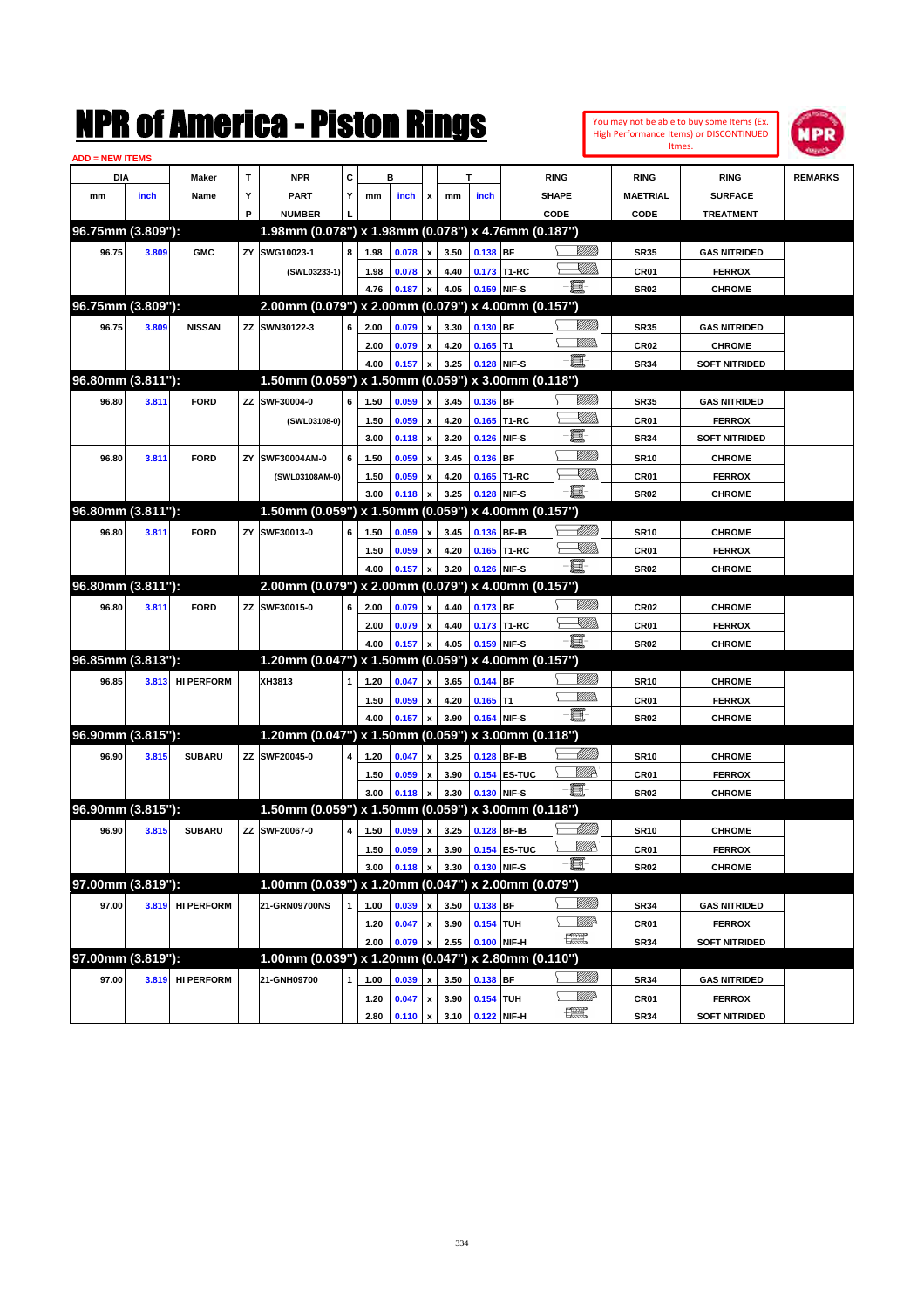# NPR of America - Piston Rings

You may not be able to buy some Items (Ex. High Performance Items) or DISCONTINUED Itmes.

ADD = NEW ITEMS

| DIA mm | DIA inch | Maker Name | TYP | NPR PART NUMBER | CYL | B mm | B inch | x | T mm | T inch | RING SHAPE CODE | RING MAETRIAL CODE | RING SURFACE TREATMENT | REMARKS |
|---|---|---|---|---|---|---|---|---|---|---|---|---|---|---|
| **96.75mm (3.809"):** | | | | **1.98mm (0.078") x 1.98mm (0.078") x 4.76mm (0.187")** | | | | | | | | | | |
| 96.75 | 3.809 | GMC | ZY | SWG10023-1 | 8 | 1.98 | 0.078 | x | 3.50 | 0.138 | BF | SR35 | GAS NITRIDED | |
| | | | | (SWL03233-1) | | 1.98 | 0.078 | x | 4.40 | 0.173 | T1-RC | CR01 | FERROX | |
| | | | | | | 4.76 | 0.187 | x | 4.05 | 0.159 | NIF-S | SR02 | CHROME | |
| **96.75mm (3.809"):** | | | | **2.00mm (0.079") x 2.00mm (0.079") x 4.00mm (0.157")** | | | | | | | | | | |
| 96.75 | 3.809 | NISSAN | ZZ | SWN30122-3 | 6 | 2.00 | 0.079 | x | 3.30 | 0.130 | BF | SR35 | GAS NITRIDED | |
| | | | | | | 2.00 | 0.079 | x | 4.20 | 0.165 | T1 | CR02 | CHROME | |
| | | | | | | 4.00 | 0.157 | x | 3.25 | 0.128 | NIF-S | SR34 | SOFT NITRIDED | |
| **96.80mm (3.811"):** | | | | **1.50mm (0.059") x 1.50mm (0.059") x 3.00mm (0.118")** | | | | | | | | | | |
| 96.80 | 3.811 | FORD | ZZ | SWF30004-0 | 6 | 1.50 | 0.059 | x | 3.45 | 0.136 | BF | SR35 | GAS NITRIDED | |
| | | | | (SWL03108-0) | | 1.50 | 0.059 | x | 4.20 | 0.165 | T1-RC | CR01 | FERROX | |
| | | | | | | 3.00 | 0.118 | x | 3.20 | 0.126 | NIF-S | SR34 | SOFT NITRIDED | |
| 96.80 | 3.811 | FORD | ZY | SWF30004AM-0 | 6 | 1.50 | 0.059 | x | 3.45 | 0.136 | BF | SR10 | CHROME | |
| | | | | (SWL03108AM-0) | | 1.50 | 0.059 | x | 4.20 | 0.165 | T1-RC | CR01 | FERROX | |
| | | | | | | 3.00 | 0.118 | x | 3.25 | 0.128 | NIF-S | SR02 | CHROME | |
| **96.80mm (3.811"):** | | | | **1.50mm (0.059") x 1.50mm (0.059") x 4.00mm (0.157")** | | | | | | | | | | |
| 96.80 | 3.811 | FORD | ZY | SWF30013-0 | 6 | 1.50 | 0.059 | x | 3.45 | 0.136 | BF-IB | SR10 | CHROME | |
| | | | | | | 1.50 | 0.059 | x | 4.20 | 0.165 | T1-RC | CR01 | FERROX | |
| | | | | | | 4.00 | 0.157 | x | 3.20 | 0.126 | NIF-S | SR02 | CHROME | |
| **96.80mm (3.811"):** | | | | **2.00mm (0.079") x 2.00mm (0.079") x 4.00mm (0.157")** | | | | | | | | | | |
| 96.80 | 3.811 | FORD | ZZ | SWF30015-0 | 6 | 2.00 | 0.079 | x | 4.40 | 0.173 | BF | CR02 | CHROME | |
| | | | | | | 2.00 | 0.079 | x | 4.40 | 0.173 | T1-RC | CR01 | FERROX | |
| | | | | | | 4.00 | 0.157 | x | 4.05 | 0.159 | NIF-S | SR02 | CHROME | |
| **96.85mm (3.813"):** | | | | **1.20mm (0.047") x 1.50mm (0.059") x 4.00mm (0.157")** | | | | | | | | | | |
| 96.85 | 3.813 | HI PERFORM | | XH3813 | 1 | 1.20 | 0.047 | x | 3.65 | 0.144 | BF | SR10 | CHROME | |
| | | | | | | 1.50 | 0.059 | x | 4.20 | 0.165 | T1 | CR01 | FERROX | |
| | | | | | | 4.00 | 0.157 | x | 3.90 | 0.154 | NIF-S | SR02 | CHROME | |
| **96.90mm (3.815"):** | | | | **1.20mm (0.047") x 1.50mm (0.059") x 3.00mm (0.118")** | | | | | | | | | | |
| 96.90 | 3.815 | SUBARU | ZZ | SWF20045-0 | 4 | 1.20 | 0.047 | x | 3.25 | 0.128 | BF-IB | SR10 | CHROME | |
| | | | | | | 1.50 | 0.059 | x | 3.90 | 0.154 | ES-TUC | CR01 | FERROX | |
| | | | | | | 3.00 | 0.118 | x | 3.30 | 0.130 | NIF-S | SR02 | CHROME | |
| **96.90mm (3.815"):** | | | | **1.50mm (0.059") x 1.50mm (0.059") x 3.00mm (0.118")** | | | | | | | | | | |
| 96.90 | 3.815 | SUBARU | ZZ | SWF20067-0 | 4 | 1.50 | 0.059 | x | 3.25 | 0.128 | BF-IB | SR10 | CHROME | |
| | | | | | | 1.50 | 0.059 | x | 3.90 | 0.154 | ES-TUC | CR01 | FERROX | |
| | | | | | | 3.00 | 0.118 | x | 3.30 | 0.130 | NIF-S | SR02 | CHROME | |
| **97.00mm (3.819"):** | | | | **1.00mm (0.039") x 1.20mm (0.047") x 2.00mm (0.079")** | | | | | | | | | | |
| 97.00 | 3.819 | HI PERFORM | | 21-GRN09700NS | 1 | 1.00 | 0.039 | x | 3.50 | 0.138 | BF | SR34 | GAS NITRIDED | |
| | | | | | | 1.20 | 0.047 | x | 3.90 | 0.154 | TUH | CR01 | FERROX | |
| | | | | | | 2.00 | 0.079 | x | 2.55 | 0.100 | NIF-H | SR34 | SOFT NITRIDED | |
| **97.00mm (3.819"):** | | | | **1.00mm (0.039") x 1.20mm (0.047") x 2.80mm (0.110")** | | | | | | | | | | |
| 97.00 | 3.819 | HI PERFORM | | 21-GNH09700 | 1 | 1.00 | 0.039 | x | 3.50 | 0.138 | BF | SR34 | GAS NITRIDED | |
| | | | | | | 1.20 | 0.047 | x | 3.90 | 0.154 | TUH | CR01 | FERROX | |
| | | | | | | 2.80 | 0.110 | x | 3.10 | 0.122 | NIF-H | SR34 | SOFT NITRIDED | |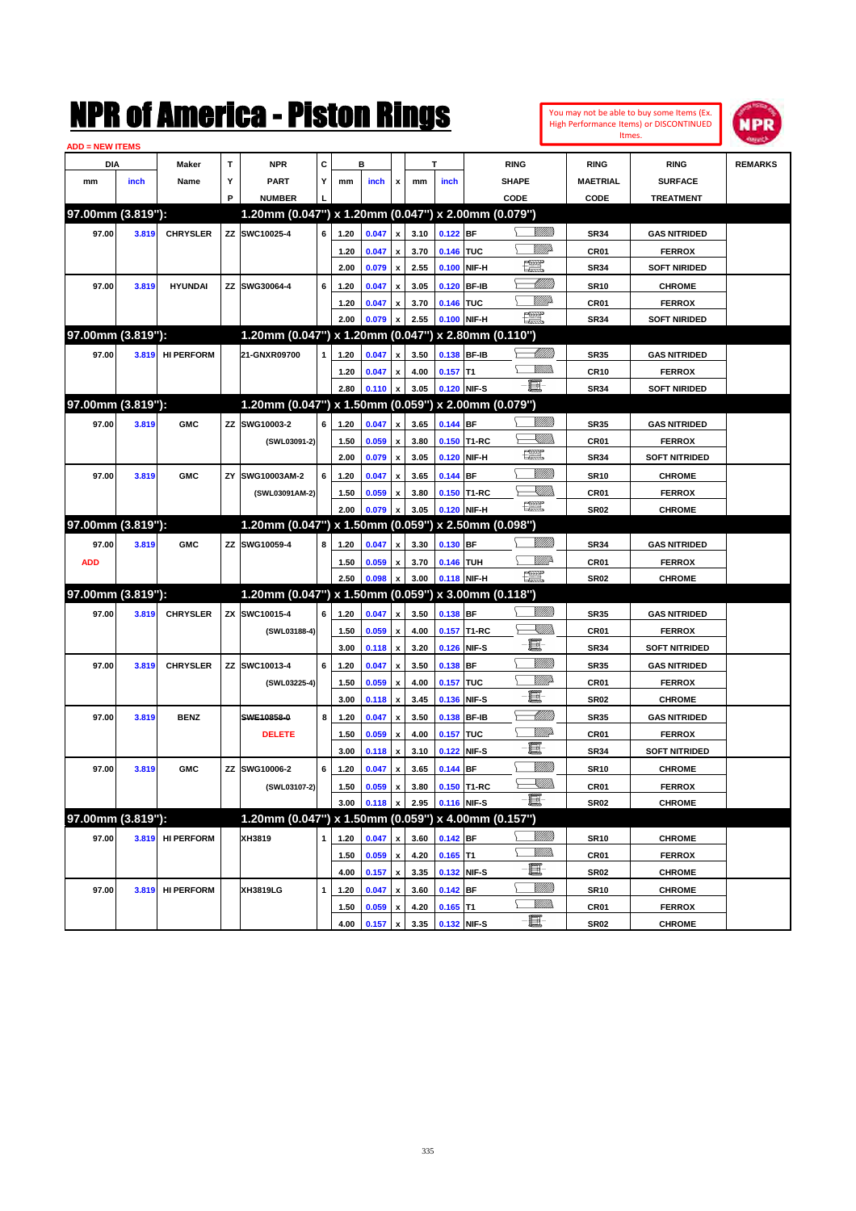# NPR of America - Piston Rings

You may not be able to buy some Items (Ex. High Performance Items) or DISCONTINUED Itmes.

ADD = NEW ITEMS

| DIA mm | DIA inch | Maker Name | TYP | NPR PART NUMBER | CYL | B mm | B inch | x | T mm | T inch | RING SHAPE CODE | RING MAETRIAL CODE | RING SURFACE TREATMENT | REMARKS |
|---|---|---|---|---|---|---|---|---|---|---|---|---|---|---|
| **97.00mm (3.819"):** | | | | **1.20mm (0.047") x 1.20mm (0.047") x 2.00mm (0.079")** | | | | | | | | | | |
| 97.00 | 3.819 | CHRYSLER | ZZ | SWC10025-4 | 6 | 1.20 | 0.047 | x | 3.10 | 0.122 | BF | SR34 | GAS NITRIDED | |
| | | | | | | 1.20 | 0.047 | x | 3.70 | 0.146 | TUC | CR01 | FERROX | |
| | | | | | | 2.00 | 0.079 | x | 2.55 | 0.100 | NIF-H | SR34 | SOFT NIRIDED | |
| 97.00 | 3.819 | HYUNDAI | ZZ | SWG30064-4 | 6 | 1.20 | 0.047 | x | 3.05 | 0.120 | BF-IB | SR10 | CHROME | |
| | | | | | | 1.20 | 0.047 | x | 3.70 | 0.146 | TUC | CR01 | FERROX | |
| | | | | | | 2.00 | 0.079 | x | 2.55 | 0.100 | NIF-H | SR34 | SOFT NIRIDED | |
| **97.00mm (3.819"):** | | | | **1.20mm (0.047") x 1.20mm (0.047") x 2.80mm (0.110")** | | | | | | | | | | |
| 97.00 | 3.819 | HI PERFORM | | 21-GNXR09700 | 1 | 1.20 | 0.047 | x | 3.50 | 0.138 | BF-IB | SR35 | GAS NITRIDED | |
| | | | | | | 1.20 | 0.047 | x | 4.00 | 0.157 | T1 | CR10 | FERROX | |
| | | | | | | 2.80 | 0.110 | x | 3.05 | 0.120 | NIF-S | SR34 | SOFT NIRIDED | |
| **97.00mm (3.819"):** | | | | **1.20mm (0.047") x 1.50mm (0.059") x 2.00mm (0.079")** | | | | | | | | | | |
| 97.00 | 3.819 | GMC | ZZ | SWG10003-2 | 6 | 1.20 | 0.047 | x | 3.65 | 0.144 | BF | SR35 | GAS NITRIDED | |
| | | | | (SWL03091-2) | | 1.50 | 0.059 | x | 3.80 | 0.150 | T1-RC | CR01 | FERROX | |
| | | | | | | 2.00 | 0.079 | x | 3.05 | 0.120 | NIF-H | SR34 | SOFT NITRIDED | |
| 97.00 | 3.819 | GMC | ZY | SWG10003AM-2 | 6 | 1.20 | 0.047 | x | 3.65 | 0.144 | BF | SR10 | CHROME | |
| | | | | (SWL03091AM-2) | | 1.50 | 0.059 | x | 3.80 | 0.150 | T1-RC | CR01 | FERROX | |
| | | | | | | 2.00 | 0.079 | x | 3.05 | 0.120 | NIF-H | SR02 | CHROME | |
| **97.00mm (3.819"):** | | | | **1.20mm (0.047") x 1.50mm (0.059") x 2.50mm (0.098")** | | | | | | | | | | |
| 97.00 | 3.819 | GMC | ZZ | SWG10059-4 | 8 | 1.20 | 0.047 | x | 3.30 | 0.130 | BF | SR34 | GAS NITRIDED | |
| ADD | | | | | | 1.50 | 0.059 | x | 3.70 | 0.146 | TUH | CR01 | FERROX | |
| | | | | | | 2.50 | 0.098 | x | 3.00 | 0.118 | NIF-H | SR02 | CHROME | |
| **97.00mm (3.819"):** | | | | **1.20mm (0.047") x 1.50mm (0.059") x 3.00mm (0.118")** | | | | | | | | | | |
| 97.00 | 3.819 | CHRYSLER | ZX | SWC10015-4 | 6 | 1.20 | 0.047 | x | 3.50 | 0.138 | BF | SR35 | GAS NITRIDED | |
| | | | | (SWL03188-4) | | 1.50 | 0.059 | x | 4.00 | 0.157 | T1-RC | CR01 | FERROX | |
| | | | | | | 3.00 | 0.118 | x | 3.20 | 0.126 | NIF-S | SR34 | SOFT NITRIDED | |
| 97.00 | 3.819 | CHRYSLER | ZZ | SWC10013-4 | 6 | 1.20 | 0.047 | x | 3.50 | 0.138 | BF | SR35 | GAS NITRIDED | |
| | | | | (SWL03225-4) | | 1.50 | 0.059 | x | 4.00 | 0.157 | TUC | CR01 | FERROX | |
| | | | | | | 3.00 | 0.118 | x | 3.45 | 0.136 | NIF-S | SR02 | CHROME | |
| 97.00 | 3.819 | BENZ | | ~~SWE10858-0~~ | 8 | 1.20 | 0.047 | x | 3.50 | 0.138 | BF-IB | SR35 | GAS NITRIDED | |
| | | | | DELETE | | 1.50 | 0.059 | x | 4.00 | 0.157 | TUC | CR01 | FERROX | |
| | | | | | | 3.00 | 0.118 | x | 3.10 | 0.122 | NIF-S | SR34 | SOFT NITRIDED | |
| 97.00 | 3.819 | GMC | ZZ | SWG10006-2 | 6 | 1.20 | 0.047 | x | 3.65 | 0.144 | BF | SR10 | CHROME | |
| | | | | (SWL03107-2) | | 1.50 | 0.059 | x | 3.80 | 0.150 | T1-RC | CR01 | FERROX | |
| | | | | | | 3.00 | 0.118 | x | 2.95 | 0.116 | NIF-S | SR02 | CHROME | |
| **97.00mm (3.819"):** | | | | **1.20mm (0.047") x 1.50mm (0.059") x 4.00mm (0.157")** | | | | | | | | | | |
| 97.00 | 3.819 | HI PERFORM | | XH3819 | 1 | 1.20 | 0.047 | x | 3.60 | 0.142 | BF | SR10 | CHROME | |
| | | | | | | 1.50 | 0.059 | x | 4.20 | 0.165 | T1 | CR01 | FERROX | |
| | | | | | | 4.00 | 0.157 | x | 3.35 | 0.132 | NIF-S | SR02 | CHROME | |
| 97.00 | 3.819 | HI PERFORM | | XH3819LG | 1 | 1.20 | 0.047 | x | 3.60 | 0.142 | BF | SR10 | CHROME | |
| | | | | | | 1.50 | 0.059 | x | 4.20 | 0.165 | T1 | CR01 | FERROX | |
| | | | | | | 4.00 | 0.157 | x | 3.35 | 0.132 | NIF-S | SR02 | CHROME | |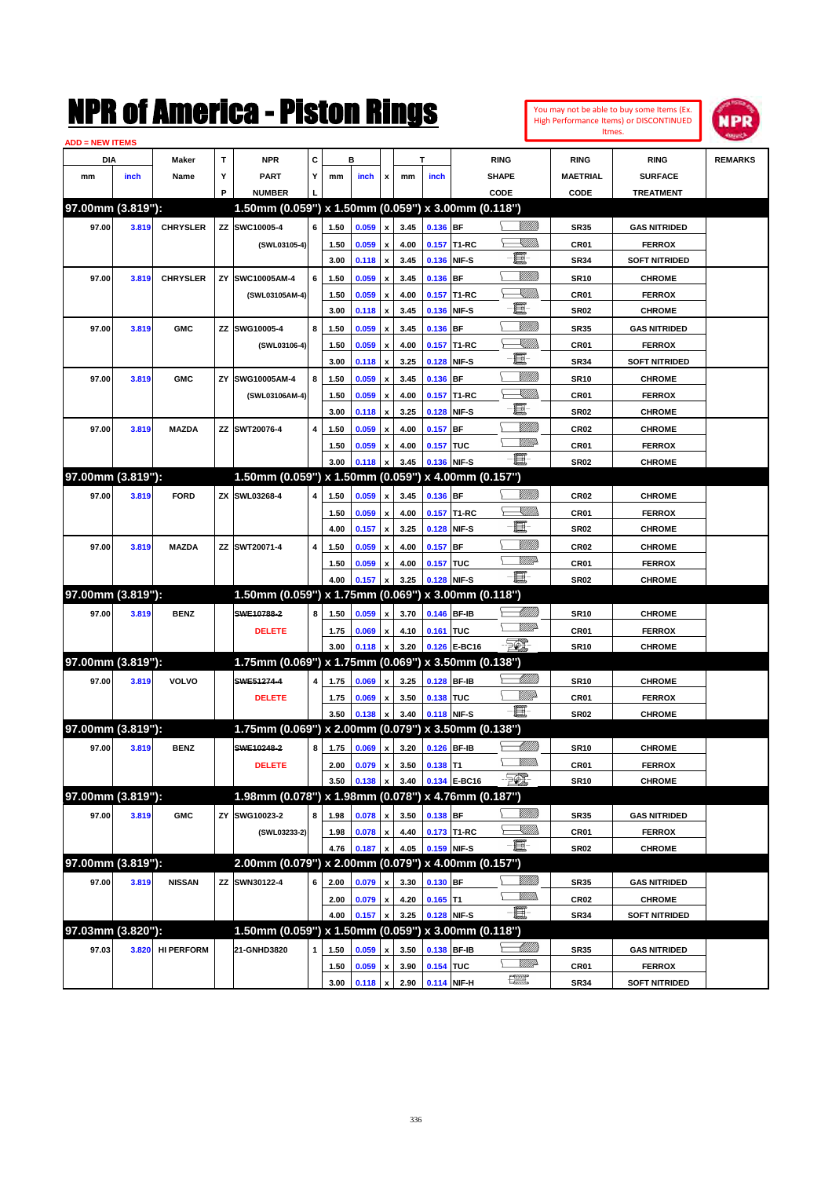# NPR of America - Piston Rings

You may not be able to buy some Items (Ex. High Performance Items) or DISCONTINUED Itmes.

ADD = NEW ITEMS

| DIA mm | DIA inch | Maker Name | TYP | NPR PART NUMBER | CYL | B mm | B inch | x | T mm | T inch | RING SHAPE CODE | RING MAETRIAL CODE | RING SURFACE TREATMENT | REMARKS |
|---|---|---|---|---|---|---|---|---|---|---|---|---|---|---|
| **97.00mm (3.819"):** | | | | **1.50mm (0.059") x 1.50mm (0.059") x 3.00mm (0.118")** | | | | | | | | | | |
| 97.00 | 3.819 | CHRYSLER | ZZ | SWC10005-4 | 6 | 1.50 | 0.059 | x | 3.45 | 0.136 | BF | SR35 | GAS NITRIDED | |
| | | | | (SWL03105-4) | | 1.50 | 0.059 | x | 4.00 | 0.157 | T1-RC | CR01 | FERROX | |
| | | | | | | 3.00 | 0.118 | x | 3.45 | 0.136 | NIF-S | SR34 | SOFT NITRIDED | |
| 97.00 | 3.819 | CHRYSLER | ZY | SWC10005AM-4 | 6 | 1.50 | 0.059 | x | 3.45 | 0.136 | BF | SR10 | CHROME | |
| | | | | (SWL03105AM-4) | | 1.50 | 0.059 | x | 4.00 | 0.157 | T1-RC | CR01 | FERROX | |
| | | | | | | 3.00 | 0.118 | x | 3.45 | 0.136 | NIF-S | SR02 | CHROME | |
| 97.00 | 3.819 | GMC | ZZ | SWG10005-4 | 8 | 1.50 | 0.059 | x | 3.45 | 0.136 | BF | SR35 | GAS NITRIDED | |
| | | | | (SWL03106-4) | | 1.50 | 0.059 | x | 4.00 | 0.157 | T1-RC | CR01 | FERROX | |
| | | | | | | 3.00 | 0.118 | x | 3.25 | 0.128 | NIF-S | SR34 | SOFT NITRIDED | |
| 97.00 | 3.819 | GMC | ZY | SWG10005AM-4 | 8 | 1.50 | 0.059 | x | 3.45 | 0.136 | BF | SR10 | CHROME | |
| | | | | (SWL03106AM-4) | | 1.50 | 0.059 | x | 4.00 | 0.157 | T1-RC | CR01 | FERROX | |
| | | | | | | 3.00 | 0.118 | x | 3.25 | 0.128 | NIF-S | SR02 | CHROME | |
| 97.00 | 3.819 | MAZDA | ZZ | SWT20076-4 | 4 | 1.50 | 0.059 | x | 4.00 | 0.157 | BF | CR02 | CHROME | |
| | | | | | | 1.50 | 0.059 | x | 4.00 | 0.157 | TUC | CR01 | FERROX | |
| | | | | | | 3.00 | 0.118 | x | 3.45 | 0.136 | NIF-S | SR02 | CHROME | |
| **97.00mm (3.819"):** | | | | **1.50mm (0.059") x 1.50mm (0.059") x 4.00mm (0.157")** | | | | | | | | | | |
| 97.00 | 3.819 | FORD | ZX | SWL03268-4 | 4 | 1.50 | 0.059 | x | 3.45 | 0.136 | BF | CR02 | CHROME | |
| | | | | | | 1.50 | 0.059 | x | 4.00 | 0.157 | T1-RC | CR01 | FERROX | |
| | | | | | | 4.00 | 0.157 | x | 3.25 | 0.128 | NIF-S | SR02 | CHROME | |
| 97.00 | 3.819 | MAZDA | ZZ | SWT20071-4 | 4 | 1.50 | 0.059 | x | 4.00 | 0.157 | BF | CR02 | CHROME | |
| | | | | | | 1.50 | 0.059 | x | 4.00 | 0.157 | TUC | CR01 | FERROX | |
| | | | | | | 4.00 | 0.157 | x | 3.25 | 0.128 | NIF-S | SR02 | CHROME | |
| **97.00mm (3.819"):** | | | | **1.50mm (0.059") x 1.75mm (0.069") x 3.00mm (0.118")** | | | | | | | | | | |
| 97.00 | 3.819 | BENZ | | ~~SWE10788-2~~ | 8 | 1.50 | 0.059 | x | 3.70 | 0.146 | BF-IB | SR10 | CHROME | |
| | | | | DELETE | | 1.75 | 0.069 | x | 4.10 | 0.161 | TUC | CR01 | FERROX | |
| | | | | | | 3.00 | 0.118 | x | 3.20 | 0.126 | E-BC16 | SR10 | CHROME | |
| **97.00mm (3.819"):** | | | | **1.75mm (0.069") x 1.75mm (0.069") x 3.50mm (0.138")** | | | | | | | | | | |
| 97.00 | 3.819 | VOLVO | | ~~SWE51274-4~~ | 4 | 1.75 | 0.069 | x | 3.25 | 0.128 | BF-IB | SR10 | CHROME | |
| | | | | DELETE | | 1.75 | 0.069 | x | 3.50 | 0.138 | TUC | CR01 | FERROX | |
| | | | | | | 3.50 | 0.138 | x | 3.40 | 0.118 | NIF-S | SR02 | CHROME | |
| **97.00mm (3.819"):** | | | | **1.75mm (0.069") x 2.00mm (0.079") x 3.50mm (0.138")** | | | | | | | | | | |
| 97.00 | 3.819 | BENZ | | ~~SWE10248-2~~ | 8 | 1.75 | 0.069 | x | 3.20 | 0.126 | BF-IB | SR10 | CHROME | |
| | | | | DELETE | | 2.00 | 0.079 | x | 3.50 | 0.138 | T1 | CR01 | FERROX | |
| | | | | | | 3.50 | 0.138 | x | 3.40 | 0.134 | E-BC16 | SR10 | CHROME | |
| **97.00mm (3.819"):** | | | | **1.98mm (0.078") x 1.98mm (0.078") x 4.76mm (0.187")** | | | | | | | | | | |
| 97.00 | 3.819 | GMC | ZY | SWG10023-2 | 8 | 1.98 | 0.078 | x | 3.50 | 0.138 | BF | SR35 | GAS NITRIDED | |
| | | | | (SWL03233-2) | | 1.98 | 0.078 | x | 4.40 | 0.173 | T1-RC | CR01 | FERROX | |
| | | | | | | 4.76 | 0.187 | x | 4.05 | 0.159 | NIF-S | SR02 | CHROME | |
| **97.00mm (3.819"):** | | | | **2.00mm (0.079") x 2.00mm (0.079") x 4.00mm (0.157")** | | | | | | | | | | |
| 97.00 | 3.819 | NISSAN | ZZ | SWN30122-4 | 6 | 2.00 | 0.079 | x | 3.30 | 0.130 | BF | SR35 | GAS NITRIDED | |
| | | | | | | 2.00 | 0.079 | x | 4.20 | 0.165 | T1 | CR02 | CHROME | |
| | | | | | | 4.00 | 0.157 | x | 3.25 | 0.128 | NIF-S | SR34 | SOFT NITRIDED | |
| **97.03mm (3.820"):** | | | | **1.50mm (0.059") x 1.50mm (0.059") x 3.00mm (0.118")** | | | | | | | | | | |
| 97.03 | 3.820 | HI PERFORM | | 21-GNHD3820 | 1 | 1.50 | 0.059 | x | 3.50 | 0.138 | BF-IB | SR35 | GAS NITRIDED | |
| | | | | | | 1.50 | 0.059 | x | 3.90 | 0.154 | TUC | CR01 | FERROX | |
| | | | | | | 3.00 | 0.118 | x | 2.90 | 0.114 | NIF-H | SR34 | SOFT NITRIDED | |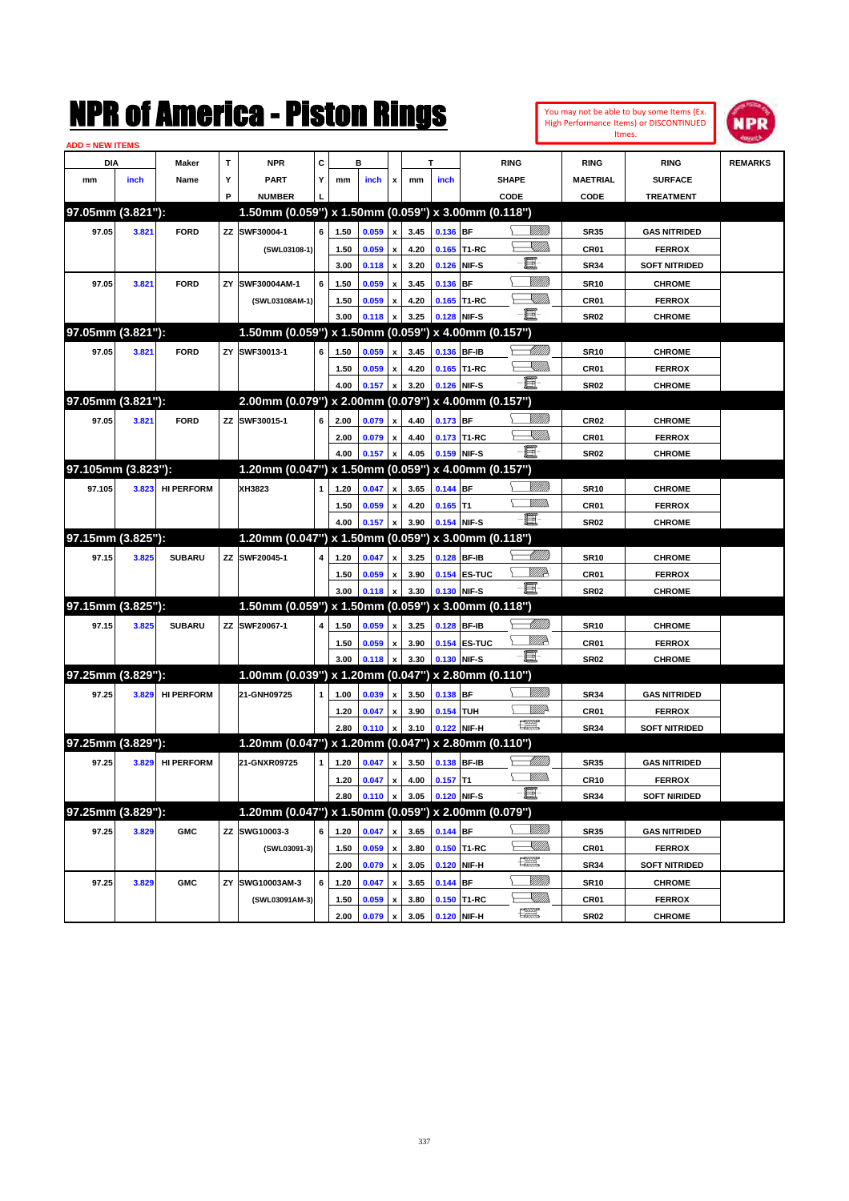# NPR of America - Piston Rings

You may not be able to buy some Items (Ex. High Performance Items) or DISCONTINUED Itmes.

ADD = NEW ITEMS

| DIA mm | DIA inch | Maker Name | TYP | NPR PART NUMBER | CYL | B mm | B inch | x | T mm | T inch | RING SHAPE CODE | RING MAETRIAL CODE | RING SURFACE TREATMENT | REMARKS |
|---|---|---|---|---|---|---|---|---|---|---|---|---|---|---|
| **97.05mm (3.821"):** | | | | **1.50mm (0.059") x 1.50mm (0.059") x 3.00mm (0.118")** | | | | | | | | | | |
| 97.05 | 3.821 | FORD | ZZ | SWF30004-1 | 6 | 1.50 | 0.059 | x | 3.45 | 0.136 | BF | SR35 | GAS NITRIDED | |
| | | | | (SWL03108-1) | | 1.50 | 0.059 | x | 4.20 | 0.165 | T1-RC | CR01 | FERROX | |
| | | | | | | 3.00 | 0.118 | x | 3.20 | 0.126 | NIF-S | SR34 | SOFT NITRIDED | |
| 97.05 | 3.821 | FORD | ZY | SWF30004AM-1 | 6 | 1.50 | 0.059 | x | 3.45 | 0.136 | BF | SR10 | CHROME | |
| | | | | (SWL03108AM-1) | | 1.50 | 0.059 | x | 4.20 | 0.165 | T1-RC | CR01 | FERROX | |
| | | | | | | 3.00 | 0.118 | x | 3.25 | 0.128 | NIF-S | SR02 | CHROME | |
| **97.05mm (3.821"):** | | | | **1.50mm (0.059") x 1.50mm (0.059") x 4.00mm (0.157")** | | | | | | | | | | |
| 97.05 | 3.821 | FORD | ZY | SWF30013-1 | 6 | 1.50 | 0.059 | x | 3.45 | 0.136 | BF-IB | SR10 | CHROME | |
| | | | | | | 1.50 | 0.059 | x | 4.20 | 0.165 | T1-RC | CR01 | FERROX | |
| | | | | | | 4.00 | 0.157 | x | 3.20 | 0.126 | NIF-S | SR02 | CHROME | |
| **97.05mm (3.821"):** | | | | **2.00mm (0.079") x 2.00mm (0.079") x 4.00mm (0.157")** | | | | | | | | | | |
| 97.05 | 3.821 | FORD | ZZ | SWF30015-1 | 6 | 2.00 | 0.079 | x | 4.40 | 0.173 | BF | CR02 | CHROME | |
| | | | | | | 2.00 | 0.079 | x | 4.40 | 0.173 | T1-RC | CR01 | FERROX | |
| | | | | | | 4.00 | 0.157 | x | 4.05 | 0.159 | NIF-S | SR02 | CHROME | |
| **97.105mm (3.823"):** | | | | **1.20mm (0.047") x 1.50mm (0.059") x 4.00mm (0.157")** | | | | | | | | | | |
| 97.105 | 3.823 | HI PERFORM | | XH3823 | 1 | 1.20 | 0.047 | x | 3.65 | 0.144 | BF | SR10 | CHROME | |
| | | | | | | 1.50 | 0.059 | x | 4.20 | 0.165 | T1 | CR01 | FERROX | |
| | | | | | | 4.00 | 0.157 | x | 3.90 | 0.154 | NIF-S | SR02 | CHROME | |
| **97.15mm (3.825"):** | | | | **1.20mm (0.047") x 1.50mm (0.059") x 3.00mm (0.118")** | | | | | | | | | | |
| 97.15 | 3.825 | SUBARU | ZZ | SWF20045-1 | 4 | 1.20 | 0.047 | x | 3.25 | 0.128 | BF-IB | SR10 | CHROME | |
| | | | | | | 1.50 | 0.059 | x | 3.90 | 0.154 | ES-TUC | CR01 | FERROX | |
| | | | | | | 3.00 | 0.118 | x | 3.30 | 0.130 | NIF-S | SR02 | CHROME | |
| **97.15mm (3.825"):** | | | | **1.50mm (0.059") x 1.50mm (0.059") x 3.00mm (0.118")** | | | | | | | | | | |
| 97.15 | 3.825 | SUBARU | ZZ | SWF20067-1 | 4 | 1.50 | 0.059 | x | 3.25 | 0.128 | BF-IB | SR10 | CHROME | |
| | | | | | | 1.50 | 0.059 | x | 3.90 | 0.154 | ES-TUC | CR01 | FERROX | |
| | | | | | | 3.00 | 0.118 | x | 3.30 | 0.130 | NIF-S | SR02 | CHROME | |
| **97.25mm (3.829"):** | | | | **1.00mm (0.039") x 1.20mm (0.047") x 2.80mm (0.110")** | | | | | | | | | | |
| 97.25 | 3.829 | HI PERFORM | | 21-GNH09725 | 1 | 1.00 | 0.039 | x | 3.50 | 0.138 | BF | SR34 | GAS NITRIDED | |
| | | | | | | 1.20 | 0.047 | x | 3.90 | 0.154 | TUH | CR01 | FERROX | |
| | | | | | | 2.80 | 0.110 | x | 3.10 | 0.122 | NIF-H | SR34 | SOFT NITRIDED | |
| **97.25mm (3.829"):** | | | | **1.20mm (0.047") x 1.20mm (0.047") x 2.80mm (0.110")** | | | | | | | | | | |
| 97.25 | 3.829 | HI PERFORM | | 21-GNXR09725 | 1 | 1.20 | 0.047 | x | 3.50 | 0.138 | BF-IB | SR35 | GAS NITRIDED | |
| | | | | | | 1.20 | 0.047 | x | 4.00 | 0.157 | T1 | CR10 | FERROX | |
| | | | | | | 2.80 | 0.110 | x | 3.05 | 0.120 | NIF-S | SR34 | SOFT NIRIDED | |
| **97.25mm (3.829"):** | | | | **1.20mm (0.047") x 1.50mm (0.059") x 2.00mm (0.079")** | | | | | | | | | | |
| 97.25 | 3.829 | GMC | ZZ | SWG10003-3 | 6 | 1.20 | 0.047 | x | 3.65 | 0.144 | BF | SR35 | GAS NITRIDED | |
| | | | | (SWL03091-3) | | 1.50 | 0.059 | x | 3.80 | 0.150 | T1-RC | CR01 | FERROX | |
| | | | | | | 2.00 | 0.079 | x | 3.05 | 0.120 | NIF-H | SR34 | SOFT NITRIDED | |
| 97.25 | 3.829 | GMC | ZY | SWG10003AM-3 | 6 | 1.20 | 0.047 | x | 3.65 | 0.144 | BF | SR10 | CHROME | |
| | | | | (SWL03091AM-3) | | 1.50 | 0.059 | x | 3.80 | 0.150 | T1-RC | CR01 | FERROX | |
| | | | | | | 2.00 | 0.079 | x | 3.05 | 0.120 | NIF-H | SR02 | CHROME | |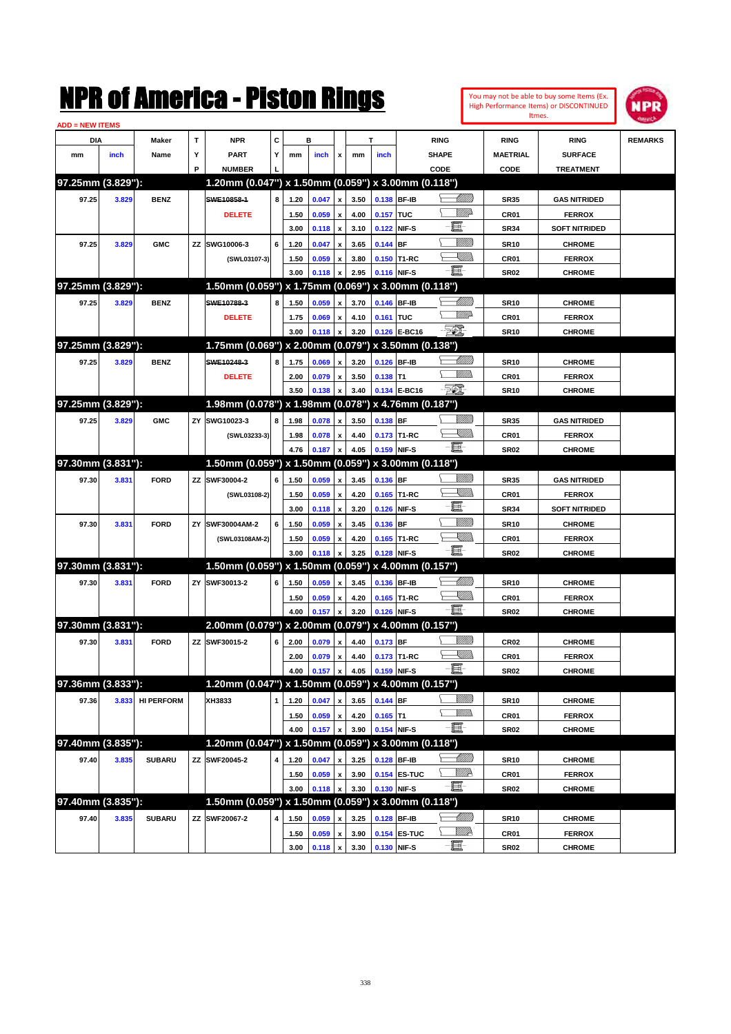# NPR of America - Piston Rings

You may not be able to buy some Items (Ex. High Performance Items) or DISCONTINUED Itmes.

ADD = NEW ITEMS

| DIA mm | DIA inch | Maker Name | TYP | NPR PART NUMBER | CYL | B mm | B inch | x | T mm | T inch | RING SHAPE CODE | RING MAETRIAL CODE | RING SURFACE TREATMENT | REMARKS |
|---|---|---|---|---|---|---|---|---|---|---|---|---|---|---|
| **97.25mm (3.829"):** | | | | **1.20mm (0.047") x 1.50mm (0.059") x 3.00mm (0.118")** | | | | | | | | | | |
| 97.25 | 3.829 | BENZ | | ~~SWE10858-1~~ | 8 | 1.20 | 0.047 | x | 3.50 | 0.138 | BF-IB | SR35 | GAS NITRIDED | |
| | | | | DELETE | | 1.50 | 0.059 | x | 4.00 | 0.157 | TUC | CR01 | FERROX | |
| | | | | | | 3.00 | 0.118 | x | 3.10 | 0.122 | NIF-S | SR34 | SOFT NITRIDED | |
| 97.25 | 3.829 | GMC | ZZ | SWG10006-3 | 6 | 1.20 | 0.047 | x | 3.65 | 0.144 | BF | SR10 | CHROME | |
| | | | | (SWL03107-3) | | 1.50 | 0.059 | x | 3.80 | 0.150 | T1-RC | CR01 | FERROX | |
| | | | | | | 3.00 | 0.118 | x | 2.95 | 0.116 | NIF-S | SR02 | CHROME | |
| **97.25mm (3.829"):** | | | | **1.50mm (0.059") x 1.75mm (0.069") x 3.00mm (0.118")** | | | | | | | | | | |
| 97.25 | 3.829 | BENZ | | ~~SWE10788-3~~ | 8 | 1.50 | 0.059 | x | 3.70 | 0.146 | BF-IB | SR10 | CHROME | |
| | | | | DELETE | | 1.75 | 0.069 | x | 4.10 | 0.161 | TUC | CR01 | FERROX | |
| | | | | | | 3.00 | 0.118 | x | 3.20 | 0.126 | E-BC16 | SR10 | CHROME | |
| **97.25mm (3.829"):** | | | | **1.75mm (0.069") x 2.00mm (0.079") x 3.50mm (0.138")** | | | | | | | | | | |
| 97.25 | 3.829 | BENZ | | ~~SWE10248-3~~ | 8 | 1.75 | 0.069 | x | 3.20 | 0.126 | BF-IB | SR10 | CHROME | |
| | | | | DELETE | | 2.00 | 0.079 | x | 3.50 | 0.138 | T1 | CR01 | FERROX | |
| | | | | | | 3.50 | 0.138 | x | 3.40 | 0.134 | E-BC16 | SR10 | CHROME | |
| **97.25mm (3.829"):** | | | | **1.98mm (0.078") x 1.98mm (0.078") x 4.76mm (0.187")** | | | | | | | | | | |
| 97.25 | 3.829 | GMC | ZY | SWG10023-3 | 8 | 1.98 | 0.078 | x | 3.50 | 0.138 | BF | SR35 | GAS NITRIDED | |
| | | | | (SWL03233-3) | | 1.98 | 0.078 | x | 4.40 | 0.173 | T1-RC | CR01 | FERROX | |
| | | | | | | 4.76 | 0.187 | x | 4.05 | 0.159 | NIF-S | SR02 | CHROME | |
| **97.30mm (3.831"):** | | | | **1.50mm (0.059") x 1.50mm (0.059") x 3.00mm (0.118")** | | | | | | | | | | |
| 97.30 | 3.831 | FORD | ZZ | SWF30004-2 | 6 | 1.50 | 0.059 | x | 3.45 | 0.136 | BF | SR35 | GAS NITRIDED | |
| | | | | (SWL03108-2) | | 1.50 | 0.059 | x | 4.20 | 0.165 | T1-RC | CR01 | FERROX | |
| | | | | | | 3.00 | 0.118 | x | 3.20 | 0.126 | NIF-S | SR34 | SOFT NITRIDED | |
| 97.30 | 3.831 | FORD | ZY | SWF30004AM-2 | 6 | 1.50 | 0.059 | x | 3.45 | 0.136 | BF | SR10 | CHROME | |
| | | | | (SWL03108AM-2) | | 1.50 | 0.059 | x | 4.20 | 0.165 | T1-RC | CR01 | FERROX | |
| | | | | | | 3.00 | 0.118 | x | 3.25 | 0.128 | NIF-S | SR02 | CHROME | |
| **97.30mm (3.831"):** | | | | **1.50mm (0.059") x 1.50mm (0.059") x 4.00mm (0.157")** | | | | | | | | | | |
| 97.30 | 3.831 | FORD | ZY | SWF30013-2 | 6 | 1.50 | 0.059 | x | 3.45 | 0.136 | BF-IB | SR10 | CHROME | |
| | | | | | | 1.50 | 0.059 | x | 4.20 | 0.165 | T1-RC | CR01 | FERROX | |
| | | | | | | 4.00 | 0.157 | x | 3.20 | 0.126 | NIF-S | SR02 | CHROME | |
| **97.30mm (3.831"):** | | | | **2.00mm (0.079") x 2.00mm (0.079") x 4.00mm (0.157")** | | | | | | | | | | |
| 97.30 | 3.831 | FORD | ZZ | SWF30015-2 | 6 | 2.00 | 0.079 | x | 4.40 | 0.173 | BF | CR02 | CHROME | |
| | | | | | | 2.00 | 0.079 | x | 4.40 | 0.173 | T1-RC | CR01 | FERROX | |
| | | | | | | 4.00 | 0.157 | x | 4.05 | 0.159 | NIF-S | SR02 | CHROME | |
| **97.36mm (3.833"):** | | | | **1.20mm (0.047") x 1.50mm (0.059") x 4.00mm (0.157")** | | | | | | | | | | |
| 97.36 | 3.833 | HI PERFORM | | XH3833 | 1 | 1.20 | 0.047 | x | 3.65 | 0.144 | BF | SR10 | CHROME | |
| | | | | | | 1.50 | 0.059 | x | 4.20 | 0.165 | T1 | CR01 | FERROX | |
| | | | | | | 4.00 | 0.157 | x | 3.90 | 0.154 | NIF-S | SR02 | CHROME | |
| **97.40mm (3.835"):** | | | | **1.20mm (0.047") x 1.50mm (0.059") x 3.00mm (0.118")** | | | | | | | | | | |
| 97.40 | 3.835 | SUBARU | ZZ | SWF20045-2 | 4 | 1.20 | 0.047 | x | 3.25 | 0.128 | BF-IB | SR10 | CHROME | |
| | | | | | | 1.50 | 0.059 | x | 3.90 | 0.154 | ES-TUC | CR01 | FERROX | |
| | | | | | | 3.00 | 0.118 | x | 3.30 | 0.130 | NIF-S | SR02 | CHROME | |
| **97.40mm (3.835"):** | | | | **1.50mm (0.059") x 1.50mm (0.059") x 3.00mm (0.118")** | | | | | | | | | | |
| 97.40 | 3.835 | SUBARU | ZZ | SWF20067-2 | 4 | 1.50 | 0.059 | x | 3.25 | 0.128 | BF-IB | SR10 | CHROME | |
| | | | | | | 1.50 | 0.059 | x | 3.90 | 0.154 | ES-TUC | CR01 | FERROX | |
| | | | | | | 3.00 | 0.118 | x | 3.30 | 0.130 | NIF-S | SR02 | CHROME | |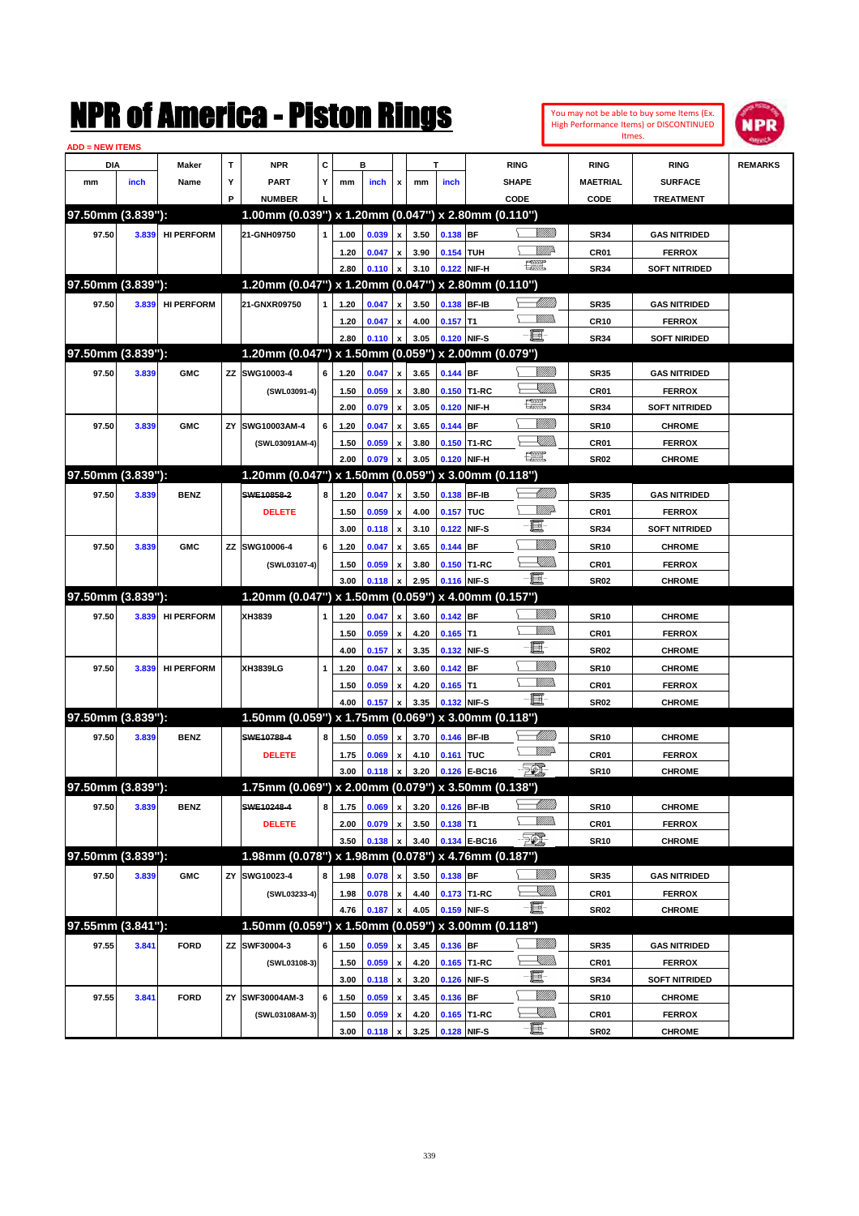# NPR of America - Piston Rings

You may not be able to buy some Items (Ex. High Performance Items) or DISCONTINUED Itmes.

ADD = NEW ITEMS

| DIA mm | DIA inch | Maker Name | TYP | NPR PART NUMBER | CYL | B mm | B inch | x | T mm | T inch | RING SHAPE CODE | RING MAETRIAL CODE | RING SURFACE TREATMENT | REMARKS |
|---|---|---|---|---|---|---|---|---|---|---|---|---|---|---|
| **97.50mm (3.839"):** | | | | **1.00mm (0.039") x 1.20mm (0.047") x 2.80mm (0.110")** | | | | | | | | | | |
| 97.50 | 3.839 | HI PERFORM | | 21-GNH09750 | 1 | 1.00 | 0.039 | x | 3.50 | 0.138 | BF | SR34 | GAS NITRIDED | |
| | | | | | | 1.20 | 0.047 | x | 3.90 | 0.154 | TUH | CR01 | FERROX | |
| | | | | | | 2.80 | 0.110 | x | 3.10 | 0.122 | NIF-H | SR34 | SOFT NITRIDED | |
| **97.50mm (3.839"):** | | | | **1.20mm (0.047") x 1.20mm (0.047") x 2.80mm (0.110")** | | | | | | | | | | |
| 97.50 | 3.839 | HI PERFORM | | 21-GNXR09750 | 1 | 1.20 | 0.047 | x | 3.50 | 0.138 | BF-IB | SR35 | GAS NITRIDED | |
| | | | | | | 1.20 | 0.047 | x | 4.00 | 0.157 | T1 | CR10 | FERROX | |
| | | | | | | 2.80 | 0.110 | x | 3.05 | 0.120 | NIF-S | SR34 | SOFT NIRIDED | |
| **97.50mm (3.839"):** | | | | **1.20mm (0.047") x 1.50mm (0.059") x 2.00mm (0.079")** | | | | | | | | | | |
| 97.50 | 3.839 | GMC | ZZ | SWG10003-4 | 6 | 1.20 | 0.047 | x | 3.65 | 0.144 | BF | SR35 | GAS NITRIDED | |
| | | | | (SWL03091-4) | | 1.50 | 0.059 | x | 3.80 | 0.150 | T1-RC | CR01 | FERROX | |
| | | | | | | 2.00 | 0.079 | x | 3.05 | 0.120 | NIF-H | SR34 | SOFT NITRIDED | |
| 97.50 | 3.839 | GMC | ZY | SWG10003AM-4 | 6 | 1.20 | 0.047 | x | 3.65 | 0.144 | BF | SR10 | CHROME | |
| | | | | (SWL03091AM-4) | | 1.50 | 0.059 | x | 3.80 | 0.150 | T1-RC | CR01 | FERROX | |
| | | | | | | 2.00 | 0.079 | x | 3.05 | 0.120 | NIF-H | SR02 | CHROME | |
| **97.50mm (3.839"):** | | | | **1.20mm (0.047") x 1.50mm (0.059") x 3.00mm (0.118")** | | | | | | | | | | |
| 97.50 | 3.839 | BENZ | | ~~SWE10858-2~~ | 8 | 1.20 | 0.047 | x | 3.50 | 0.138 | BF-IB | SR35 | GAS NITRIDED | |
| | | | | DELETE | | 1.50 | 0.059 | x | 4.00 | 0.157 | TUC | CR01 | FERROX | |
| | | | | | | 3.00 | 0.118 | x | 3.10 | 0.122 | NIF-S | SR34 | SOFT NITRIDED | |
| 97.50 | 3.839 | GMC | ZZ | SWG10006-4 | 6 | 1.20 | 0.047 | x | 3.65 | 0.144 | BF | SR10 | CHROME | |
| | | | | (SWL03107-4) | | 1.50 | 0.059 | x | 3.80 | 0.150 | T1-RC | CR01 | FERROX | |
| | | | | | | 3.00 | 0.118 | x | 2.95 | 0.116 | NIF-S | SR02 | CHROME | |
| **97.50mm (3.839"):** | | | | **1.20mm (0.047") x 1.50mm (0.059") x 4.00mm (0.157")** | | | | | | | | | | |
| 97.50 | 3.839 | HI PERFORM | | XH3839 | 1 | 1.20 | 0.047 | x | 3.60 | 0.142 | BF | SR10 | CHROME | |
| | | | | | | 1.50 | 0.059 | x | 4.20 | 0.165 | T1 | CR01 | FERROX | |
| | | | | | | 4.00 | 0.157 | x | 3.35 | 0.132 | NIF-S | SR02 | CHROME | |
| 97.50 | 3.839 | HI PERFORM | | XH3839LG | 1 | 1.20 | 0.047 | x | 3.60 | 0.142 | BF | SR10 | CHROME | |
| | | | | | | 1.50 | 0.059 | x | 4.20 | 0.165 | T1 | CR01 | FERROX | |
| | | | | | | 4.00 | 0.157 | x | 3.35 | 0.132 | NIF-S | SR02 | CHROME | |
| **97.50mm (3.839"):** | | | | **1.50mm (0.059") x 1.75mm (0.069") x 3.00mm (0.118")** | | | | | | | | | | |
| 97.50 | 3.839 | BENZ | | ~~SWE10788-4~~ | 8 | 1.50 | 0.059 | x | 3.70 | 0.146 | BF-IB | SR10 | CHROME | |
| | | | | DELETE | | 1.75 | 0.069 | x | 4.10 | 0.161 | TUC | CR01 | FERROX | |
| | | | | | | 3.00 | 0.118 | x | 3.20 | 0.126 | E-BC16 | SR10 | CHROME | |
| **97.50mm (3.839"):** | | | | **1.75mm (0.069") x 2.00mm (0.079") x 3.50mm (0.138")** | | | | | | | | | | |
| 97.50 | 3.839 | BENZ | | ~~SWE10248-4~~ | 8 | 1.75 | 0.069 | x | 3.20 | 0.126 | BF-IB | SR10 | CHROME | |
| | | | | DELETE | | 2.00 | 0.079 | x | 3.50 | 0.138 | T1 | CR01 | FERROX | |
| | | | | | | 3.50 | 0.138 | x | 3.40 | 0.134 | E-BC16 | SR10 | CHROME | |
| **97.50mm (3.839"):** | | | | **1.98mm (0.078") x 1.98mm (0.078") x 4.76mm (0.187")** | | | | | | | | | | |
| 97.50 | 3.839 | GMC | ZY | SWG10023-4 | 8 | 1.98 | 0.078 | x | 3.50 | 0.138 | BF | SR35 | GAS NITRIDED | |
| | | | | (SWL03233-4) | | 1.98 | 0.078 | x | 4.40 | 0.173 | T1-RC | CR01 | FERROX | |
| | | | | | | 4.76 | 0.187 | x | 4.05 | 0.159 | NIF-S | SR02 | CHROME | |
| **97.55mm (3.841"):** | | | | **1.50mm (0.059") x 1.50mm (0.059") x 3.00mm (0.118")** | | | | | | | | | | |
| 97.55 | 3.841 | FORD | ZZ | SWF30004-3 | 6 | 1.50 | 0.059 | x | 3.45 | 0.136 | BF | SR35 | GAS NITRIDED | |
| | | | | (SWL03108-3) | | 1.50 | 0.059 | x | 4.20 | 0.165 | T1-RC | CR01 | FERROX | |
| | | | | | | 3.00 | 0.118 | x | 3.20 | 0.126 | NIF-S | SR34 | SOFT NITRIDED | |
| 97.55 | 3.841 | FORD | ZY | SWF30004AM-3 | 6 | 1.50 | 0.059 | x | 3.45 | 0.136 | BF | SR10 | CHROME | |
| | | | | (SWL03108AM-3) | | 1.50 | 0.059 | x | 4.20 | 0.165 | T1-RC | CR01 | FERROX | |
| | | | | | | 3.00 | 0.118 | x | 3.25 | 0.128 | NIF-S | SR02 | CHROME | |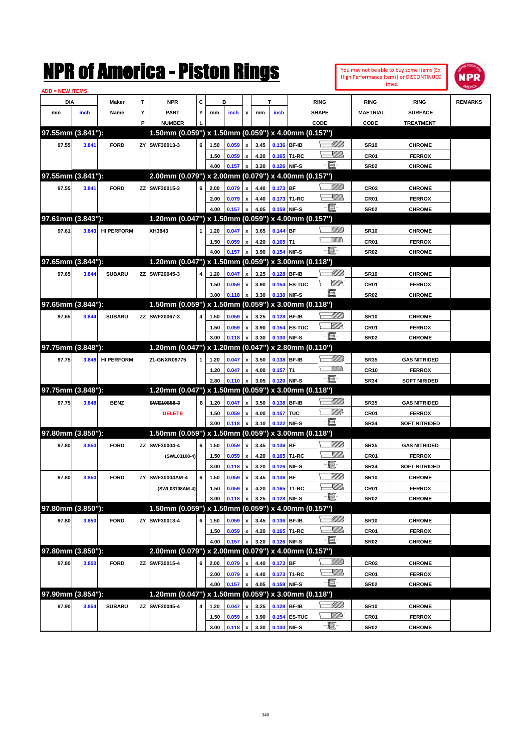# NPR of America - Piston Rings

You may not be able to buy some Items (Ex. High Performance Items) or DISCONTINUED Itmes.

ADD = NEW ITEMS

| DIA mm | DIA inch | Maker Name | TYP | NPR PART NUMBER | CYL | B mm | B inch | x | T mm | T inch | RING SHAPE CODE | RING MAETRIAL CODE | RING SURFACE TREATMENT | REMARKS |
|---|---|---|---|---|---|---|---|---|---|---|---|---|---|---|
| **97.55mm (3.841"):** | | | | **1.50mm (0.059") x 1.50mm (0.059") x 4.00mm (0.157")** | | | | | | | | | | |
| 97.55 | 3.841 | FORD | ZY | SWF30013-3 | 6 | 1.50 | 0.059 | x | 3.45 | 0.136 | BF-IB | SR10 | CHROME | |
| | | | | | | 1.50 | 0.059 | x | 4.20 | 0.165 | T1-RC | CR01 | FERROX | |
| | | | | | | 4.00 | 0.157 | x | 3.20 | 0.126 | NIF-S | SR02 | CHROME | |
| **97.55mm (3.841"):** | | | | **2.00mm (0.079") x 2.00mm (0.079") x 4.00mm (0.157")** | | | | | | | | | | |
| 97.55 | 3.841 | FORD | ZZ | SWF30015-3 | 6 | 2.00 | 0.079 | x | 4.40 | 0.173 | BF | CR02 | CHROME | |
| | | | | | | 2.00 | 0.079 | x | 4.40 | 0.173 | T1-RC | CR01 | FERROX | |
| | | | | | | 4.00 | 0.157 | x | 4.05 | 0.159 | NIF-S | SR02 | CHROME | |
| **97.61mm (3.843"):** | | | | **1.20mm (0.047") x 1.50mm (0.059") x 4.00mm (0.157")** | | | | | | | | | | |
| 97.61 | 3.843 | HI PERFORM | | XH3843 | 1 | 1.20 | 0.047 | x | 3.65 | 0.144 | BF | SR10 | CHROME | |
| | | | | | | 1.50 | 0.059 | x | 4.20 | 0.165 | T1 | CR01 | FERROX | |
| | | | | | | 4.00 | 0.157 | x | 3.90 | 0.154 | NIF-S | SR02 | CHROME | |
| **97.65mm (3.844"):** | | | | **1.20mm (0.047") x 1.50mm (0.059") x 3.00mm (0.118")** | | | | | | | | | | |
| 97.65 | 3.844 | SUBARU | ZZ | SWF20045-3 | 4 | 1.20 | 0.047 | x | 3.25 | 0.128 | BF-IB | SR10 | CHROME | |
| | | | | | | 1.50 | 0.059 | x | 3.90 | 0.154 | ES-TUC | CR01 | FERROX | |
| | | | | | | 3.00 | 0.118 | x | 3.30 | 0.130 | NIF-S | SR02 | CHROME | |
| **97.65mm (3.844"):** | | | | **1.50mm (0.059") x 1.50mm (0.059") x 3.00mm (0.118")** | | | | | | | | | | |
| 97.65 | 3.844 | SUBARU | ZZ | SWF20067-3 | 4 | 1.50 | 0.059 | x | 3.25 | 0.128 | BF-IB | SR10 | CHROME | |
| | | | | | | 1.50 | 0.059 | x | 3.90 | 0.154 | ES-TUC | CR01 | FERROX | |
| | | | | | | 3.00 | 0.118 | x | 3.30 | 0.130 | NIF-S | SR02 | CHROME | |
| **97.75mm (3.848"):** | | | | **1.20mm (0.047") x 1.20mm (0.047") x 2.80mm (0.110")** | | | | | | | | | | |
| 97.75 | 3.848 | HI PERFORM | | 21-GNXR09775 | 1 | 1.20 | 0.047 | x | 3.50 | 0.138 | BF-IB | SR35 | GAS NITRIDED | |
| | | | | | | 1.20 | 0.047 | x | 4.00 | 0.157 | T1 | CR10 | FERROX | |
| | | | | | | 2.80 | 0.110 | x | 3.05 | 0.120 | NIF-S | SR34 | SOFT NIRIDED | |
| **97.75mm (3.848"):** | | | | **1.20mm (0.047") x 1.50mm (0.059") x 3.00mm (0.118")** | | | | | | | | | | |
| 97.75 | 3.848 | BENZ | | ~~SWE10858-3~~ | 8 | 1.20 | 0.047 | x | 3.50 | 0.138 | BF-IB | SR35 | GAS NITRIDED | |
| | | | | DELETE | | 1.50 | 0.059 | x | 4.00 | 0.157 | TUC | CR01 | FERROX | |
| | | | | | | 3.00 | 0.118 | x | 3.10 | 0.122 | NIF-S | SR34 | SOFT NITRIDED | |
| **97.80mm (3.850"):** | | | | **1.50mm (0.059") x 1.50mm (0.059") x 3.00mm (0.118")** | | | | | | | | | | |
| 97.80 | 3.850 | FORD | ZZ | SWF30004-4 | 6 | 1.50 | 0.059 | x | 3.45 | 0.136 | BF | SR35 | GAS NITRIDED | |
| | | | | (SWL03108-4) | | 1.50 | 0.059 | x | 4.20 | 0.165 | T1-RC | CR01 | FERROX | |
| | | | | | | 3.00 | 0.118 | x | 3.20 | 0.126 | NIF-S | SR34 | SOFT NITRIDED | |
| 97.80 | 3.850 | FORD | ZY | SWF30004AM-4 | 6 | 1.50 | 0.059 | x | 3.45 | 0.136 | BF | SR10 | CHROME | |
| | | | | (SWL03108AM-4) | | 1.50 | 0.059 | x | 4.20 | 0.165 | T1-RC | CR01 | FERROX | |
| | | | | | | 3.00 | 0.118 | x | 3.25 | 0.128 | NIF-S | SR02 | CHROME | |
| **97.80mm (3.850"):** | | | | **1.50mm (0.059") x 1.50mm (0.059") x 4.00mm (0.157")** | | | | | | | | | | |
| 97.80 | 3.850 | FORD | ZY | SWF30013-4 | 6 | 1.50 | 0.059 | x | 3.45 | 0.136 | BF-IB | SR10 | CHROME | |
| | | | | | | 1.50 | 0.059 | x | 4.20 | 0.165 | T1-RC | CR01 | FERROX | |
| | | | | | | 4.00 | 0.157 | x | 3.20 | 0.126 | NIF-S | SR02 | CHROME | |
| **97.80mm (3.850"):** | | | | **2.00mm (0.079") x 2.00mm (0.079") x 4.00mm (0.157")** | | | | | | | | | | |
| 97.80 | 3.850 | FORD | ZZ | SWF30015-4 | 6 | 2.00 | 0.079 | x | 4.40 | 0.173 | BF | CR02 | CHROME | |
| | | | | | | 2.00 | 0.079 | x | 4.40 | 0.173 | T1-RC | CR01 | FERROX | |
| | | | | | | 4.00 | 0.157 | x | 4.05 | 0.159 | NIF-S | SR02 | CHROME | |
| **97.90mm (3.854"):** | | | | **1.20mm (0.047") x 1.50mm (0.059") x 3.00mm (0.118")** | | | | | | | | | | |
| 97.90 | 3.854 | SUBARU | ZZ | SWF20045-4 | 4 | 1.20 | 0.047 | x | 3.25 | 0.128 | BF-IB | SR10 | CHROME | |
| | | | | | | 1.50 | 0.059 | x | 3.90 | 0.154 | ES-TUC | CR01 | FERROX | |
| | | | | | | 3.00 | 0.118 | x | 3.30 | 0.130 | NIF-S | SR02 | CHROME | |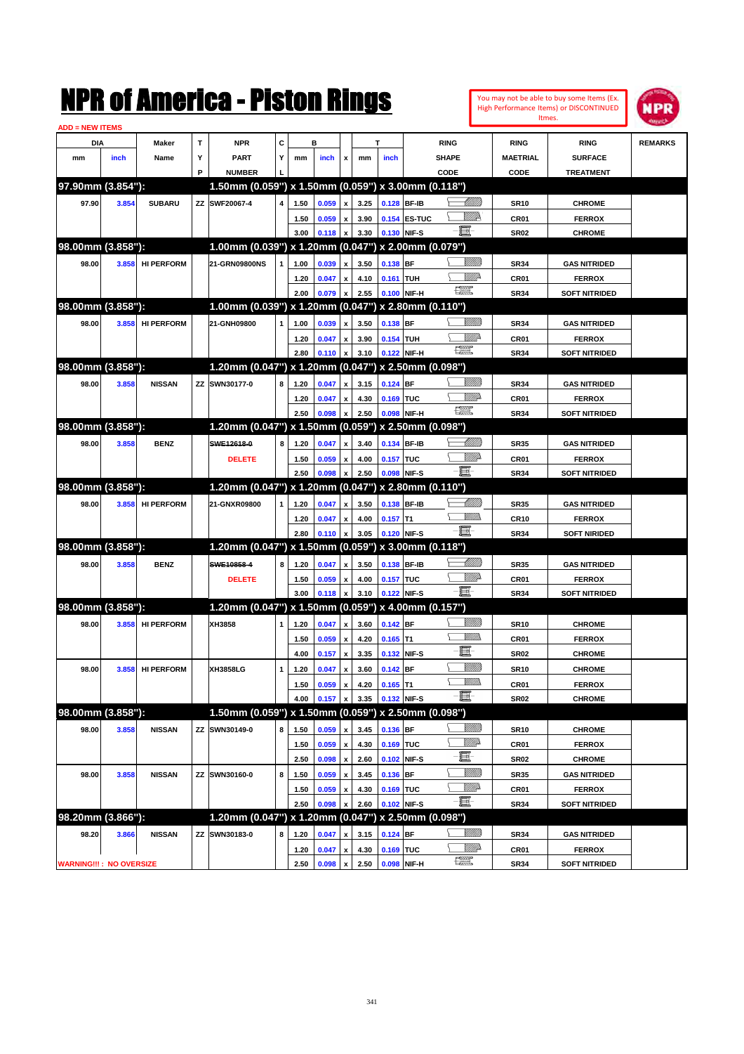# NPR of America - Piston Rings

You may not be able to buy some Items (Ex. High Performance Items) or DISCONTINUED Itmes.

ADD = NEW ITEMS

| DIA mm | DIA inch | Maker Name | TYP | NPR PART NUMBER | CYL | B mm | B inch | x | T mm | T inch | RING SHAPE CODE | RING MAETRIAL CODE | RING SURFACE TREATMENT | REMARKS |
|---|---|---|---|---|---|---|---|---|---|---|---|---|---|---|
| **97.90mm (3.854"):** | | | | **1.50mm (0.059") x 1.50mm (0.059") x 3.00mm (0.118")** | | | | | | | | | | |
| 97.90 | 3.854 | SUBARU | ZZ | SWF20067-4 | 4 | 1.50 | 0.059 | x | 3.25 | 0.128 | BF-IB | SR10 | CHROME | |
| | | | | | | 1.50 | 0.059 | x | 3.90 | 0.154 | ES-TUC | CR01 | FERROX | |
| | | | | | | 3.00 | 0.118 | x | 3.30 | 0.130 | NIF-S | SR02 | CHROME | |
| **98.00mm (3.858"):** | | | | **1.00mm (0.039") x 1.20mm (0.047") x 2.00mm (0.079")** | | | | | | | | | | |
| 98.00 | 3.858 | HI PERFORM | | 21-GRN09800NS | 1 | 1.00 | 0.039 | x | 3.50 | 0.138 | BF | SR34 | GAS NITRIDED | |
| | | | | | | 1.20 | 0.047 | x | 4.10 | 0.161 | TUH | CR01 | FERROX | |
| | | | | | | 2.00 | 0.079 | x | 2.55 | 0.100 | NIF-H | SR34 | SOFT NITRIDED | |
| **98.00mm (3.858"):** | | | | **1.00mm (0.039") x 1.20mm (0.047") x 2.80mm (0.110")** | | | | | | | | | | |
| 98.00 | 3.858 | HI PERFORM | | 21-GNH09800 | 1 | 1.00 | 0.039 | x | 3.50 | 0.138 | BF | SR34 | GAS NITRIDED | |
| | | | | | | 1.20 | 0.047 | x | 3.90 | 0.154 | TUH | CR01 | FERROX | |
| | | | | | | 2.80 | 0.110 | x | 3.10 | 0.122 | NIF-H | SR34 | SOFT NITRIDED | |
| **98.00mm (3.858"):** | | | | **1.20mm (0.047") x 1.20mm (0.047") x 2.50mm (0.098")** | | | | | | | | | | |
| 98.00 | 3.858 | NISSAN | ZZ | SWN30177-0 | 8 | 1.20 | 0.047 | x | 3.15 | 0.124 | BF | SR34 | GAS NITRIDED | |
| | | | | | | 1.20 | 0.047 | x | 4.30 | 0.169 | TUC | CR01 | FERROX | |
| | | | | | | 2.50 | 0.098 | x | 2.50 | 0.098 | NIF-H | SR34 | SOFT NITRIDED | |
| **98.00mm (3.858"):** | | | | **1.20mm (0.047") x 1.50mm (0.059") x 2.50mm (0.098")** | | | | | | | | | | |
| 98.00 | 3.858 | BENZ | | ~~SWE12618-0~~ | 8 | 1.20 | 0.047 | x | 3.40 | 0.134 | BF-IB | SR35 | GAS NITRIDED | |
| | | | | DELETE | | 1.50 | 0.059 | x | 4.00 | 0.157 | TUC | CR01 | FERROX | |
| | | | | | | 2.50 | 0.098 | x | 2.50 | 0.098 | NIF-S | SR34 | SOFT NITRIDED | |
| **98.00mm (3.858"):** | | | | **1.20mm (0.047") x 1.20mm (0.047") x 2.80mm (0.110")** | | | | | | | | | | |
| 98.00 | 3.858 | HI PERFORM | | 21-GNXR09800 | 1 | 1.20 | 0.047 | x | 3.50 | 0.138 | BF-IB | SR35 | GAS NITRIDED | |
| | | | | | | 1.20 | 0.047 | x | 4.00 | 0.157 | T1 | CR10 | FERROX | |
| | | | | | | 2.80 | 0.110 | x | 3.05 | 0.120 | NIF-S | SR34 | SOFT NIRIDED | |
| **98.00mm (3.858"):** | | | | **1.20mm (0.047") x 1.50mm (0.059") x 3.00mm (0.118")** | | | | | | | | | | |
| 98.00 | 3.858 | BENZ | | ~~SWE10858-4~~ | 8 | 1.20 | 0.047 | x | 3.50 | 0.138 | BF-IB | SR35 | GAS NITRIDED | |
| | | | | DELETE | | 1.50 | 0.059 | x | 4.00 | 0.157 | TUC | CR01 | FERROX | |
| | | | | | | 3.00 | 0.118 | x | 3.10 | 0.122 | NIF-S | SR34 | SOFT NITRIDED | |
| **98.00mm (3.858"):** | | | | **1.20mm (0.047") x 1.50mm (0.059") x 4.00mm (0.157")** | | | | | | | | | | |
| 98.00 | 3.858 | HI PERFORM | | XH3858 | 1 | 1.20 | 0.047 | x | 3.60 | 0.142 | BF | SR10 | CHROME | |
| | | | | | | 1.50 | 0.059 | x | 4.20 | 0.165 | T1 | CR01 | FERROX | |
| | | | | | | 4.00 | 0.157 | x | 3.35 | 0.132 | NIF-S | SR02 | CHROME | |
| 98.00 | 3.858 | HI PERFORM | | XH3858LG | 1 | 1.20 | 0.047 | x | 3.60 | 0.142 | BF | SR10 | CHROME | |
| | | | | | | 1.50 | 0.059 | x | 4.20 | 0.165 | T1 | CR01 | FERROX | |
| | | | | | | 4.00 | 0.157 | x | 3.35 | 0.132 | NIF-S | SR02 | CHROME | |
| **98.00mm (3.858"):** | | | | **1.50mm (0.059") x 1.50mm (0.059") x 2.50mm (0.098")** | | | | | | | | | | |
| 98.00 | 3.858 | NISSAN | ZZ | SWN30149-0 | 8 | 1.50 | 0.059 | x | 3.45 | 0.136 | BF | SR10 | CHROME | |
| | | | | | | 1.50 | 0.059 | x | 4.30 | 0.169 | TUC | CR01 | FERROX | |
| | | | | | | 2.50 | 0.098 | x | 2.60 | 0.102 | NIF-S | SR02 | CHROME | |
| 98.00 | 3.858 | NISSAN | ZZ | SWN30160-0 | 8 | 1.50 | 0.059 | x | 3.45 | 0.136 | BF | SR35 | GAS NITRIDED | |
| | | | | | | 1.50 | 0.059 | x | 4.30 | 0.169 | TUC | CR01 | FERROX | |
| | | | | | | 2.50 | 0.098 | x | 2.60 | 0.102 | NIF-S | SR34 | SOFT NITRIDED | |
| **98.20mm (3.866"):** | | | | **1.20mm (0.047") x 1.20mm (0.047") x 2.50mm (0.098")** | | | | | | | | | | |
| 98.20 | 3.866 | NISSAN | ZZ | SWN30183-0 | 8 | 1.20 | 0.047 | x | 3.15 | 0.124 | BF | SR34 | GAS NITRIDED | |
| | | | | | | 1.20 | 0.047 | x | 4.30 | 0.169 | TUC | CR01 | FERROX | |
| | | | | | | 2.50 | 0.098 | x | 2.50 | 0.098 | NIF-H | SR34 | SOFT NITRIDED | |

WARNING!!! : NO OVERSIZE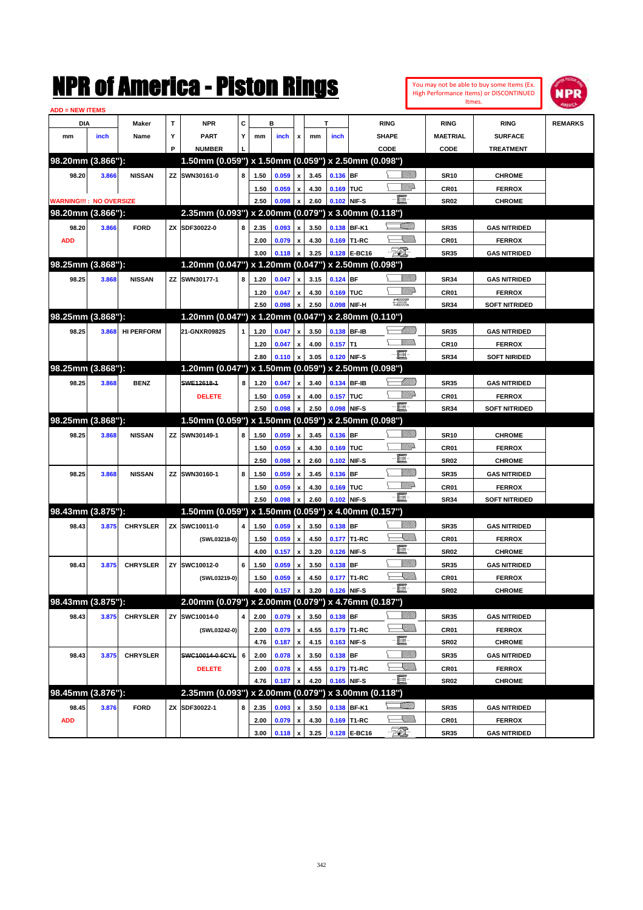# NPR of America - Piston Rings

You may not be able to buy some Items (Ex. High Performance Items) or DISCONTINUED Itmes.

ADD = NEW ITEMS

| DIA mm | DIA inch | Maker Name | TYP | NPR PART NUMBER | CYL | B mm | B inch | x | T mm | T inch | RING SHAPE CODE | RING MAETRIAL CODE | RING SURFACE TREATMENT | REMARKS |
|---|---|---|---|---|---|---|---|---|---|---|---|---|---|---|
| **98.20mm (3.866"):** | | | | **1.50mm (0.059") x 1.50mm (0.059") x 2.50mm (0.098")** | | | | | | | | | | |
| 98.20 | 3.866 | NISSAN | ZZ | SWN30161-0 | 8 | 1.50 | 0.059 | x | 3.45 | 0.136 | BF | SR10 | CHROME | |
| | | | | | | 1.50 | 0.059 | x | 4.30 | 0.169 | TUC | CR01 | FERROX | |
| WARNING!!! : NO OVERSIZE | | | | | | 2.50 | 0.098 | x | 2.60 | 0.102 | NIF-S | SR02 | CHROME | |
| **98.20mm (3.866"):** | | | | **2.35mm (0.093") x 2.00mm (0.079") x 3.00mm (0.118")** | | | | | | | | | | |
| 98.20 | 3.866 | FORD | ZX | SDF30022-0 | 8 | 2.35 | 0.093 | x | 3.50 | 0.138 | BF-K1 | SR35 | GAS NITRIDED | |
| ADD | | | | | | 2.00 | 0.079 | x | 4.30 | 0.169 | T1-RC | CR01 | FERROX | |
| | | | | | | 3.00 | 0.118 | x | 3.25 | 0.128 | E-BC16 | SR35 | GAS NITRIDED | |
| **98.25mm (3.868"):** | | | | **1.20mm (0.047") x 1.20mm (0.047") x 2.50mm (0.098")** | | | | | | | | | | |
| 98.25 | 3.868 | NISSAN | ZZ | SWN30177-1 | 8 | 1.20 | 0.047 | x | 3.15 | 0.124 | BF | SR34 | GAS NITRIDED | |
| | | | | | | 1.20 | 0.047 | x | 4.30 | 0.169 | TUC | CR01 | FERROX | |
| | | | | | | 2.50 | 0.098 | x | 2.50 | 0.098 | NIF-H | SR34 | SOFT NITRIDED | |
| **98.25mm (3.868"):** | | | | **1.20mm (0.047") x 1.20mm (0.047") x 2.80mm (0.110")** | | | | | | | | | | |
| 98.25 | 3.868 | HI PERFORM | | 21-GNXR09825 | 1 | 1.20 | 0.047 | x | 3.50 | 0.138 | BF-IB | SR35 | GAS NITRIDED | |
| | | | | | | 1.20 | 0.047 | x | 4.00 | 0.157 | T1 | CR10 | FERROX | |
| | | | | | | 2.80 | 0.110 | x | 3.05 | 0.120 | NIF-S | SR34 | SOFT NIRIDED | |
| **98.25mm (3.868"):** | | | | **1.20mm (0.047") x 1.50mm (0.059") x 2.50mm (0.098")** | | | | | | | | | | |
| 98.25 | 3.868 | BENZ | | ~~SWE12618-1~~ | 8 | 1.20 | 0.047 | x | 3.40 | 0.134 | BF-IB | SR35 | GAS NITRIDED | |
| | | | | DELETE | | 1.50 | 0.059 | x | 4.00 | 0.157 | TUC | CR01 | FERROX | |
| | | | | | | 2.50 | 0.098 | x | 2.50 | 0.098 | NIF-S | SR34 | SOFT NITRIDED | |
| **98.25mm (3.868"):** | | | | **1.50mm (0.059") x 1.50mm (0.059") x 2.50mm (0.098")** | | | | | | | | | | |
| 98.25 | 3.868 | NISSAN | ZZ | SWN30149-1 | 8 | 1.50 | 0.059 | x | 3.45 | 0.136 | BF | SR10 | CHROME | |
| | | | | | | 1.50 | 0.059 | x | 4.30 | 0.169 | TUC | CR01 | FERROX | |
| | | | | | | 2.50 | 0.098 | x | 2.60 | 0.102 | NIF-S | SR02 | CHROME | |
| 98.25 | 3.868 | NISSAN | ZZ | SWN30160-1 | 8 | 1.50 | 0.059 | x | 3.45 | 0.136 | BF | SR35 | GAS NITRIDED | |
| | | | | | | 1.50 | 0.059 | x | 4.30 | 0.169 | TUC | CR01 | FERROX | |
| | | | | | | 2.50 | 0.098 | x | 2.60 | 0.102 | NIF-S | SR34 | SOFT NITRIDED | |
| **98.43mm (3.875"):** | | | | **1.50mm (0.059") x 1.50mm (0.059") x 4.00mm (0.157")** | | | | | | | | | | |
| 98.43 | 3.875 | CHRYSLER | ZX | SWC10011-0 | 4 | 1.50 | 0.059 | x | 3.50 | 0.138 | BF | SR35 | GAS NITRIDED | |
| | | | | (SWL03218-0) | | 1.50 | 0.059 | x | 4.50 | 0.177 | T1-RC | CR01 | FERROX | |
| | | | | | | 4.00 | 0.157 | x | 3.20 | 0.126 | NIF-S | SR02 | CHROME | |
| 98.43 | 3.875 | CHRYSLER | ZY | SWC10012-0 | 6 | 1.50 | 0.059 | x | 3.50 | 0.138 | BF | SR35 | GAS NITRIDED | |
| | | | | (SWL03219-0) | | 1.50 | 0.059 | x | 4.50 | 0.177 | T1-RC | CR01 | FERROX | |
| | | | | | | 4.00 | 0.157 | x | 3.20 | 0.126 | NIF-S | SR02 | CHROME | |
| **98.43mm (3.875"):** | | | | **2.00mm (0.079") x 2.00mm (0.079") x 4.76mm (0.187")** | | | | | | | | | | |
| 98.43 | 3.875 | CHRYSLER | ZY | SWC10014-0 | 4 | 2.00 | 0.079 | x | 3.50 | 0.138 | BF | SR35 | GAS NITRIDED | |
| | | | | (SWL03242-0) | | 2.00 | 0.079 | x | 4.55 | 0.179 | T1-RC | CR01 | FERROX | |
| | | | | | | 4.76 | 0.187 | x | 4.15 | 0.163 | NIF-S | SR02 | CHROME | |
| 98.43 | 3.875 | CHRYSLER | | ~~SWC10014-0 6CYL~~ | 6 | 2.00 | 0.078 | x | 3.50 | 0.138 | BF | SR35 | GAS NITRIDED | |
| | | | | DELETE | | 2.00 | 0.078 | x | 4.55 | 0.179 | T1-RC | CR01 | FERROX | |
| | | | | | | 4.76 | 0.187 | x | 4.20 | 0.165 | NIF-S | SR02 | CHROME | |
| **98.45mm (3.876"):** | | | | **2.35mm (0.093") x 2.00mm (0.079") x 3.00mm (0.118")** | | | | | | | | | | |
| 98.45 | 3.876 | FORD | ZX | SDF30022-1 | 8 | 2.35 | 0.093 | x | 3.50 | 0.138 | BF-K1 | SR35 | GAS NITRIDED | |
| ADD | | | | | | 2.00 | 0.079 | x | 4.30 | 0.169 | T1-RC | CR01 | FERROX | |
| | | | | | | 3.00 | 0.118 | x | 3.25 | 0.128 | E-BC16 | SR35 | GAS NITRIDED | |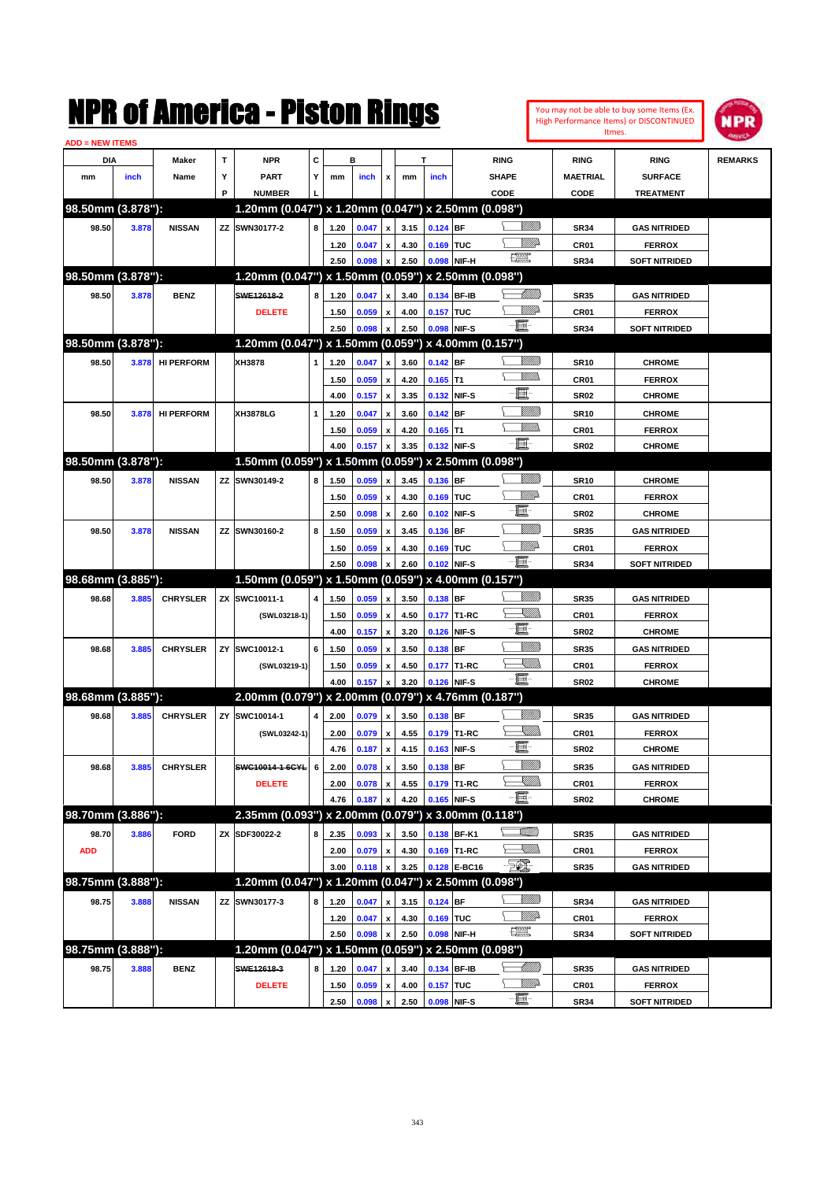# NPR of America - Piston Rings

You may not be able to buy some Items (Ex. High Performance Items) or DISCONTINUED Itmes.

ADD = NEW ITEMS

| DIA mm | DIA inch | Maker Name | TYP | NPR PART NUMBER | CYL | B mm | B inch | x | T mm | T inch | RING SHAPE CODE | RING MAETRIAL CODE | RING SURFACE TREATMENT | REMARKS |
|---|---|---|---|---|---|---|---|---|---|---|---|---|---|---|
| **98.50mm (3.878"):** | | | | **1.20mm (0.047") x 1.20mm (0.047") x 2.50mm (0.098")** | | | | | | | | | | |
| 98.50 | 3.878 | NISSAN | ZZ | SWN30177-2 | 8 | 1.20 | 0.047 | x | 3.15 | 0.124 | BF | SR34 | GAS NITRIDED | |
| | | | | | | 1.20 | 0.047 | x | 4.30 | 0.169 | TUC | CR01 | FERROX | |
| | | | | | | 2.50 | 0.098 | x | 2.50 | 0.098 | NIF-H | SR34 | SOFT NITRIDED | |
| **98.50mm (3.878"):** | | | | **1.20mm (0.047") x 1.50mm (0.059") x 2.50mm (0.098")** | | | | | | | | | | |
| 98.50 | 3.878 | BENZ | | ~~SWE12618-2~~ | 8 | 1.20 | 0.047 | x | 3.40 | 0.134 | BF-IB | SR35 | GAS NITRIDED | |
| | | | | DELETE | | 1.50 | 0.059 | x | 4.00 | 0.157 | TUC | CR01 | FERROX | |
| | | | | | | 2.50 | 0.098 | x | 2.50 | 0.098 | NIF-S | SR34 | SOFT NITRIDED | |
| **98.50mm (3.878"):** | | | | **1.20mm (0.047") x 1.50mm (0.059") x 4.00mm (0.157")** | | | | | | | | | | |
| 98.50 | 3.878 | HI PERFORM | | XH3878 | 1 | 1.20 | 0.047 | x | 3.60 | 0.142 | BF | SR10 | CHROME | |
| | | | | | | 1.50 | 0.059 | x | 4.20 | 0.165 | T1 | CR01 | FERROX | |
| | | | | | | 4.00 | 0.157 | x | 3.35 | 0.132 | NIF-S | SR02 | CHROME | |
| 98.50 | 3.878 | HI PERFORM | | XH3878LG | 1 | 1.20 | 0.047 | x | 3.60 | 0.142 | BF | SR10 | CHROME | |
| | | | | | | 1.50 | 0.059 | x | 4.20 | 0.165 | T1 | CR01 | FERROX | |
| | | | | | | 4.00 | 0.157 | x | 3.35 | 0.132 | NIF-S | SR02 | CHROME | |
| **98.50mm (3.878"):** | | | | **1.50mm (0.059") x 1.50mm (0.059") x 2.50mm (0.098")** | | | | | | | | | | |
| 98.50 | 3.878 | NISSAN | ZZ | SWN30149-2 | 8 | 1.50 | 0.059 | x | 3.45 | 0.136 | BF | SR10 | CHROME | |
| | | | | | | 1.50 | 0.059 | x | 4.30 | 0.169 | TUC | CR01 | FERROX | |
| | | | | | | 2.50 | 0.098 | x | 2.60 | 0.102 | NIF-S | SR02 | CHROME | |
| 98.50 | 3.878 | NISSAN | ZZ | SWN30160-2 | 8 | 1.50 | 0.059 | x | 3.45 | 0.136 | BF | SR35 | GAS NITRIDED | |
| | | | | | | 1.50 | 0.059 | x | 4.30 | 0.169 | TUC | CR01 | FERROX | |
| | | | | | | 2.50 | 0.098 | x | 2.60 | 0.102 | NIF-S | SR34 | SOFT NITRIDED | |
| **98.68mm (3.885"):** | | | | **1.50mm (0.059") x 1.50mm (0.059") x 4.00mm (0.157")** | | | | | | | | | | |
| 98.68 | 3.885 | CHRYSLER | ZX | SWC10011-1 | 4 | 1.50 | 0.059 | x | 3.50 | 0.138 | BF | SR35 | GAS NITRIDED | |
| | | | | (SWL03218-1) | | 1.50 | 0.059 | x | 4.50 | 0.177 | T1-RC | CR01 | FERROX | |
| | | | | | | 4.00 | 0.157 | x | 3.20 | 0.126 | NIF-S | SR02 | CHROME | |
| 98.68 | 3.885 | CHRYSLER | ZY | SWC10012-1 | 6 | 1.50 | 0.059 | x | 3.50 | 0.138 | BF | SR35 | GAS NITRIDED | |
| | | | | (SWL03219-1) | | 1.50 | 0.059 | x | 4.50 | 0.177 | T1-RC | CR01 | FERROX | |
| | | | | | | 4.00 | 0.157 | x | 3.20 | 0.126 | NIF-S | SR02 | CHROME | |
| **98.68mm (3.885"):** | | | | **2.00mm (0.079") x 2.00mm (0.079") x 4.76mm (0.187")** | | | | | | | | | | |
| 98.68 | 3.885 | CHRYSLER | ZY | SWC10014-1 | 4 | 2.00 | 0.079 | x | 3.50 | 0.138 | BF | SR35 | GAS NITRIDED | |
| | | | | (SWL03242-1) | | 2.00 | 0.079 | x | 4.55 | 0.179 | T1-RC | CR01 | FERROX | |
| | | | | | | 4.76 | 0.187 | x | 4.15 | 0.163 | NIF-S | SR02 | CHROME | |
| 98.68 | 3.885 | CHRYSLER | | ~~SWC10014-1-6CYL~~ | 6 | 2.00 | 0.078 | x | 3.50 | 0.138 | BF | SR35 | GAS NITRIDED | |
| | | | | DELETE | | 2.00 | 0.078 | x | 4.55 | 0.179 | T1-RC | CR01 | FERROX | |
| | | | | | | 4.76 | 0.187 | x | 4.20 | 0.165 | NIF-S | SR02 | CHROME | |
| **98.70mm (3.886"):** | | | | **2.35mm (0.093") x 2.00mm (0.079") x 3.00mm (0.118")** | | | | | | | | | | |
| 98.70 | 3.886 | FORD | ZX | SDF30022-2 | 8 | 2.35 | 0.093 | x | 3.50 | 0.138 | BF-K1 | SR35 | GAS NITRIDED | |
| ADD | | | | | | 2.00 | 0.079 | x | 4.30 | 0.169 | T1-RC | CR01 | FERROX | |
| | | | | | | 3.00 | 0.118 | x | 3.25 | 0.128 | E-BC16 | SR35 | GAS NITRIDED | |
| **98.75mm (3.888"):** | | | | **1.20mm (0.047") x 1.20mm (0.047") x 2.50mm (0.098")** | | | | | | | | | | |
| 98.75 | 3.888 | NISSAN | ZZ | SWN30177-3 | 8 | 1.20 | 0.047 | x | 3.15 | 0.124 | BF | SR34 | GAS NITRIDED | |
| | | | | | | 1.20 | 0.047 | x | 4.30 | 0.169 | TUC | CR01 | FERROX | |
| | | | | | | 2.50 | 0.098 | x | 2.50 | 0.098 | NIF-H | SR34 | SOFT NITRIDED | |
| **98.75mm (3.888"):** | | | | **1.20mm (0.047") x 1.50mm (0.059") x 2.50mm (0.098")** | | | | | | | | | | |
| 98.75 | 3.888 | BENZ | | ~~SWE12618-3~~ | 8 | 1.20 | 0.047 | x | 3.40 | 0.134 | BF-IB | SR35 | GAS NITRIDED | |
| | | | | DELETE | | 1.50 | 0.059 | x | 4.00 | 0.157 | TUC | CR01 | FERROX | |
| | | | | | | 2.50 | 0.098 | x | 2.50 | 0.098 | NIF-S | SR34 | SOFT NITRIDED | |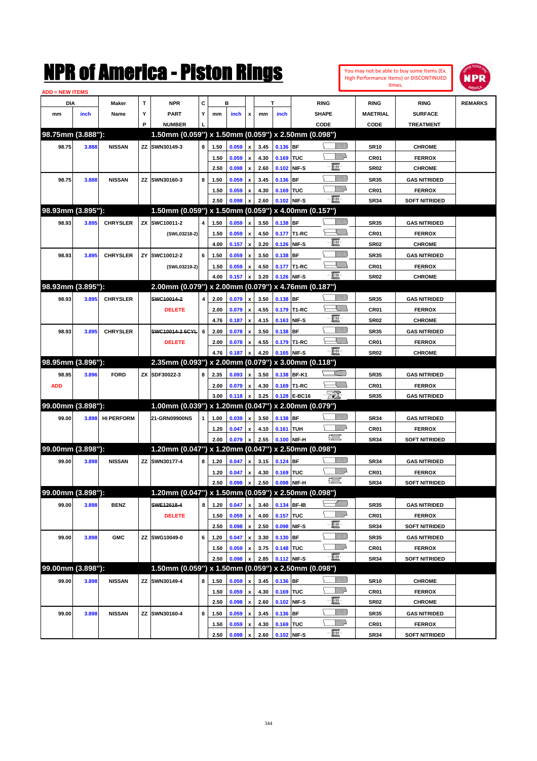# NPR of America - Piston Rings

You may not be able to buy some Items (Ex. High Performance Items) or DISCONTINUED Itmes.

ADD = NEW ITEMS

| DIA mm | DIA inch | Maker Name | TYP | NPR PART NUMBER | CYL | B mm | B inch | x | T mm | T inch | RING SHAPE CODE | RING MAETRIAL CODE | RING SURFACE TREATMENT | REMARKS |
|---|---|---|---|---|---|---|---|---|---|---|---|---|---|---|
| **98.75mm (3.888"):** | | | | **1.50mm (0.059") x 1.50mm (0.059") x 2.50mm (0.098")** | | | | | | | | | | |
| 98.75 | 3.888 | NISSAN | ZZ | SWN30149-3 | 8 | 1.50 | 0.059 | x | 3.45 | 0.136 | BF | SR10 | CHROME | |
| | | | | | | 1.50 | 0.059 | x | 4.30 | 0.169 | TUC | CR01 | FERROX | |
| | | | | | | 2.50 | 0.098 | x | 2.60 | 0.102 | NIF-S | SR02 | CHROME | |
| 98.75 | 3.888 | NISSAN | ZZ | SWN30160-3 | 8 | 1.50 | 0.059 | x | 3.45 | 0.136 | BF | SR35 | GAS NITRIDED | |
| | | | | | | 1.50 | 0.059 | x | 4.30 | 0.169 | TUC | CR01 | FERROX | |
| | | | | | | 2.50 | 0.098 | x | 2.60 | 0.102 | NIF-S | SR34 | SOFT NITRIDED | |
| **98.93mm (3.895"):** | | | | **1.50mm (0.059") x 1.50mm (0.059") x 4.00mm (0.157")** | | | | | | | | | | |
| 98.93 | 3.895 | CHRYSLER | ZX | SWC10011-2 | 4 | 1.50 | 0.059 | x | 3.50 | 0.138 | BF | SR35 | GAS NITRIDED | |
| | | | | (SWL03218-2) | | 1.50 | 0.059 | x | 4.50 | 0.177 | T1-RC | CR01 | FERROX | |
| | | | | | | 4.00 | 0.157 | x | 3.20 | 0.126 | NIF-S | SR02 | CHROME | |
| 98.93 | 3.895 | CHRYSLER | ZY | SWC10012-2 | 6 | 1.50 | 0.059 | x | 3.50 | 0.138 | BF | SR35 | GAS NITRIDED | |
| | | | | (SWL03219-2) | | 1.50 | 0.059 | x | 4.50 | 0.177 | T1-RC | CR01 | FERROX | |
| | | | | | | 4.00 | 0.157 | x | 3.20 | 0.126 | NIF-S | SR02 | CHROME | |
| **98.93mm (3.895"):** | | | | **2.00mm (0.079") x 2.00mm (0.079") x 4.76mm (0.187")** | | | | | | | | | | |
| 98.93 | 3.895 | CHRYSLER | | ~~SWC10014-2~~ | 4 | 2.00 | 0.079 | x | 3.50 | 0.138 | BF | SR35 | GAS NITRIDED | |
| | | | | DELETE | | 2.00 | 0.079 | x | 4.55 | 0.179 | T1-RC | CR01 | FERROX | |
| | | | | | | 4.76 | 0.187 | x | 4.15 | 0.163 | NIF-S | SR02 | CHROME | |
| 98.93 | 3.895 | CHRYSLER | | ~~SWC10014-2 6CYL~~ | 6 | 2.00 | 0.078 | x | 3.50 | 0.138 | BF | SR35 | GAS NITRIDED | |
| | | | | DELETE | | 2.00 | 0.078 | x | 4.55 | 0.179 | T1-RC | CR01 | FERROX | |
| | | | | | | 4.76 | 0.187 | x | 4.20 | 0.165 | NIF-S | SR02 | CHROME | |
| **98.95mm (3.896"):** | | | | **2.35mm (0.093") x 2.00mm (0.079") x 3.00mm (0.118")** | | | | | | | | | | |
| 98.95 | 3.896 | FORD | ZX | SDF30022-3 | 8 | 2.35 | 0.093 | x | 3.50 | 0.138 | BF-K1 | SR35 | GAS NITRIDED | |
| ADD | | | | | | 2.00 | 0.079 | x | 4.30 | 0.169 | T1-RC | CR01 | FERROX | |
| | | | | | | 3.00 | 0.118 | x | 3.25 | 0.128 | E-BC16 | SR35 | GAS NITRIDED | |
| **99.00mm (3.898"):** | | | | **1.00mm (0.039") x 1.20mm (0.047") x 2.00mm (0.079")** | | | | | | | | | | |
| 99.00 | 3.898 | HI PERFORM | | 21-GRN09900NS | 1 | 1.00 | 0.039 | x | 3.50 | 0.138 | BF | SR34 | GAS NITRIDED | |
| | | | | | | 1.20 | 0.047 | x | 4.10 | 0.161 | TUH | CR01 | FERROX | |
| | | | | | | 2.00 | 0.079 | x | 2.55 | 0.100 | NIF-H | SR34 | SOFT NITRIDED | |
| **99.00mm (3.898"):** | | | | **1.20mm (0.047") x 1.20mm (0.047") x 2.50mm (0.098")** | | | | | | | | | | |
| 99.00 | 3.898 | NISSAN | ZZ | SWN30177-4 | 8 | 1.20 | 0.047 | x | 3.15 | 0.124 | BF | SR34 | GAS NITRIDED | |
| | | | | | | 1.20 | 0.047 | x | 4.30 | 0.169 | TUC | CR01 | FERROX | |
| | | | | | | 2.50 | 0.098 | x | 2.50 | 0.098 | NIF-H | SR34 | SOFT NITRIDED | |
| **99.00mm (3.898"):** | | | | **1.20mm (0.047") x 1.50mm (0.059") x 2.50mm (0.098")** | | | | | | | | | | |
| 99.00 | 3.898 | BENZ | | ~~SWE12618-4~~ | 8 | 1.20 | 0.047 | x | 3.40 | 0.134 | BF-IB | SR35 | GAS NITRIDED | |
| | | | | DELETE | | 1.50 | 0.059 | x | 4.00 | 0.157 | TUC | CR01 | FERROX | |
| | | | | | | 2.50 | 0.098 | x | 2.50 | 0.098 | NIF-S | SR34 | SOFT NITRIDED | |
| 99.00 | 3.898 | GMC | ZZ | SWG10049-0 | 6 | 1.20 | 0.047 | x | 3.30 | 0.130 | BF | SR35 | GAS NITRIDED | |
| | | | | | | 1.50 | 0.059 | x | 3.75 | 0.148 | TUC | CR01 | FERROX | |
| | | | | | | 2.50 | 0.098 | x | 2.85 | 0.112 | NIF-S | SR34 | SOFT NITRIDED | |
| **99.00mm (3.898"):** | | | | **1.50mm (0.059") x 1.50mm (0.059") x 2.50mm (0.098")** | | | | | | | | | | |
| 99.00 | 3.898 | NISSAN | ZZ | SWN30149-4 | 8 | 1.50 | 0.059 | x | 3.45 | 0.136 | BF | SR10 | CHROME | |
| | | | | | | 1.50 | 0.059 | x | 4.30 | 0.169 | TUC | CR01 | FERROX | |
| | | | | | | 2.50 | 0.098 | x | 2.60 | 0.102 | NIF-S | SR02 | CHROME | |
| 99.00 | 3.898 | NISSAN | ZZ | SWN30160-4 | 8 | 1.50 | 0.059 | x | 3.45 | 0.136 | BF | SR35 | GAS NITRIDED | |
| | | | | | | 1.50 | 0.059 | x | 4.30 | 0.169 | TUC | CR01 | FERROX | |
| | | | | | | 2.50 | 0.098 | x | 2.60 | 0.102 | NIF-S | SR34 | SOFT NITRIDED | |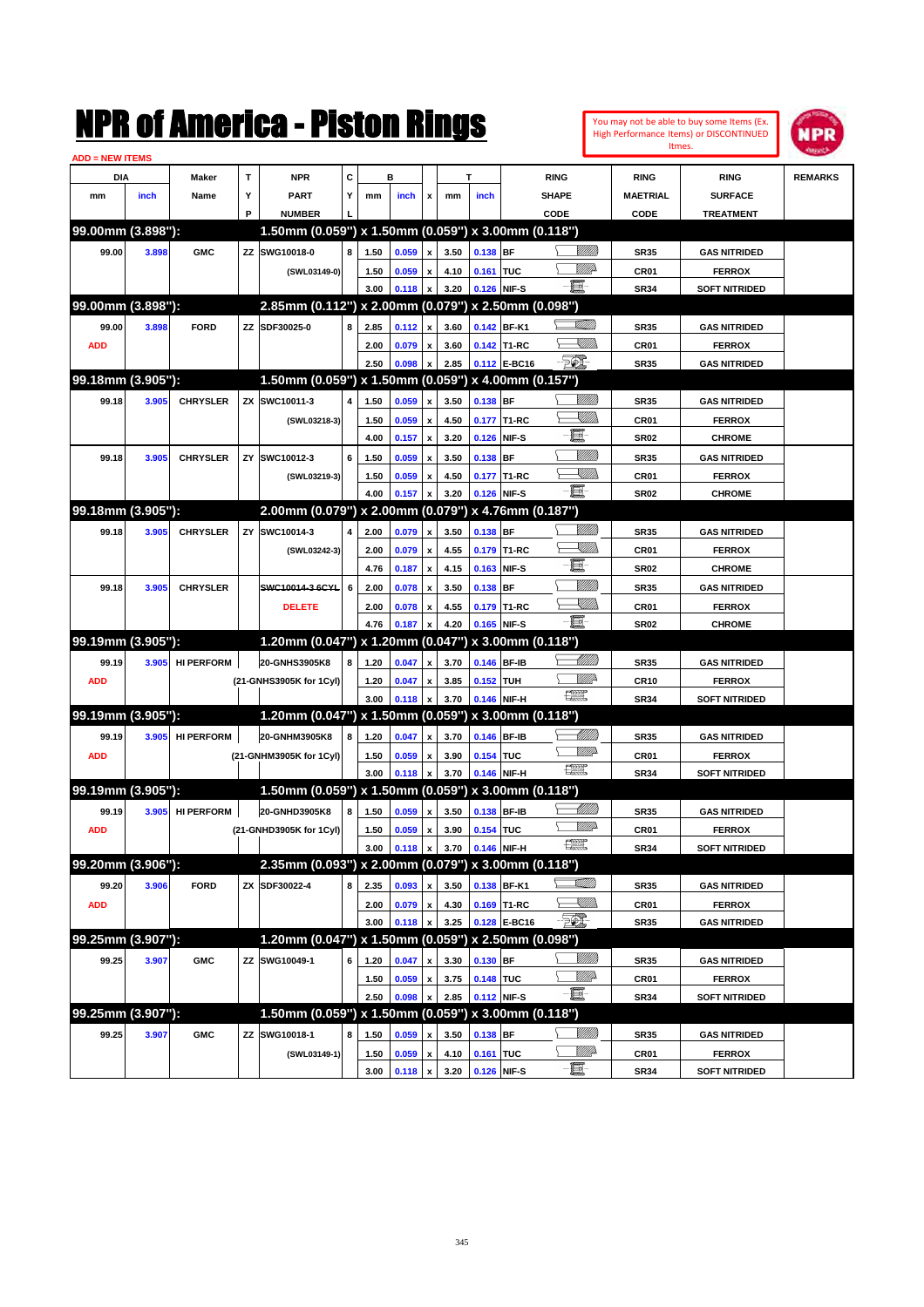# NPR of America - Piston Rings

ADD = NEW ITEMS

You may not be able to buy some Items (Ex. High Performance Items) or DISCONTINUED Itmes.

| DIA mm | DIA inch | Maker Name | TYP | NPR PART NUMBER | CYL | B mm | B inch | x | T mm | T inch | RING SHAPE CODE | RING MAETRIAL CODE | RING SURFACE TREATMENT | REMARKS |
|---|---|---|---|---|---|---|---|---|---|---|---|---|---|---|
| **99.00mm (3.898"):** | | | | **1.50mm (0.059") x 1.50mm (0.059") x 3.00mm (0.118")** | | | | | | | | | | |
| 99.00 | 3.898 | GMC | ZZ | SWG10018-0 | 8 | 1.50 | 0.059 | x | 3.50 | 0.138 | BF | SR35 | GAS NITRIDED | |
| | | | | (SWL03149-0) | | 1.50 | 0.059 | x | 4.10 | 0.161 | TUC | CR01 | FERROX | |
| | | | | | | 3.00 | 0.118 | x | 3.20 | 0.126 | NIF-S | SR34 | SOFT NITRIDED | |
| **99.00mm (3.898"):** | | | | **2.85mm (0.112") x 2.00mm (0.079") x 2.50mm (0.098")** | | | | | | | | | | |
| 99.00 | 3.898 | FORD | ZZ | SDF30025-0 | 8 | 2.85 | 0.112 | x | 3.60 | 0.142 | BF-K1 | SR35 | GAS NITRIDED | |
| ADD | | | | | | 2.00 | 0.079 | x | 3.60 | 0.142 | T1-RC | CR01 | FERROX | |
| | | | | | | 2.50 | 0.098 | x | 2.85 | 0.112 | E-BC16 | SR35 | GAS NITRIDED | |
| **99.18mm (3.905"):** | | | | **1.50mm (0.059") x 1.50mm (0.059") x 4.00mm (0.157")** | | | | | | | | | | |
| 99.18 | 3.905 | CHRYSLER | ZX | SWC10011-3 | 4 | 1.50 | 0.059 | x | 3.50 | 0.138 | BF | SR35 | GAS NITRIDED | |
| | | | | (SWL03218-3) | | 1.50 | 0.059 | x | 4.50 | 0.177 | T1-RC | CR01 | FERROX | |
| | | | | | | 4.00 | 0.157 | x | 3.20 | 0.126 | NIF-S | SR02 | CHROME | |
| 99.18 | 3.905 | CHRYSLER | ZY | SWC10012-3 | 6 | 1.50 | 0.059 | x | 3.50 | 0.138 | BF | SR35 | GAS NITRIDED | |
| | | | | (SWL03219-3) | | 1.50 | 0.059 | x | 4.50 | 0.177 | T1-RC | CR01 | FERROX | |
| | | | | | | 4.00 | 0.157 | x | 3.20 | 0.126 | NIF-S | SR02 | CHROME | |
| **99.18mm (3.905"):** | | | | **2.00mm (0.079") x 2.00mm (0.079") x 4.76mm (0.187")** | | | | | | | | | | |
| 99.18 | 3.905 | CHRYSLER | ZY | SWC10014-3 | 4 | 2.00 | 0.079 | x | 3.50 | 0.138 | BF | SR35 | GAS NITRIDED | |
| | | | | (SWL03242-3) | | 2.00 | 0.079 | x | 4.55 | 0.179 | T1-RC | CR01 | FERROX | |
| | | | | | | 4.76 | 0.187 | x | 4.15 | 0.163 | NIF-S | SR02 | CHROME | |
| 99.18 | 3.905 | CHRYSLER | | ~~SWC10014-3-6CYL~~ | 6 | 2.00 | 0.078 | x | 3.50 | 0.138 | BF | SR35 | GAS NITRIDED | |
| | | | | DELETE | | 2.00 | 0.078 | x | 4.55 | 0.179 | T1-RC | CR01 | FERROX | |
| | | | | | | 4.76 | 0.187 | x | 4.20 | 0.165 | NIF-S | SR02 | CHROME | |
| **99.19mm (3.905"):** | | | | **1.20mm (0.047") x 1.20mm (0.047") x 3.00mm (0.118")** | | | | | | | | | | |
| 99.19 | 3.905 | HI PERFORM | | 20-GNHS3905K8 | 8 | 1.20 | 0.047 | x | 3.70 | 0.146 | BF-IB | SR35 | GAS NITRIDED | |
| ADD | | | | (21-GNHS3905K for 1Cyl) | | 1.20 | 0.047 | x | 3.85 | 0.152 | TUH | CR10 | FERROX | |
| | | | | | | 3.00 | 0.118 | x | 3.70 | 0.146 | NIF-H | SR34 | SOFT NITRIDED | |
| **99.19mm (3.905"):** | | | | **1.20mm (0.047") x 1.50mm (0.059") x 3.00mm (0.118")** | | | | | | | | | | |
| 99.19 | 3.905 | HI PERFORM | | 20-GNHM3905K8 | 8 | 1.20 | 0.047 | x | 3.70 | 0.146 | BF-IB | SR35 | GAS NITRIDED | |
| ADD | | | | (21-GNHM3905K for 1Cyl) | | 1.50 | 0.059 | x | 3.90 | 0.154 | TUC | CR01 | FERROX | |
| | | | | | | 3.00 | 0.118 | x | 3.70 | 0.146 | NIF-H | SR34 | SOFT NITRIDED | |
| **99.19mm (3.905"):** | | | | **1.50mm (0.059") x 1.50mm (0.059") x 3.00mm (0.118")** | | | | | | | | | | |
| 99.19 | 3.905 | HI PERFORM | | 20-GNHD3905K8 | 8 | 1.50 | 0.059 | x | 3.50 | 0.138 | BF-IB | SR35 | GAS NITRIDED | |
| ADD | | | | (21-GNHD3905K for 1Cyl) | | 1.50 | 0.059 | x | 3.90 | 0.154 | TUC | CR01 | FERROX | |
| | | | | | | 3.00 | 0.118 | x | 3.70 | 0.146 | NIF-H | SR34 | SOFT NITRIDED | |
| **99.20mm (3.906"):** | | | | **2.35mm (0.093") x 2.00mm (0.079") x 3.00mm (0.118")** | | | | | | | | | | |
| 99.20 | 3.906 | FORD | ZX | SDF30022-4 | 8 | 2.35 | 0.093 | x | 3.50 | 0.138 | BF-K1 | SR35 | GAS NITRIDED | |
| ADD | | | | | | 2.00 | 0.079 | x | 4.30 | 0.169 | T1-RC | CR01 | FERROX | |
| | | | | | | 3.00 | 0.118 | x | 3.25 | 0.128 | E-BC16 | SR35 | GAS NITRIDED | |
| **99.25mm (3.907"):** | | | | **1.20mm (0.047") x 1.50mm (0.059") x 2.50mm (0.098")** | | | | | | | | | | |
| 99.25 | 3.907 | GMC | ZZ | SWG10049-1 | 6 | 1.20 | 0.047 | x | 3.30 | 0.130 | BF | SR35 | GAS NITRIDED | |
| | | | | | | 1.50 | 0.059 | x | 3.75 | 0.148 | TUC | CR01 | FERROX | |
| | | | | | | 2.50 | 0.098 | x | 2.85 | 0.112 | NIF-S | SR34 | SOFT NITRIDED | |
| **99.25mm (3.907"):** | | | | **1.50mm (0.059") x 1.50mm (0.059") x 3.00mm (0.118")** | | | | | | | | | | |
| 99.25 | 3.907 | GMC | ZZ | SWG10018-1 | 8 | 1.50 | 0.059 | x | 3.50 | 0.138 | BF | SR35 | GAS NITRIDED | |
| | | | | (SWL03149-1) | | 1.50 | 0.059 | x | 4.10 | 0.161 | TUC | CR01 | FERROX | |
| | | | | | | 3.00 | 0.118 | x | 3.20 | 0.126 | NIF-S | SR34 | SOFT NITRIDED | |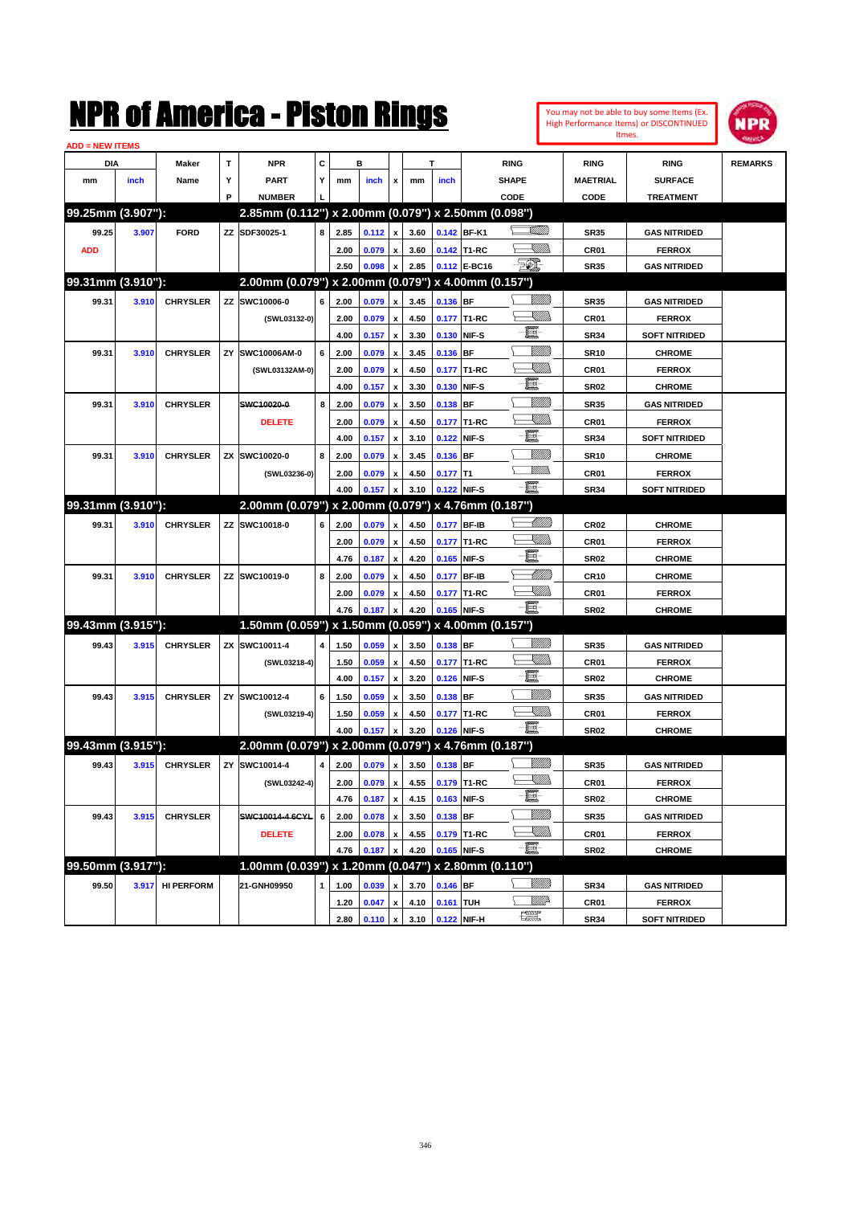# NPR of America - Piston Rings

You may not be able to buy some Items (Ex. High Performance Items) or DISCONTINUED Itmes.

ADD = NEW ITEMS

| DIA mm | DIA inch | Maker Name | TYP | NPR PART NUMBER | CYL | B mm | B inch | x | T mm | T inch | RING SHAPE CODE | RING MAETRIAL CODE | RING SURFACE TREATMENT | REMARKS |
|---|---|---|---|---|---|---|---|---|---|---|---|---|---|---|
| **99.25mm (3.907"):** | | | | **2.85mm (0.112") x 2.00mm (0.079") x 2.50mm (0.098")** | | | | | | | | | | |
| 99.25 | 3.907 | FORD | ZZ | SDF30025-1 | 8 | 2.85 | 0.112 | x | 3.60 | 0.142 | BF-K1 | SR35 | GAS NITRIDED | |
| ADD | | | | | | 2.00 | 0.079 | x | 3.60 | 0.142 | T1-RC | CR01 | FERROX | |
| | | | | | | 2.50 | 0.098 | x | 2.85 | 0.112 | E-BC16 | SR35 | GAS NITRIDED | |
| **99.31mm (3.910"):** | | | | **2.00mm (0.079") x 2.00mm (0.079") x 4.00mm (0.157")** | | | | | | | | | | |
| 99.31 | 3.910 | CHRYSLER | ZZ | SWC10006-0 | 6 | 2.00 | 0.079 | x | 3.45 | 0.136 | BF | SR35 | GAS NITRIDED | |
| | | | | (SWL03132-0) | | 2.00 | 0.079 | x | 4.50 | 0.177 | T1-RC | CR01 | FERROX | |
| | | | | | | 4.00 | 0.157 | x | 3.30 | 0.130 | NIF-S | SR34 | SOFT NITRIDED | |
| 99.31 | 3.910 | CHRYSLER | ZY | SWC10006AM-0 | 6 | 2.00 | 0.079 | x | 3.45 | 0.136 | BF | SR10 | CHROME | |
| | | | | (SWL03132AM-0) | | 2.00 | 0.079 | x | 4.50 | 0.177 | T1-RC | CR01 | FERROX | |
| | | | | | | 4.00 | 0.157 | x | 3.30 | 0.130 | NIF-S | SR02 | CHROME | |
| 99.31 | 3.910 | CHRYSLER | | ~~SWC10020-0~~ | 8 | 2.00 | 0.079 | x | 3.50 | 0.138 | BF | SR35 | GAS NITRIDED | |
| | | | | DELETE | | 2.00 | 0.079 | x | 4.50 | 0.177 | T1-RC | CR01 | FERROX | |
| | | | | | | 4.00 | 0.157 | x | 3.10 | 0.122 | NIF-S | SR34 | SOFT NITRIDED | |
| 99.31 | 3.910 | CHRYSLER | ZX | SWC10020-0 | 8 | 2.00 | 0.079 | x | 3.45 | 0.136 | BF | SR10 | CHROME | |
| | | | | (SWL03236-0) | | 2.00 | 0.079 | x | 4.50 | 0.177 | T1 | CR01 | FERROX | |
| | | | | | | 4.00 | 0.157 | x | 3.10 | 0.122 | NIF-S | SR34 | SOFT NITRIDED | |
| **99.31mm (3.910"):** | | | | **2.00mm (0.079") x 2.00mm (0.079") x 4.76mm (0.187")** | | | | | | | | | | |
| 99.31 | 3.910 | CHRYSLER | ZZ | SWC10018-0 | 6 | 2.00 | 0.079 | x | 4.50 | 0.177 | BF-IB | CR02 | CHROME | |
| | | | | | | 2.00 | 0.079 | x | 4.50 | 0.177 | T1-RC | CR01 | FERROX | |
| | | | | | | 4.76 | 0.187 | x | 4.20 | 0.165 | NIF-S | SR02 | CHROME | |
| 99.31 | 3.910 | CHRYSLER | ZZ | SWC10019-0 | 8 | 2.00 | 0.079 | x | 4.50 | 0.177 | BF-IB | CR10 | CHROME | |
| | | | | | | 2.00 | 0.079 | x | 4.50 | 0.177 | T1-RC | CR01 | FERROX | |
| | | | | | | 4.76 | 0.187 | x | 4.20 | 0.165 | NIF-S | SR02 | CHROME | |
| **99.43mm (3.915"):** | | | | **1.50mm (0.059") x 1.50mm (0.059") x 4.00mm (0.157")** | | | | | | | | | | |
| 99.43 | 3.915 | CHRYSLER | ZX | SWC10011-4 | 4 | 1.50 | 0.059 | x | 3.50 | 0.138 | BF | SR35 | GAS NITRIDED | |
| | | | | (SWL03218-4) | | 1.50 | 0.059 | x | 4.50 | 0.177 | T1-RC | CR01 | FERROX | |
| | | | | | | 4.00 | 0.157 | x | 3.20 | 0.126 | NIF-S | SR02 | CHROME | |
| 99.43 | 3.915 | CHRYSLER | ZY | SWC10012-4 | 6 | 1.50 | 0.059 | x | 3.50 | 0.138 | BF | SR35 | GAS NITRIDED | |
| | | | | (SWL03219-4) | | 1.50 | 0.059 | x | 4.50 | 0.177 | T1-RC | CR01 | FERROX | |
| | | | | | | 4.00 | 0.157 | x | 3.20 | 0.126 | NIF-S | SR02 | CHROME | |
| **99.43mm (3.915"):** | | | | **2.00mm (0.079") x 2.00mm (0.079") x 4.76mm (0.187")** | | | | | | | | | | |
| 99.43 | 3.915 | CHRYSLER | ZY | SWC10014-4 | 4 | 2.00 | 0.079 | x | 3.50 | 0.138 | BF | SR35 | GAS NITRIDED | |
| | | | | (SWL03242-4) | | 2.00 | 0.079 | x | 4.55 | 0.179 | T1-RC | CR01 | FERROX | |
| | | | | | | 4.76 | 0.187 | x | 4.15 | 0.163 | NIF-S | SR02 | CHROME | |
| 99.43 | 3.915 | CHRYSLER | | ~~SWC10014-4 6CYL~~ | 6 | 2.00 | 0.078 | x | 3.50 | 0.138 | BF | SR35 | GAS NITRIDED | |
| | | | | DELETE | | 2.00 | 0.078 | x | 4.55 | 0.179 | T1-RC | CR01 | FERROX | |
| | | | | | | 4.76 | 0.187 | x | 4.20 | 0.165 | NIF-S | SR02 | CHROME | |
| **99.50mm (3.917"):** | | | | **1.00mm (0.039") x 1.20mm (0.047") x 2.80mm (0.110")** | | | | | | | | | | |
| 99.50 | 3.917 | HI PERFORM | | 21-GNH09950 | 1 | 1.00 | 0.039 | x | 3.70 | 0.146 | BF | SR34 | GAS NITRIDED | |
| | | | | | | 1.20 | 0.047 | x | 4.10 | 0.161 | TUH | CR01 | FERROX | |
| | | | | | | 2.80 | 0.110 | x | 3.10 | 0.122 | NIF-H | SR34 | SOFT NITRIDED | |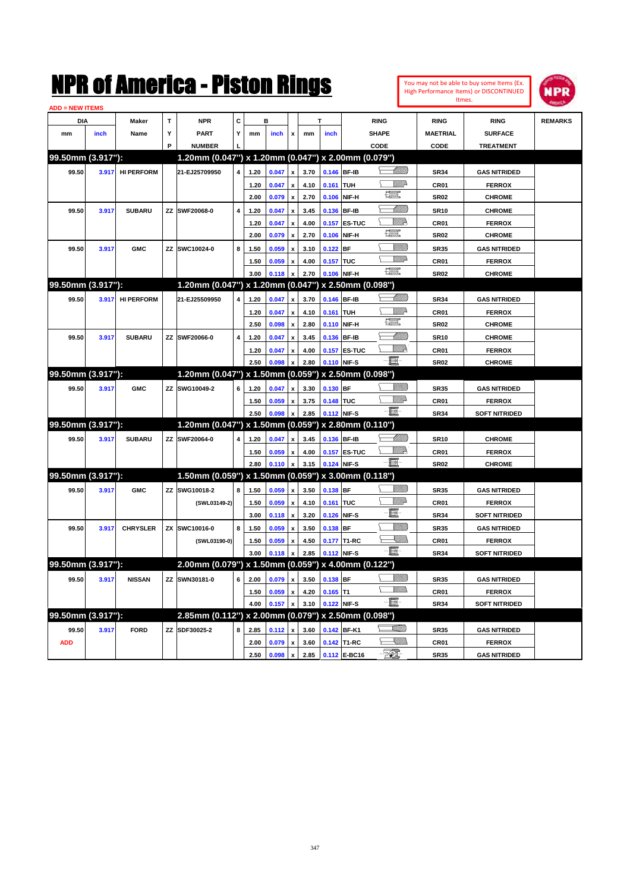# NPR of America - Piston Rings

You may not be able to buy some Items (Ex. High Performance Items) or DISCONTINUED Itmes.

ADD = NEW ITEMS

| DIA | | Maker | T | NPR | C | B | | | T | | RING | RING | RING | REMARKS |
|---|---|---|---|---|---|---|---|---|---|---|---|---|---|---|
| mm | inch | Name | Y | PART | Y | mm | inch | x | mm | inch | SHAPE | MAETRIAL | SURFACE | |
| | | | P | NUMBER | L | | | | | | CODE | CODE | TREATMENT | |
| **99.50mm (3.917"):** | | | | **1.20mm (0.047") x 1.20mm (0.047") x 2.00mm (0.079")** | | | | | | | | | | |
| 99.50 | 3.917 | HI PERFORM | | 21-EJ25709950 | 4 | 1.20 | 0.047 | x | 3.70 | 0.146 | BF-IB | SR34 | GAS NITRIDED | |
| | | | | | | 1.20 | 0.047 | x | 4.10 | 0.161 | TUH | CR01 | FERROX | |
| | | | | | | 2.00 | 0.079 | x | 2.70 | 0.106 | NIF-H | SR02 | CHROME | |
| 99.50 | 3.917 | SUBARU | ZZ | SWF20068-0 | 4 | 1.20 | 0.047 | x | 3.45 | 0.136 | BF-IB | SR10 | CHROME | |
| | | | | | | 1.20 | 0.047 | x | 4.00 | 0.157 | ES-TUC | CR01 | FERROX | |
| | | | | | | 2.00 | 0.079 | x | 2.70 | 0.106 | NIF-H | SR02 | CHROME | |
| 99.50 | 3.917 | GMC | ZZ | SWC10024-0 | 8 | 1.50 | 0.059 | x | 3.10 | 0.122 | BF | SR35 | GAS NITRIDED | |
| | | | | | | 1.50 | 0.059 | x | 4.00 | 0.157 | TUC | CR01 | FERROX | |
| | | | | | | 3.00 | 0.118 | x | 2.70 | 0.106 | NIF-H | SR02 | CHROME | |
| **99.50mm (3.917"):** | | | | **1.20mm (0.047") x 1.20mm (0.047") x 2.50mm (0.098")** | | | | | | | | | | |
| 99.50 | 3.917 | HI PERFORM | | 21-EJ25509950 | 4 | 1.20 | 0.047 | x | 3.70 | 0.146 | BF-IB | SR34 | GAS NITRIDED | |
| | | | | | | 1.20 | 0.047 | x | 4.10 | 0.161 | TUH | CR01 | FERROX | |
| | | | | | | 2.50 | 0.098 | x | 2.80 | 0.110 | NIF-H | SR02 | CHROME | |
| 99.50 | 3.917 | SUBARU | ZZ | SWF20066-0 | 4 | 1.20 | 0.047 | x | 3.45 | 0.136 | BF-IB | SR10 | CHROME | |
| | | | | | | 1.20 | 0.047 | x | 4.00 | 0.157 | ES-TUC | CR01 | FERROX | |
| | | | | | | 2.50 | 0.098 | x | 2.80 | 0.110 | NIF-S | SR02 | CHROME | |
| **99.50mm (3.917"):** | | | | **1.20mm (0.047") x 1.50mm (0.059") x 2.50mm (0.098")** | | | | | | | | | | |
| 99.50 | 3.917 | GMC | ZZ | SWG10049-2 | 6 | 1.20 | 0.047 | x | 3.30 | 0.130 | BF | SR35 | GAS NITRIDED | |
| | | | | | | 1.50 | 0.059 | x | 3.75 | 0.148 | TUC | CR01 | FERROX | |
| | | | | | | 2.50 | 0.098 | x | 2.85 | 0.112 | NIF-S | SR34 | SOFT NITRIDED | |
| **99.50mm (3.917"):** | | | | **1.20mm (0.047") x 1.50mm (0.059") x 2.80mm (0.110")** | | | | | | | | | | |
| 99.50 | 3.917 | SUBARU | ZZ | SWF20064-0 | 4 | 1.20 | 0.047 | x | 3.45 | 0.136 | BF-IB | SR10 | CHROME | |
| | | | | | | 1.50 | 0.059 | x | 4.00 | 0.157 | ES-TUC | CR01 | FERROX | |
| | | | | | | 2.80 | 0.110 | x | 3.15 | 0.124 | NIF-S | SR02 | CHROME | |
| **99.50mm (3.917"):** | | | | **1.50mm (0.059") x 1.50mm (0.059") x 3.00mm (0.118")** | | | | | | | | | | |
| 99.50 | 3.917 | GMC | ZZ | SWG10018-2 | 8 | 1.50 | 0.059 | x | 3.50 | 0.138 | BF | SR35 | GAS NITRIDED | |
| | | | | (SWL03149-2) | | 1.50 | 0.059 | x | 4.10 | 0.161 | TUC | CR01 | FERROX | |
| | | | | | | 3.00 | 0.118 | x | 3.20 | 0.126 | NIF-S | SR34 | SOFT NITRIDED | |
| 99.50 | 3.917 | CHRYSLER | ZX | SWC10016-0 | 8 | 1.50 | 0.059 | x | 3.50 | 0.138 | BF | SR35 | GAS NITRIDED | |
| | | | | (SWL03190-0) | | 1.50 | 0.059 | x | 4.50 | 0.177 | T1-RC | CR01 | FERROX | |
| | | | | | | 3.00 | 0.118 | x | 2.85 | 0.112 | NIF-S | SR34 | SOFT NITRIDED | |
| **99.50mm (3.917"):** | | | | **2.00mm (0.079") x 1.50mm (0.059") x 4.00mm (0.122")** | | | | | | | | | | |
| 99.50 | 3.917 | NISSAN | ZZ | SWN30181-0 | 6 | 2.00 | 0.079 | x | 3.50 | 0.138 | BF | SR35 | GAS NITRIDED | |
| | | | | | | 1.50 | 0.059 | x | 4.20 | 0.165 | T1 | CR01 | FERROX | |
| | | | | | | 4.00 | 0.157 | x | 3.10 | 0.122 | NIF-S | SR34 | SOFT NITRIDED | |
| **99.50mm (3.917"):** | | | | **2.85mm (0.112") x 2.00mm (0.079") x 2.50mm (0.098")** | | | | | | | | | | |
| 99.50 | 3.917 | FORD | ZZ | SDF30025-2 | 8 | 2.85 | 0.112 | x | 3.60 | 0.142 | BF-K1 | SR35 | GAS NITRIDED | |
| ADD | | | | | | 2.00 | 0.079 | x | 3.60 | 0.142 | T1-RC | CR01 | FERROX | |
| | | | | | | 2.50 | 0.098 | x | 2.85 | 0.112 | E-BC16 | SR35 | GAS NITRIDED | |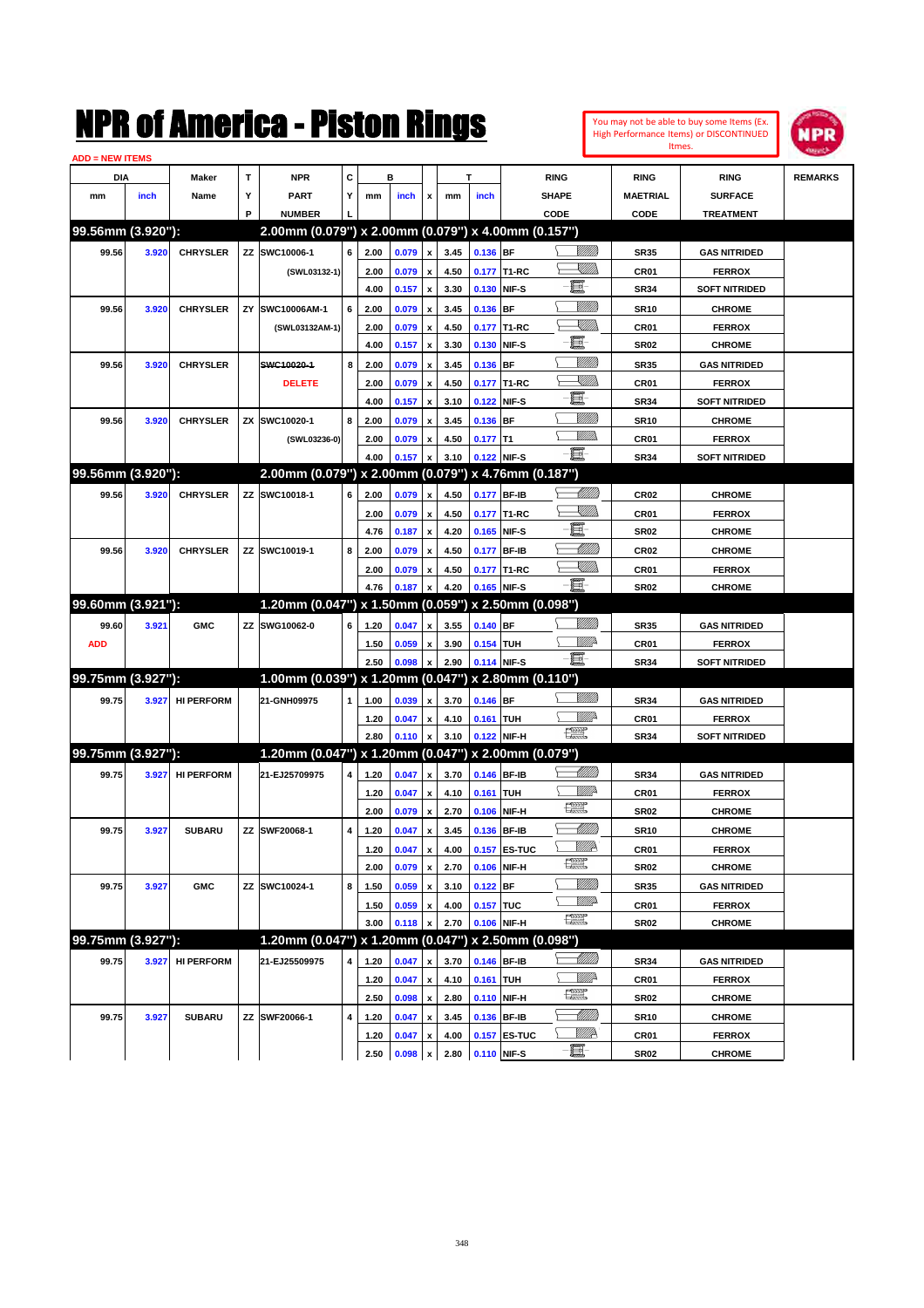# NPR of America - Piston Rings

You may not be able to buy some Items (Ex. High Performance Items) or DISCONTINUED Itmes.

ADD = NEW ITEMS

| DIA mm | DIA inch | Maker Name | TYP | NPR PART NUMBER | CYL | B mm | B inch | x | T mm | T inch | RING SHAPE CODE | RING MAETRIAL CODE | RING SURFACE TREATMENT | REMARKS |
|---|---|---|---|---|---|---|---|---|---|---|---|---|---|---|
| **99.56mm (3.920"):** | | | | **2.00mm (0.079") x 2.00mm (0.079") x 4.00mm (0.157")** | | | | | | | | | | |
| 99.56 | 3.920 | CHRYSLER | ZZ | SWC10006-1 | 6 | 2.00 | 0.079 | x | 3.45 | 0.136 | BF | SR35 | GAS NITRIDED | |
| | | | | (SWL03132-1) | | 2.00 | 0.079 | x | 4.50 | 0.177 | T1-RC | CR01 | FERROX | |
| | | | | | | 4.00 | 0.157 | x | 3.30 | 0.130 | NIF-S | SR34 | SOFT NITRIDED | |
| 99.56 | 3.920 | CHRYSLER | ZY | SWC10006AM-1 | 6 | 2.00 | 0.079 | x | 3.45 | 0.136 | BF | SR10 | CHROME | |
| | | | | (SWL03132AM-1) | | 2.00 | 0.079 | x | 4.50 | 0.177 | T1-RC | CR01 | FERROX | |
| | | | | | | 4.00 | 0.157 | x | 3.30 | 0.130 | NIF-S | SR02 | CHROME | |
| 99.56 | 3.920 | CHRYSLER | | ~~SWC10020-1~~ | 8 | 2.00 | 0.079 | x | 3.45 | 0.136 | BF | SR35 | GAS NITRIDED | |
| | | | | DELETE | | 2.00 | 0.079 | x | 4.50 | 0.177 | T1-RC | CR01 | FERROX | |
| | | | | | | 4.00 | 0.157 | x | 3.10 | 0.122 | NIF-S | SR34 | SOFT NITRIDED | |
| 99.56 | 3.920 | CHRYSLER | ZX | SWC10020-1 | 8 | 2.00 | 0.079 | x | 3.45 | 0.136 | BF | SR10 | CHROME | |
| | | | | (SWL03236-0) | | 2.00 | 0.079 | x | 4.50 | 0.177 | T1 | CR01 | FERROX | |
| | | | | | | 4.00 | 0.157 | x | 3.10 | 0.122 | NIF-S | SR34 | SOFT NITRIDED | |
| **99.56mm (3.920"):** | | | | **2.00mm (0.079") x 2.00mm (0.079") x 4.76mm (0.187")** | | | | | | | | | | |
| 99.56 | 3.920 | CHRYSLER | ZZ | SWC10018-1 | 6 | 2.00 | 0.079 | x | 4.50 | 0.177 | BF-IB | CR02 | CHROME | |
| | | | | | | 2.00 | 0.079 | x | 4.50 | 0.177 | T1-RC | CR01 | FERROX | |
| | | | | | | 4.76 | 0.187 | x | 4.20 | 0.165 | NIF-S | SR02 | CHROME | |
| 99.56 | 3.920 | CHRYSLER | ZZ | SWC10019-1 | 8 | 2.00 | 0.079 | x | 4.50 | 0.177 | BF-IB | CR02 | CHROME | |
| | | | | | | 2.00 | 0.079 | x | 4.50 | 0.177 | T1-RC | CR01 | FERROX | |
| | | | | | | 4.76 | 0.187 | x | 4.20 | 0.165 | NIF-S | SR02 | CHROME | |
| **99.60mm (3.921"):** | | | | **1.20mm (0.047") x 1.50mm (0.059") x 2.50mm (0.098")** | | | | | | | | | | |
| 99.60 | 3.921 | GMC | ZZ | SWG10062-0 | 6 | 1.20 | 0.047 | x | 3.55 | 0.140 | BF | SR35 | GAS NITRIDED | |
| ADD | | | | | | 1.50 | 0.059 | x | 3.90 | 0.154 | TUH | CR01 | FERROX | |
| | | | | | | 2.50 | 0.098 | x | 2.90 | 0.114 | NIF-S | SR34 | SOFT NITRIDED | |
| **99.75mm (3.927"):** | | | | **1.00mm (0.039") x 1.20mm (0.047") x 2.80mm (0.110")** | | | | | | | | | | |
| 99.75 | 3.927 | HI PERFORM | | 21-GNH09975 | 1 | 1.00 | 0.039 | x | 3.70 | 0.146 | BF | SR34 | GAS NITRIDED | |
| | | | | | | 1.20 | 0.047 | x | 4.10 | 0.161 | TUH | CR01 | FERROX | |
| | | | | | | 2.80 | 0.110 | x | 3.10 | 0.122 | NIF-H | SR34 | SOFT NITRIDED | |
| **99.75mm (3.927"):** | | | | **1.20mm (0.047") x 1.20mm (0.047") x 2.00mm (0.079")** | | | | | | | | | | |
| 99.75 | 3.927 | HI PERFORM | | 21-EJ25709975 | 4 | 1.20 | 0.047 | x | 3.70 | 0.146 | BF-IB | SR34 | GAS NITRIDED | |
| | | | | | | 1.20 | 0.047 | x | 4.10 | 0.161 | TUH | CR01 | FERROX | |
| | | | | | | 2.00 | 0.079 | x | 2.70 | 0.106 | NIF-H | SR02 | CHROME | |
| 99.75 | 3.927 | SUBARU | ZZ | SWF20068-1 | 4 | 1.20 | 0.047 | x | 3.45 | 0.136 | BF-IB | SR10 | CHROME | |
| | | | | | | 1.20 | 0.047 | x | 4.00 | 0.157 | ES-TUC | CR01 | FERROX | |
| | | | | | | 2.00 | 0.079 | x | 2.70 | 0.106 | NIF-H | SR02 | CHROME | |
| 99.75 | 3.927 | GMC | ZZ | SWC10024-1 | 8 | 1.50 | 0.059 | x | 3.10 | 0.122 | BF | SR35 | GAS NITRIDED | |
| | | | | | | 1.50 | 0.059 | x | 4.00 | 0.157 | TUC | CR01 | FERROX | |
| | | | | | | 3.00 | 0.118 | x | 2.70 | 0.106 | NIF-H | SR02 | CHROME | |
| **99.75mm (3.927"):** | | | | **1.20mm (0.047") x 1.20mm (0.047") x 2.50mm (0.098")** | | | | | | | | | | |
| 99.75 | 3.927 | HI PERFORM | | 21-EJ25509975 | 4 | 1.20 | 0.047 | x | 3.70 | 0.146 | BF-IB | SR34 | GAS NITRIDED | |
| | | | | | | 1.20 | 0.047 | x | 4.10 | 0.161 | TUH | CR01 | FERROX | |
| | | | | | | 2.50 | 0.098 | x | 2.80 | 0.110 | NIF-H | SR02 | CHROME | |
| 99.75 | 3.927 | SUBARU | ZZ | SWF20066-1 | 4 | 1.20 | 0.047 | x | 3.45 | 0.136 | BF-IB | SR10 | CHROME | |
| | | | | | | 1.20 | 0.047 | x | 4.00 | 0.157 | ES-TUC | CR01 | FERROX | |
| | | | | | | 2.50 | 0.098 | x | 2.80 | 0.110 | NIF-S | SR02 | CHROME | |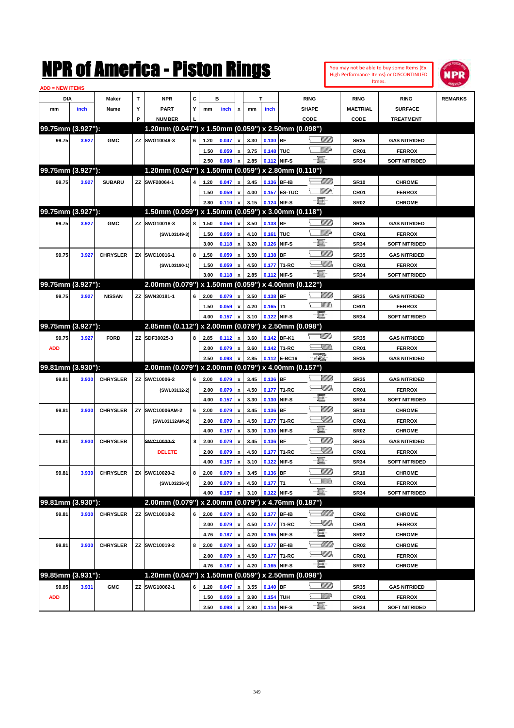# NPR of America - Piston Rings

You may not be able to buy some Items (Ex. High Performance Items) or DISCONTINUED Itmes.

ADD = NEW ITEMS

| DIA mm | DIA inch | Maker Name | TYP | NPR PART NUMBER | CYL | B mm | B inch | x | T mm | T inch | RING SHAPE CODE | RING MAETRIAL CODE | RING SURFACE TREATMENT | REMARKS |
|---|---|---|---|---|---|---|---|---|---|---|---|---|---|---|
| **99.75mm (3.927"):** | | | | **1.20mm (0.047") x 1.50mm (0.059") x 2.50mm (0.098")** | | | | | | | | | | |
| 99.75 | 3.927 | GMC | ZZ | SWG10049-3 | 6 | 1.20 | 0.047 | x | 3.30 | 0.130 | BF | SR35 | GAS NITRIDED | |
| | | | | | | 1.50 | 0.059 | x | 3.75 | 0.148 | TUC | CR01 | FERROX | |
| | | | | | | 2.50 | 0.098 | x | 2.85 | 0.112 | NIF-S | SR34 | SOFT NITRIDED | |
| **99.75mm (3.927"):** | | | | **1.20mm (0.047") x 1.50mm (0.059") x 2.80mm (0.110")** | | | | | | | | | | |
| 99.75 | 3.927 | SUBARU | ZZ | SWF20064-1 | 4 | 1.20 | 0.047 | x | 3.45 | 0.136 | BF-IB | SR10 | CHROME | |
| | | | | | | 1.50 | 0.059 | x | 4.00 | 0.157 | ES-TUC | CR01 | FERROX | |
| | | | | | | 2.80 | 0.110 | x | 3.15 | 0.124 | NIF-S | SR02 | CHROME | |
| **99.75mm (3.927"):** | | | | **1.50mm (0.059") x 1.50mm (0.059") x 3.00mm (0.118")** | | | | | | | | | | |
| 99.75 | 3.927 | GMC | ZZ | SWG10018-3 | 8 | 1.50 | 0.059 | x | 3.50 | 0.138 | BF | SR35 | GAS NITRIDED | |
| | | | | (SWL03149-3) | | 1.50 | 0.059 | x | 4.10 | 0.161 | TUC | CR01 | FERROX | |
| | | | | | | 3.00 | 0.118 | x | 3.20 | 0.126 | NIF-S | SR34 | SOFT NITRIDED | |
| 99.75 | 3.927 | CHRYSLER | ZX | SWC10016-1 | 8 | 1.50 | 0.059 | x | 3.50 | 0.138 | BF | SR35 | GAS NITRIDED | |
| | | | | (SWL03190-1) | | 1.50 | 0.059 | x | 4.50 | 0.177 | T1-RC | CR01 | FERROX | |
| | | | | | | 3.00 | 0.118 | x | 2.85 | 0.112 | NIF-S | SR34 | SOFT NITRIDED | |
| **99.75mm (3.927"):** | | | | **2.00mm (0.079") x 1.50mm (0.059") x 4.00mm (0.122")** | | | | | | | | | | |
| 99.75 | 3.927 | NISSAN | ZZ | SWN30181-1 | 6 | 2.00 | 0.079 | x | 3.50 | 0.138 | BF | SR35 | GAS NITRIDED | |
| | | | | | | 1.50 | 0.059 | x | 4.20 | 0.165 | T1 | CR01 | FERROX | |
| | | | | | | 4.00 | 0.157 | x | 3.10 | 0.122 | NIF-S | SR34 | SOFT NITRIDED | |
| **99.75mm (3.927"):** | | | | **2.85mm (0.112") x 2.00mm (0.079") x 2.50mm (0.098")** | | | | | | | | | | |
| 99.75 | 3.927 | FORD | ZZ | SDF30025-3 | 8 | 2.85 | 0.112 | x | 3.60 | 0.142 | BF-K1 | SR35 | GAS NITRIDED | |
| ADD | | | | | | 2.00 | 0.079 | x | 3.60 | 0.142 | T1-RC | CR01 | FERROX | |
| | | | | | | 2.50 | 0.098 | x | 2.85 | 0.112 | E-BC16 | SR35 | GAS NITRIDED | |
| **99.81mm (3.930"):** | | | | **2.00mm (0.079") x 2.00mm (0.079") x 4.00mm (0.157")** | | | | | | | | | | |
| 99.81 | 3.930 | CHRYSLER | ZZ | SWC10006-2 | 6 | 2.00 | 0.079 | x | 3.45 | 0.136 | BF | SR35 | GAS NITRIDED | |
| | | | | (SWL03132-2) | | 2.00 | 0.079 | x | 4.50 | 0.177 | T1-RC | CR01 | FERROX | |
| | | | | | | 4.00 | 0.157 | x | 3.30 | 0.130 | NIF-S | SR34 | SOFT NITRIDED | |
| 99.81 | 3.930 | CHRYSLER | ZY | SWC10006AM-2 | 6 | 2.00 | 0.079 | x | 3.45 | 0.136 | BF | SR10 | CHROME | |
| | | | | (SWL03132AM-2) | | 2.00 | 0.079 | x | 4.50 | 0.177 | T1-RC | CR01 | FERROX | |
| | | | | | | 4.00 | 0.157 | x | 3.30 | 0.130 | NIF-S | SR02 | CHROME | |
| 99.81 | 3.930 | CHRYSLER | | ~~SWC10020-2~~ | 8 | 2.00 | 0.079 | x | 3.45 | 0.136 | BF | SR35 | GAS NITRIDED | |
| | | | | DELETE | | 2.00 | 0.079 | x | 4.50 | 0.177 | T1-RC | CR01 | FERROX | |
| | | | | | | 4.00 | 0.157 | x | 3.10 | 0.122 | NIF-S | SR34 | SOFT NITRIDED | |
| 99.81 | 3.930 | CHRYSLER | ZX | SWC10020-2 | 8 | 2.00 | 0.079 | x | 3.45 | 0.136 | BF | SR10 | CHROME | |
| | | | | (SWL03236-0) | | 2.00 | 0.079 | x | 4.50 | 0.177 | T1 | CR01 | FERROX | |
| | | | | | | 4.00 | 0.157 | x | 3.10 | 0.122 | NIF-S | SR34 | SOFT NITRIDED | |
| **99.81mm (3.930"):** | | | | **2.00mm (0.079") x 2.00mm (0.079") x 4.76mm (0.187")** | | | | | | | | | | |
| 99.81 | 3.930 | CHRYSLER | ZZ | SWC10018-2 | 6 | 2.00 | 0.079 | x | 4.50 | 0.177 | BF-IB | CR02 | CHROME | |
| | | | | | | 2.00 | 0.079 | x | 4.50 | 0.177 | T1-RC | CR01 | FERROX | |
| | | | | | | 4.76 | 0.187 | x | 4.20 | 0.165 | NIF-S | SR02 | CHROME | |
| 99.81 | 3.930 | CHRYSLER | ZZ | SWC10019-2 | 8 | 2.00 | 0.079 | x | 4.50 | 0.177 | BF-IB | CR02 | CHROME | |
| | | | | | | 2.00 | 0.079 | x | 4.50 | 0.177 | T1-RC | CR01 | FERROX | |
| | | | | | | 4.76 | 0.187 | x | 4.20 | 0.165 | NIF-S | SR02 | CHROME | |
| **99.85mm (3.931"):** | | | | **1.20mm (0.047") x 1.50mm (0.059") x 2.50mm (0.098")** | | | | | | | | | | |
| 99.85 | 3.931 | GMC | ZZ | SWG10062-1 | 6 | 1.20 | 0.047 | x | 3.55 | 0.140 | BF | SR35 | GAS NITRIDED | |
| ADD | | | | | | 1.50 | 0.059 | x | 3.90 | 0.154 | TUH | CR01 | FERROX | |
| | | | | | | 2.50 | 0.098 | x | 2.90 | 0.114 | NIF-S | SR34 | SOFT NITRIDED | |